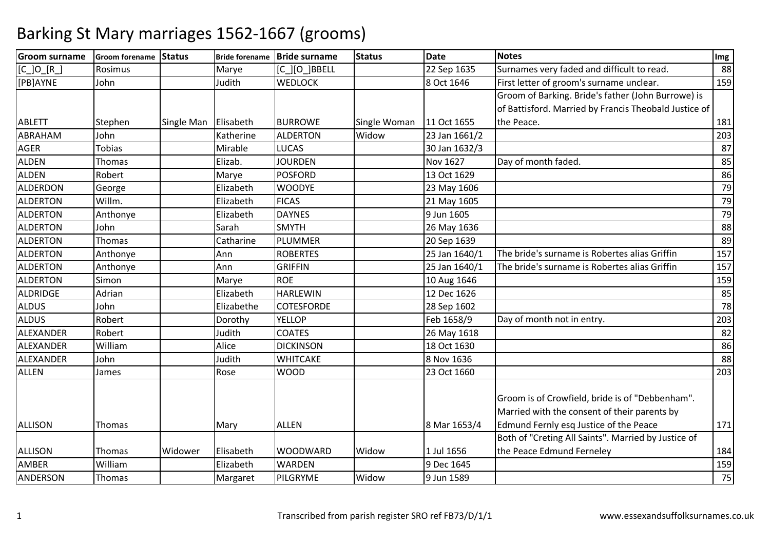# Barking St Mary marriages 1562-1667 (grooms)

| Groom surname | Groom forename | Status | Bride forename | Bride surname | Status | Date | Notes | Img |
|---|---|---|---|---|---|---|---|---|
| [C_]O_[R_] | Rosimus | | Marye | [C_][O_]BBELL | | 22 Sep 1635 | Surnames very faded and difficult to read. | 88 |
| [PB]AYNE | John | | Judith | WEDLOCK | | 8 Oct 1646 | First letter of groom's surname unclear. | 159 |
| ABLETT | Stephen | Single Man | Elisabeth | BURROWE | Single Woman | 11 Oct 1655 | Groom of Barking. Bride's father (John Burrowe) is of Battisford. Married by Francis Theobald Justice of the Peace. | 181 |
| ABRAHAM | John | | Katherine | ALDERTON | Widow | 23 Jan 1661/2 | | 203 |
| AGER | Tobias | | Mirable | LUCAS | | 30 Jan 1632/3 | | 87 |
| ALDEN | Thomas | | Elizab. | JOURDEN | | Nov 1627 | Day of month faded. | 85 |
| ALDEN | Robert | | Marye | POSFORD | | 13 Oct 1629 | | 86 |
| ALDERDON | George | | Elizabeth | WOODYE | | 23 May 1606 | | 79 |
| ALDERTON | Willm. | | Elizabeth | FICAS | | 21 May 1605 | | 79 |
| ALDERTON | Anthonye | | Elizabeth | DAYNES | | 9 Jun 1605 | | 79 |
| ALDERTON | John | | Sarah | SMYTH | | 26 May 1636 | | 88 |
| ALDERTON | Thomas | | Catharine | PLUMMER | | 20 Sep 1639 | | 89 |
| ALDERTON | Anthonye | | Ann | ROBERTES | | 25 Jan 1640/1 | The bride's surname is Robertes alias Griffin | 157 |
| ALDERTON | Anthonye | | Ann | GRIFFIN | | 25 Jan 1640/1 | The bride's surname is Robertes alias Griffin | 157 |
| ALDERTON | Simon | | Marye | ROE | | 10 Aug 1646 | | 159 |
| ALDRIDGE | Adrian | | Elizabeth | HARLEWIN | | 12 Dec 1626 | | 85 |
| ALDUS | John | | Elizabethe | COTESFORDE | | 28 Sep 1602 | | 78 |
| ALDUS | Robert | | Dorothy | YELLOP | | Feb 1658/9 | Day of month not in entry. | 203 |
| ALEXANDER | Robert | | Judith | COATES | | 26 May 1618 | | 82 |
| ALEXANDER | William | | Alice | DICKINSON | | 18 Oct 1630 | | 86 |
| ALEXANDER | John | | Judith | WHITCAKE | | 8 Nov 1636 | | 88 |
| ALLEN | James | | Rose | WOOD | | 23 Oct 1660 | | 203 |
| ALLISON | Thomas | | Mary | ALLEN | | 8 Mar 1653/4 | Groom is of Crowfield, bride is of "Debbenham". Married with the consent of their parents by Edmund Fernly esq Justice of the Peace | 171 |
| ALLISON | Thomas | Widower | Elisabeth | WOODWARD | Widow | 1 Jul 1656 | Both of "Creting All Saints". Married by Justice of the Peace Edmund Ferneley | 184 |
| AMBER | William | | Elizabeth | WARDEN | | 9 Dec 1645 | | 159 |
| ANDERSON | Thomas | | Margaret | PILGRYME | Widow | 9 Jun 1589 | | 75 |

Transcribed from parish register SRO ref FB73/D/1/1

www.essexandsuffolksurnames.co.uk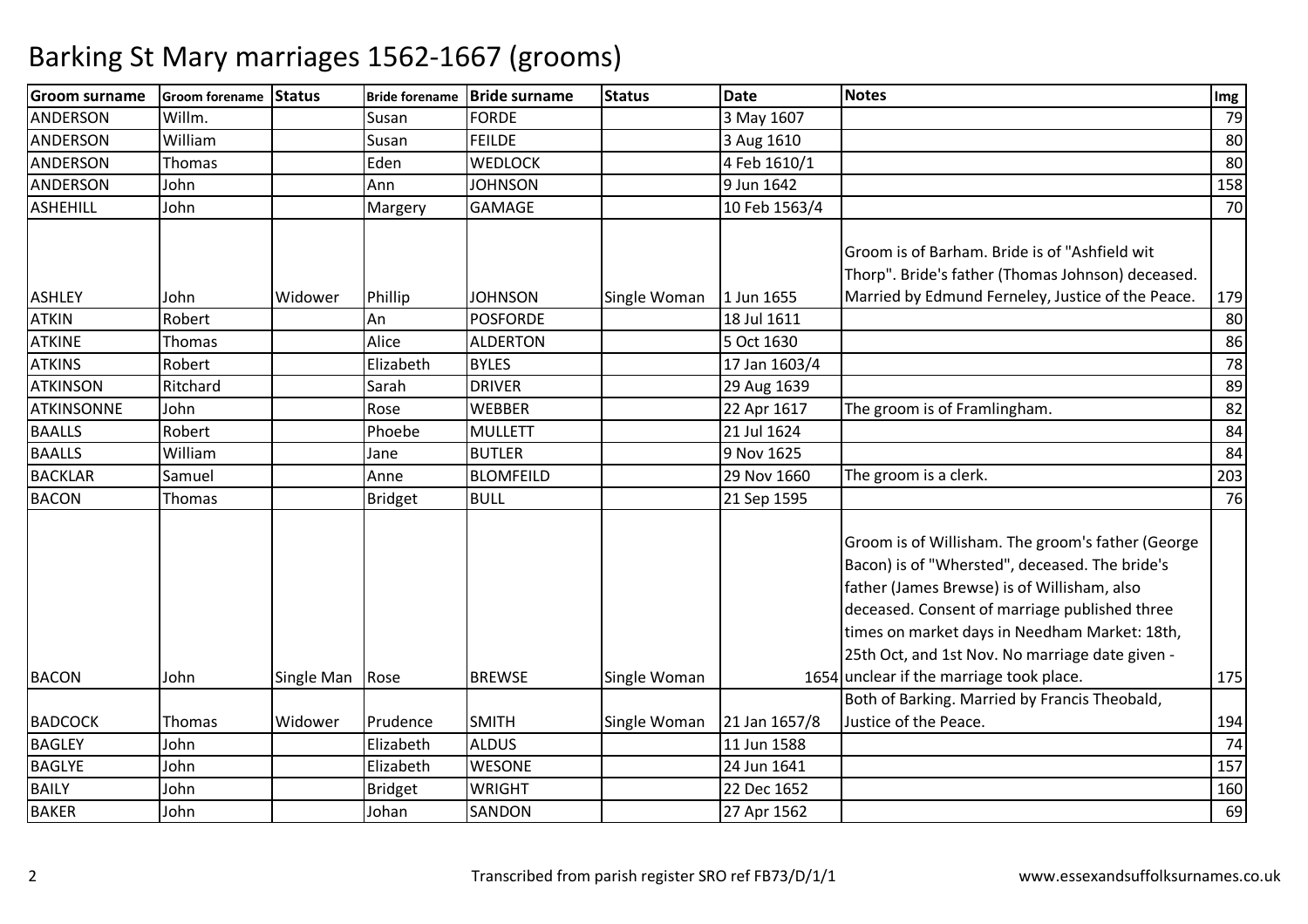# Barking St Mary marriages 1562-1667 (grooms)

| Groom surname | Groom forename | Status | Bride forename | Bride surname | Status | Date | Notes | Img |
|---|---|---|---|---|---|---|---|---|
| ANDERSON | Willm. | | Susan | FORDE | | 3 May 1607 | | 79 |
| ANDERSON | William | | Susan | FEILDE | | 3 Aug 1610 | | 80 |
| ANDERSON | Thomas | | Eden | WEDLOCK | | 4 Feb 1610/1 | | 80 |
| ANDERSON | John | | Ann | JOHNSON | | 9 Jun 1642 | | 158 |
| ASHEHILL | John | | Margery | GAMAGE | | 10 Feb 1563/4 | | 70 |
| ASHLEY | John | Widower | Phillip | JOHNSON | Single Woman | 1 Jun 1655 | Groom is of Barham. Bride is of "Ashfield wit Thorp". Bride's father (Thomas Johnson) deceased. Married by Edmund Ferneley, Justice of the Peace. | 179 |
| ATKIN | Robert | | An | POSFORDE | | 18 Jul 1611 | | 80 |
| ATKINE | Thomas | | Alice | ALDERTON | | 5 Oct 1630 | | 86 |
| ATKINS | Robert | | Elizabeth | BYLES | | 17 Jan 1603/4 | | 78 |
| ATKINSON | Ritchard | | Sarah | DRIVER | | 29 Aug 1639 | | 89 |
| ATKINSONNE | John | | Rose | WEBBER | | 22 Apr 1617 | The groom is of Framlingham. | 82 |
| BAALLS | Robert | | Phoebe | MULLETT | | 21 Jul 1624 | | 84 |
| BAALLS | William | | Jane | BUTLER | | 9 Nov 1625 | | 84 |
| BACKLAR | Samuel | | Anne | BLOMFEILD | | 29 Nov 1660 | The groom is a clerk. | 203 |
| BACON | Thomas | | Bridget | BULL | | 21 Sep 1595 | | 76 |
| BACON | John | Single Man | Rose | BREWSE | Single Woman | 1654 | Groom is of Willisham. The groom's father (George Bacon) is of "Whersted", deceased. The bride's father (James Brewse) is of Willisham, also deceased. Consent of marriage published three times on market days in Needham Market: 18th, 25th Oct, and 1st Nov. No marriage date given - unclear if the marriage took place. | 175 |
| BADCOCK | Thomas | Widower | Prudence | SMITH | Single Woman | 21 Jan 1657/8 | Both of Barking. Married by Francis Theobald, Justice of the Peace. | 194 |
| BAGLEY | John | | Elizabeth | ALDUS | | 11 Jun 1588 | | 74 |
| BAGLYE | John | | Elizabeth | WESONE | | 24 Jun 1641 | | 157 |
| BAILY | John | | Bridget | WRIGHT | | 22 Dec 1652 | | 160 |
| BAKER | John | | Johan | SANDON | | 27 Apr 1562 | | 69 |

Transcribed from parish register SRO ref FB73/D/1/1

www.essexandsuffolksurnames.co.uk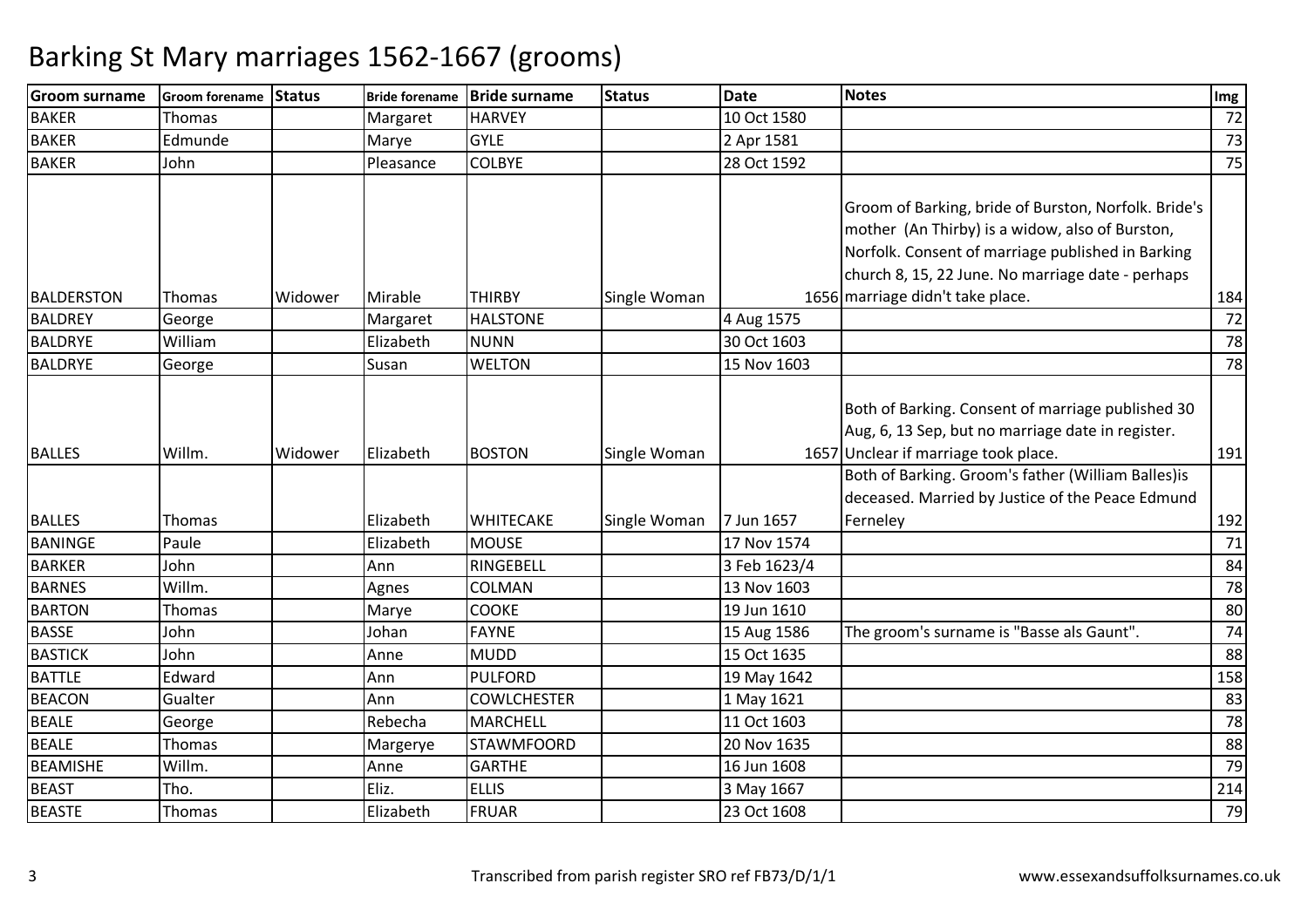# Barking St Mary marriages 1562-1667 (grooms)

| Groom surname | Groom forename | Status | Bride forename | Bride surname | Status | Date | Notes | Img |
|---|---|---|---|---|---|---|---|---|
| BAKER | Thomas | | Margaret | HARVEY | | 10 Oct 1580 | | 72 |
| BAKER | Edmunde | | Marye | GYLE | | 2 Apr 1581 | | 73 |
| BAKER | John | | Pleasance | COLBYE | | 28 Oct 1592 | | 75 |
| BALDERSTON | Thomas | Widower | Mirable | THIRBY | Single Woman | 1656 | Groom of Barking, bride of Burston, Norfolk. Bride's mother (An Thirby) is a widow, also of Burston, Norfolk. Consent of marriage published in Barking church 8, 15, 22 June. No marriage date - perhaps marriage didn't take place. | 184 |
| BALDREY | George | | Margaret | HALSTONE | | 4 Aug 1575 | | 72 |
| BALDRYE | William | | Elizabeth | NUNN | | 30 Oct 1603 | | 78 |
| BALDRYE | George | | Susan | WELTON | | 15 Nov 1603 | | 78 |
| BALLES | Willm. | Widower | Elizabeth | BOSTON | Single Woman | 1657 | Both of Barking. Consent of marriage published 30 Aug, 6, 13 Sep, but no marriage date in register. Unclear if marriage took place. | 191 |
| BALLES | Thomas | | Elizabeth | WHITECAKE | Single Woman | 7 Jun 1657 | Both of Barking. Groom's father (William Balles)is deceased. Married by Justice of the Peace Edmund Ferneley | 192 |
| BANINGE | Paule | | Elizabeth | MOUSE | | 17 Nov 1574 | | 71 |
| BARKER | John | | Ann | RINGEBELL | | 3 Feb 1623/4 | | 84 |
| BARNES | Willm. | | Agnes | COLMAN | | 13 Nov 1603 | | 78 |
| BARTON | Thomas | | Marye | COOKE | | 19 Jun 1610 | | 80 |
| BASSE | John | | Johan | FAYNE | | 15 Aug 1586 | The groom's surname is "Basse als Gaunt". | 74 |
| BASTICK | John | | Anne | MUDD | | 15 Oct 1635 | | 88 |
| BATTLE | Edward | | Ann | PULFORD | | 19 May 1642 | | 158 |
| BEACON | Gualter | | Ann | COWLCHESTER | | 1 May 1621 | | 83 |
| BEALE | George | | Rebecha | MARCHELL | | 11 Oct 1603 | | 78 |
| BEALE | Thomas | | Margerye | STAWMFOORD | | 20 Nov 1635 | | 88 |
| BEAMISHE | Willm. | | Anne | GARTHE | | 16 Jun 1608 | | 79 |
| BEAST | Tho. | | Eliz. | ELLIS | | 3 May 1667 | | 214 |
| BEASTE | Thomas | | Elizabeth | FRUAR | | 23 Oct 1608 | | 79 |

Transcribed from parish register SRO ref FB73/D/1/1

www.essexandsuffolksurnames.co.uk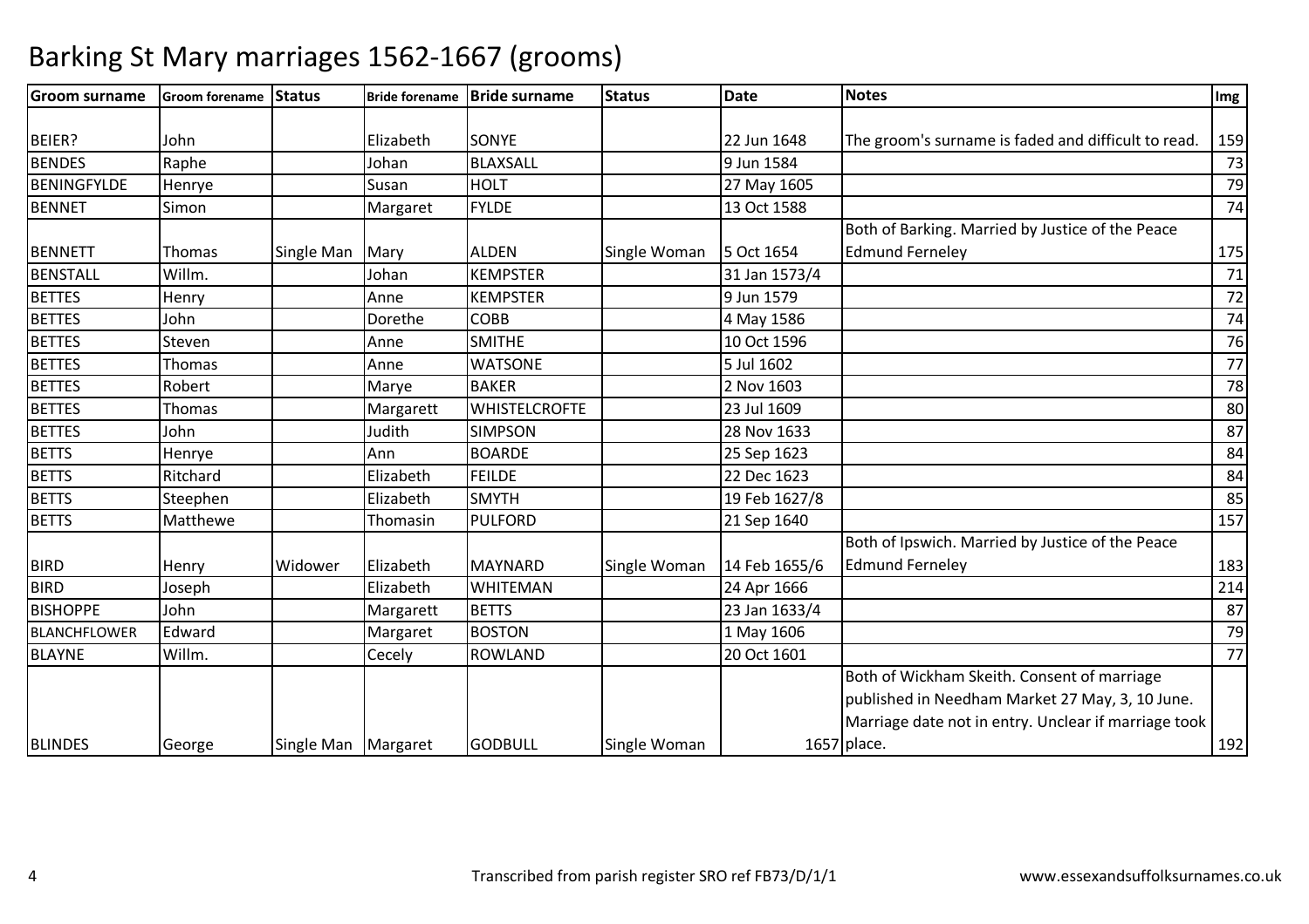# Barking St Mary marriages 1562-1667 (grooms)

| Groom surname | Groom forename | Status | Bride forename | Bride surname | Status | Date | Notes | Img |
|---|---|---|---|---|---|---|---|---|
| BEIER? | John | | Elizabeth | SONYE | | 22 Jun 1648 | The groom's surname is faded and difficult to read. | 159 |
| BENDES | Raphe | | Johan | BLAXSALL | | 9 Jun 1584 | | 73 |
| BENINGFYLDE | Henrye | | Susan | HOLT | | 27 May 1605 | | 79 |
| BENNET | Simon | | Margaret | FYLDE | | 13 Oct 1588 | | 74 |
| BENNETT | Thomas | Single Man | Mary | ALDEN | Single Woman | 5 Oct 1654 | Both of Barking. Married by Justice of the Peace Edmund Ferneley | 175 |
| BENSTALL | Willm. | | Johan | KEMPSTER | | 31 Jan 1573/4 | | 71 |
| BETTES | Henry | | Anne | KEMPSTER | | 9 Jun 1579 | | 72 |
| BETTES | John | | Dorethe | COBB | | 4 May 1586 | | 74 |
| BETTES | Steven | | Anne | SMITHE | | 10 Oct 1596 | | 76 |
| BETTES | Thomas | | Anne | WATSONE | | 5 Jul 1602 | | 77 |
| BETTES | Robert | | Marye | BAKER | | 2 Nov 1603 | | 78 |
| BETTES | Thomas | | Margarett | WHISTELCROFTE | | 23 Jul 1609 | | 80 |
| BETTES | John | | Judith | SIMPSON | | 28 Nov 1633 | | 87 |
| BETTS | Henrye | | Ann | BOARDE | | 25 Sep 1623 | | 84 |
| BETTS | Ritchard | | Elizabeth | FEILDE | | 22 Dec 1623 | | 84 |
| BETTS | Steephen | | Elizabeth | SMYTH | | 19 Feb 1627/8 | | 85 |
| BETTS | Matthewe | | Thomasin | PULFORD | | 21 Sep 1640 | | 157 |
| BIRD | Henry | Widower | Elizabeth | MAYNARD | Single Woman | 14 Feb 1655/6 | Both of Ipswich. Married by Justice of the Peace Edmund Ferneley | 183 |
| BIRD | Joseph | | Elizabeth | WHITEMAN | | 24 Apr 1666 | | 214 |
| BISHOPPE | John | | Margarett | BETTS | | 23 Jan 1633/4 | | 87 |
| BLANCHFLOWER | Edward | | Margaret | BOSTON | | 1 May 1606 | | 79 |
| BLAYNE | Willm. | | Cecely | ROWLAND | | 20 Oct 1601 | | 77 |
| BLINDES | George | Single Man | Margaret | GODBULL | Single Woman | 1657 | Both of Wickham Skeith. Consent of marriage published in Needham Market 27 May, 3, 10 June. Marriage date not in entry. Unclear if marriage took place. | 192 |

Transcribed from parish register SRO ref FB73/D/1/1

www.essexandsuffolksurnames.co.uk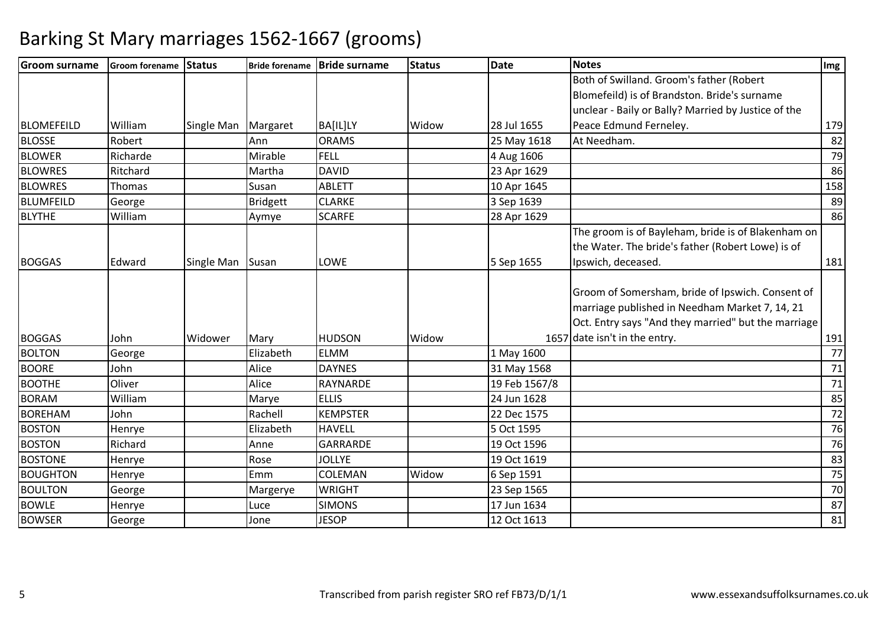# Barking St Mary marriages 1562-1667 (grooms)

| Groom surname | Groom forename | Status | Bride forename | Bride surname | Status | Date | Notes | Img |
|---|---|---|---|---|---|---|---|---|
| BLOMEFEILD | William | Single Man | Margaret | BA[IL]LY | Widow | 28 Jul 1655 | Both of Swilland. Groom's father (Robert Blomefeild) is of Brandston. Bride's surname unclear - Baily or Bally? Married by Justice of the Peace Edmund Ferneley. | 179 |
| BLOSSE | Robert | | Ann | ORAMS | | 25 May 1618 | At Needham. | 82 |
| BLOWER | Richarde | | Mirable | FELL | | 4 Aug 1606 | | 79 |
| BLOWRES | Ritchard | | Martha | DAVID | | 23 Apr 1629 | | 86 |
| BLOWRES | Thomas | | Susan | ABLETT | | 10 Apr 1645 | | 158 |
| BLUMFEILD | George | | Bridgett | CLARKE | | 3 Sep 1639 | | 89 |
| BLYTHE | William | | Aymye | SCARFE | | 28 Apr 1629 | | 86 |
| BOGGAS | Edward | Single Man | Susan | LOWE | | 5 Sep 1655 | The groom is of Bayleham, bride is of Blakenham on the Water. The bride's father (Robert Lowe) is of Ipswich, deceased. | 181 |
| BOGGAS | John | Widower | Mary | HUDSON | Widow | 1657 | Groom of Somersham, bride of Ipswich. Consent of marriage published in Needham Market 7, 14, 21 Oct. Entry says "And they married" but the marriage date isn't in the entry. | 191 |
| BOLTON | George | | Elizabeth | ELMM | | 1 May 1600 | | 77 |
| BOORE | John | | Alice | DAYNES | | 31 May 1568 | | 71 |
| BOOTHE | Oliver | | Alice | RAYNARDE | | 19 Feb 1567/8 | | 71 |
| BORAM | William | | Marye | ELLIS | | 24 Jun 1628 | | 85 |
| BOREHAM | John | | Rachell | KEMPSTER | | 22 Dec 1575 | | 72 |
| BOSTON | Henrye | | Elizabeth | HAVELL | | 5 Oct 1595 | | 76 |
| BOSTON | Richard | | Anne | GARRARDE | | 19 Oct 1596 | | 76 |
| BOSTONE | Henrye | | Rose | JOLLYE | | 19 Oct 1619 | | 83 |
| BOUGHTON | Henrye | | Emm | COLEMAN | Widow | 6 Sep 1591 | | 75 |
| BOULTON | George | | Margerye | WRIGHT | | 23 Sep 1565 | | 70 |
| BOWLE | Henrye | | Luce | SIMONS | | 17 Jun 1634 | | 87 |
| BOWSER | George | | Jone | JESOP | | 12 Oct 1613 | | 81 |

Transcribed from parish register SRO ref FB73/D/1/1

www.essexandsuffolksurnames.co.uk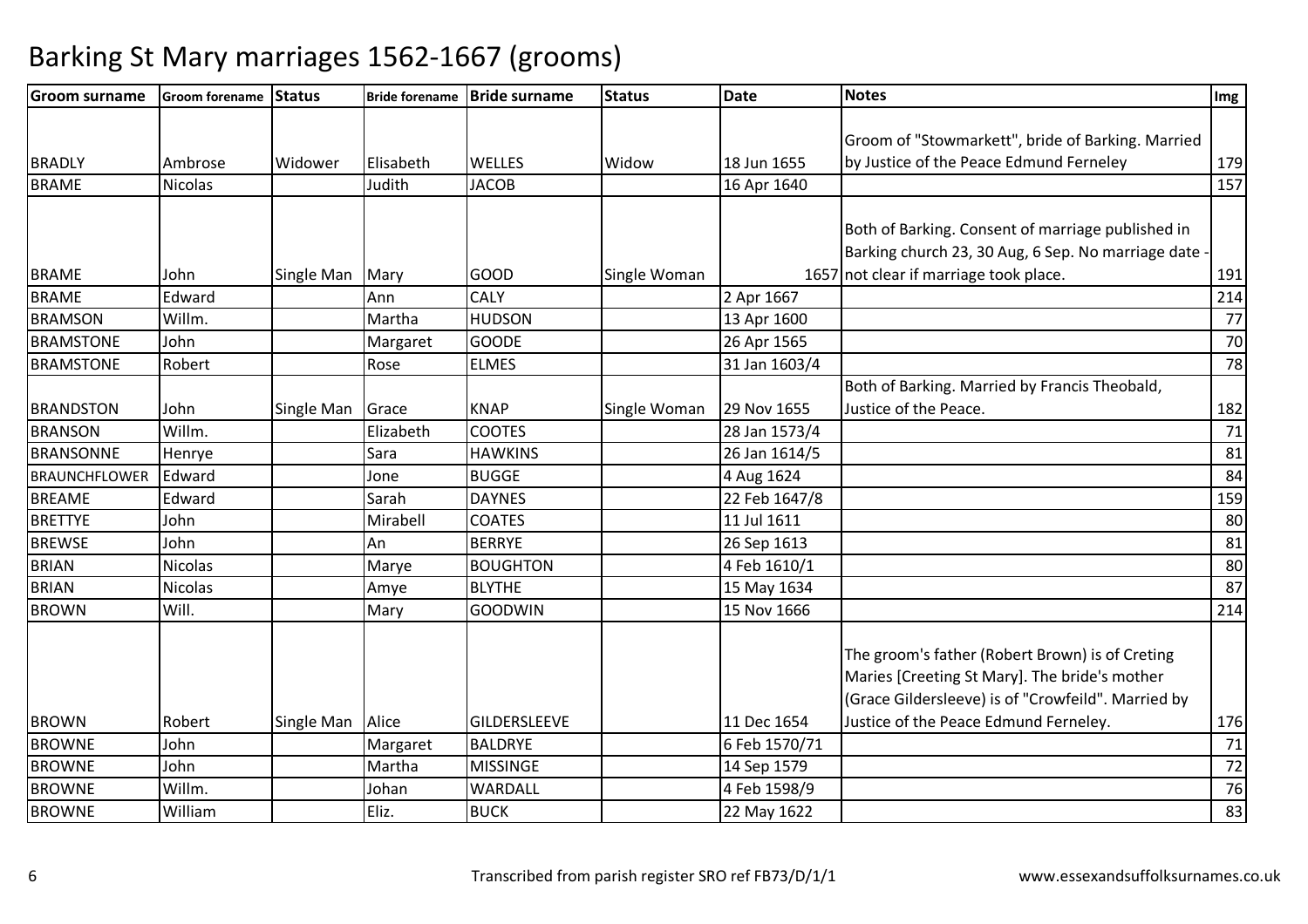# Barking St Mary marriages 1562-1667 (grooms)

| Groom surname | Groom forename | Status | Bride forename | Bride surname | Status | Date | Notes | Img |
|---|---|---|---|---|---|---|---|---|
| BRADLY | Ambrose | Widower | Elisabeth | WELLES | Widow | 18 Jun 1655 | Groom of "Stowmarkett", bride of Barking. Married by Justice of the Peace Edmund Ferneley | 179 |
| BRAME | Nicolas | | Judith | JACOB | | 16 Apr 1640 | | 157 |
| BRAME | John | Single Man | Mary | GOOD | Single Woman | 1657 | Both of Barking. Consent of marriage published in Barking church 23, 30 Aug, 6 Sep. No marriage date - not clear if marriage took place. | 191 |
| BRAME | Edward | | Ann | CALY | | 2 Apr 1667 | | 214 |
| BRAMSON | Willm. | | Martha | HUDSON | | 13 Apr 1600 | | 77 |
| BRAMSTONE | John | | Margaret | GOODE | | 26 Apr 1565 | | 70 |
| BRAMSTONE | Robert | | Rose | ELMES | | 31 Jan 1603/4 | | 78 |
| BRANDSTON | John | Single Man | Grace | KNAP | Single Woman | 29 Nov 1655 | Both of Barking. Married by Francis Theobald, Justice of the Peace. | 182 |
| BRANSON | Willm. | | Elizabeth | COOTES | | 28 Jan 1573/4 | | 71 |
| BRANSONNE | Henrye | | Sara | HAWKINS | | 26 Jan 1614/5 | | 81 |
| BRAUNCHFLOWER | Edward | | Jone | BUGGE | | 4 Aug 1624 | | 84 |
| BREAME | Edward | | Sarah | DAYNES | | 22 Feb 1647/8 | | 159 |
| BRETTYE | John | | Mirabell | COATES | | 11 Jul 1611 | | 80 |
| BREWSE | John | | An | BERRYE | | 26 Sep 1613 | | 81 |
| BRIAN | Nicolas | | Marye | BOUGHTON | | 4 Feb 1610/1 | | 80 |
| BRIAN | Nicolas | | Amye | BLYTHE | | 15 May 1634 | | 87 |
| BROWN | Will. | | Mary | GOODWIN | | 15 Nov 1666 | | 214 |
| BROWN | Robert | Single Man | Alice | GILDERSLEEVE | | 11 Dec 1654 | The groom's father (Robert Brown) is of Creting Maries [Creeting St Mary]. The bride's mother (Grace Gildersleeve) is of "Crowfeild". Married by Justice of the Peace Edmund Ferneley. | 176 |
| BROWNE | John | | Margaret | BALDRYE | | 6 Feb 1570/71 | | 71 |
| BROWNE | John | | Martha | MISSINGE | | 14 Sep 1579 | | 72 |
| BROWNE | Willm. | | Johan | WARDALL | | 4 Feb 1598/9 | | 76 |
| BROWNE | William | | Eliz. | BUCK | | 22 May 1622 | | 83 |

Transcribed from parish register SRO ref FB73/D/1/1

www.essexandsuffolksurnames.co.uk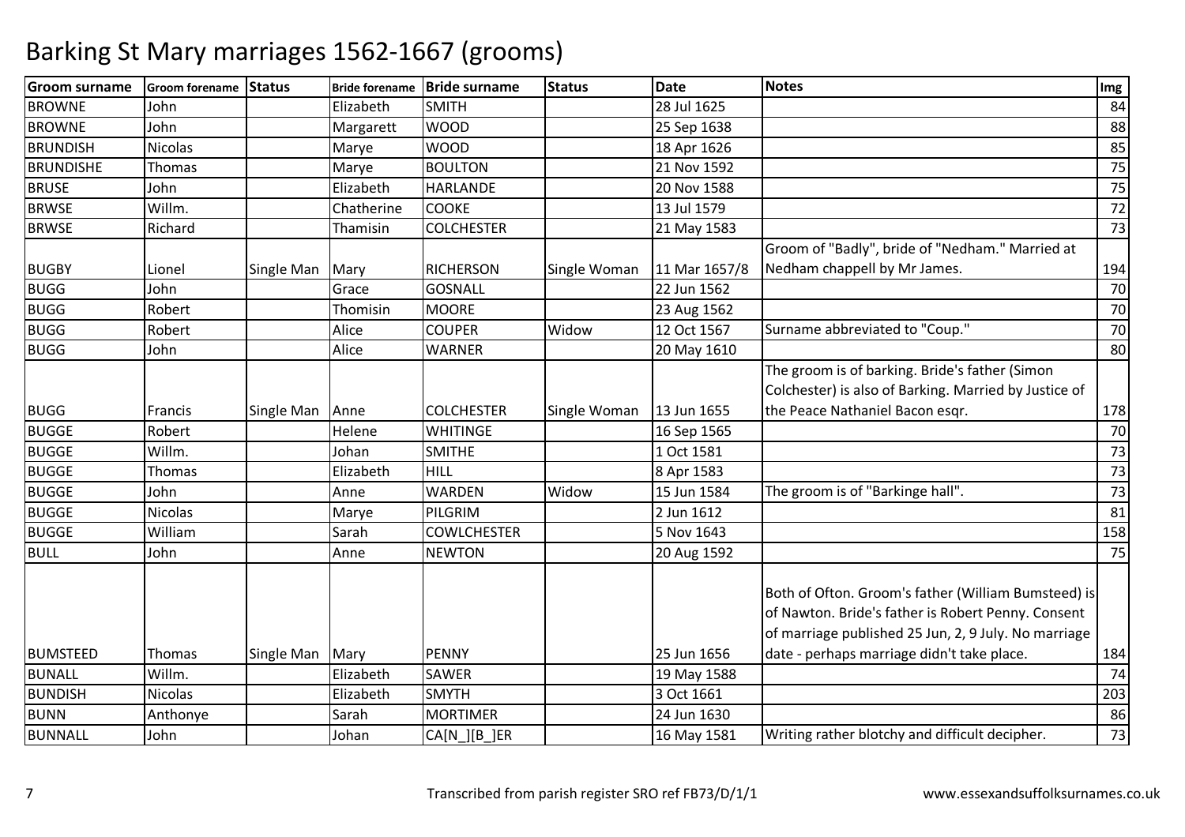# Barking St Mary marriages 1562-1667 (grooms)

| Groom surname | Groom forename | Status | Bride forename | Bride surname | Status | Date | Notes | Img |
|---|---|---|---|---|---|---|---|---|
| BROWNE | John | | Elizabeth | SMITH | | 28 Jul 1625 | | 84 |
| BROWNE | John | | Margarett | WOOD | | 25 Sep 1638 | | 88 |
| BRUNDISH | Nicolas | | Marye | WOOD | | 18 Apr 1626 | | 85 |
| BRUNDISHE | Thomas | | Marye | BOULTON | | 21 Nov 1592 | | 75 |
| BRUSE | John | | Elizabeth | HARLANDE | | 20 Nov 1588 | | 75 |
| BRWSE | Willm. | | Chatherine | COOKE | | 13 Jul 1579 | | 72 |
| BRWSE | Richard | | Thamisin | COLCHESTER | | 21 May 1583 | | 73 |
| BUGBY | Lionel | Single Man | Mary | RICHERSON | Single Woman | 11 Mar 1657/8 | Groom of "Badly", bride of "Nedham." Married at Nedham chappell by Mr James. | 194 |
| BUGG | John | | Grace | GOSNALL | | 22 Jun 1562 | | 70 |
| BUGG | Robert | | Thomisin | MOORE | | 23 Aug 1562 | | 70 |
| BUGG | Robert | | Alice | COUPER | Widow | 12 Oct 1567 | Surname abbreviated to "Coup." | 70 |
| BUGG | John | | Alice | WARNER | | 20 May 1610 | | 80 |
| BUGG | Francis | Single Man | Anne | COLCHESTER | Single Woman | 13 Jun 1655 | The groom is of barking. Bride's father (Simon Colchester) is also of Barking. Married by Justice of the Peace Nathaniel Bacon esqr. | 178 |
| BUGGE | Robert | | Helene | WHITINGE | | 16 Sep 1565 | | 70 |
| BUGGE | Willm. | | Johan | SMITHE | | 1 Oct 1581 | | 73 |
| BUGGE | Thomas | | Elizabeth | HILL | | 8 Apr 1583 | | 73 |
| BUGGE | John | | Anne | WARDEN | Widow | 15 Jun 1584 | The groom is of "Barkinge hall". | 73 |
| BUGGE | Nicolas | | Marye | PILGRIM | | 2 Jun 1612 | | 81 |
| BUGGE | William | | Sarah | COWLCHESTER | | 5 Nov 1643 | | 158 |
| BULL | John | | Anne | NEWTON | | 20 Aug 1592 | | 75 |
| BUMSTEED | Thomas | Single Man | Mary | PENNY | | 25 Jun 1656 | Both of Ofton. Groom's father (William Bumsteed) is of Nawton. Bride's father is Robert Penny. Consent of marriage published 25 Jun, 2, 9 July. No marriage date - perhaps marriage didn't take place. | 184 |
| BUNALL | Willm. | | Elizabeth | SAWER | | 19 May 1588 | | 74 |
| BUNDISH | Nicolas | | Elizabeth | SMYTH | | 3 Oct 1661 | | 203 |
| BUNN | Anthonye | | Sarah | MORTIMER | | 24 Jun 1630 | | 86 |
| BUNNALL | John | | Johan | CA[N_][B_]ER | | 16 May 1581 | Writing rather blotchy and difficult decipher. | 73 |

Transcribed from parish register SRO ref FB73/D/1/1

www.essexandsuffolksurnames.co.uk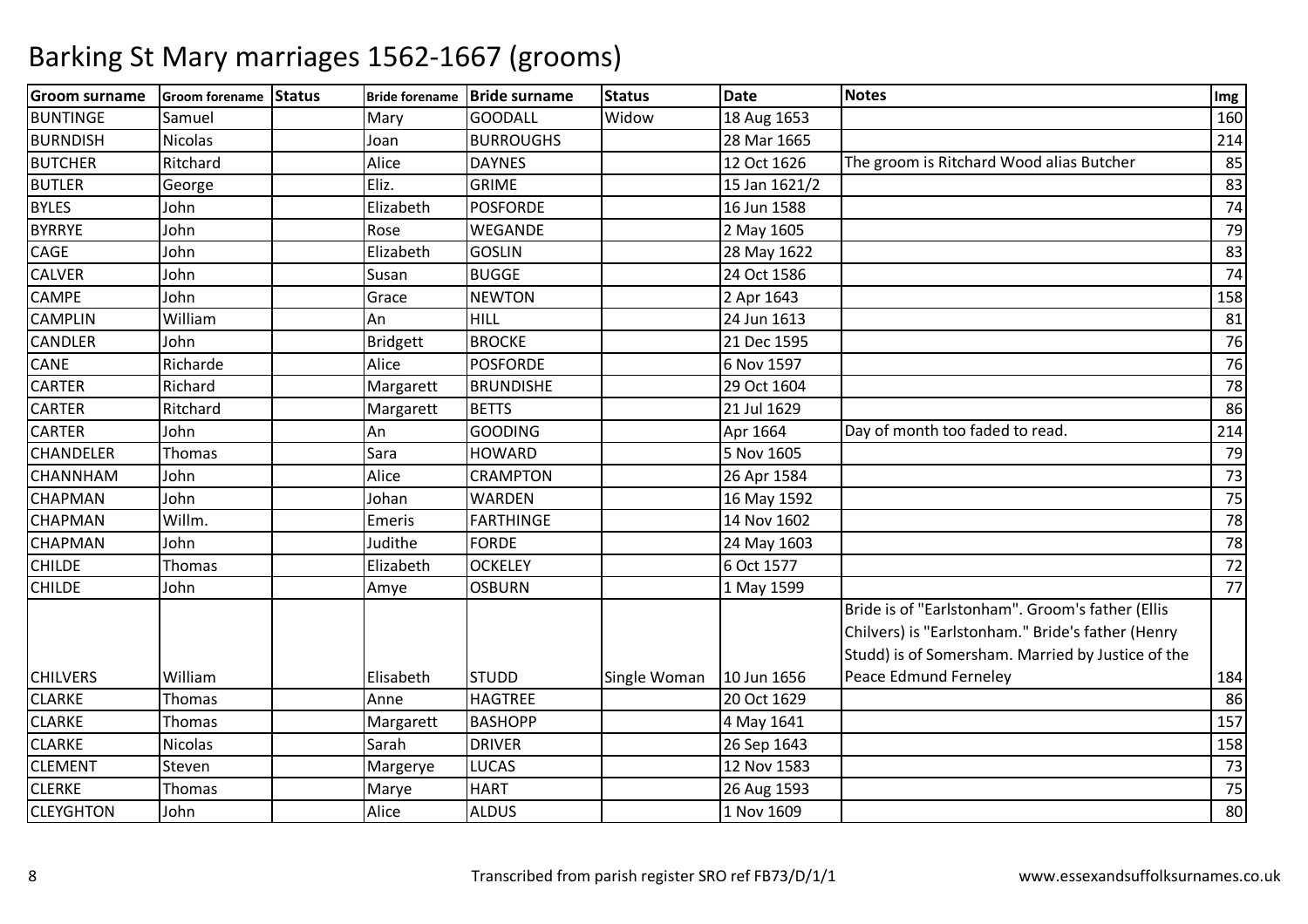# Barking St Mary marriages 1562-1667 (grooms)

| Groom surname | Groom forename | Status | Bride forename | Bride surname | Status | Date | Notes | Img |
|---|---|---|---|---|---|---|---|---|
| BUNTINGE | Samuel | | Mary | GOODALL | Widow | 18 Aug 1653 | | 160 |
| BURNDISH | Nicolas | | Joan | BURROUGHS | | 28 Mar 1665 | | 214 |
| BUTCHER | Ritchard | | Alice | DAYNES | | 12 Oct 1626 | The groom is Ritchard Wood alias Butcher | 85 |
| BUTLER | George | | Eliz. | GRIME | | 15 Jan 1621/2 | | 83 |
| BYLES | John | | Elizabeth | POSFORDE | | 16 Jun 1588 | | 74 |
| BYRRYE | John | | Rose | WEGANDE | | 2 May 1605 | | 79 |
| CAGE | John | | Elizabeth | GOSLIN | | 28 May 1622 | | 83 |
| CALVER | John | | Susan | BUGGE | | 24 Oct 1586 | | 74 |
| CAMPE | John | | Grace | NEWTON | | 2 Apr 1643 | | 158 |
| CAMPLIN | William | | An | HILL | | 24 Jun 1613 | | 81 |
| CANDLER | John | | Bridgett | BROCKE | | 21 Dec 1595 | | 76 |
| CANE | Richarde | | Alice | POSFORDE | | 6 Nov 1597 | | 76 |
| CARTER | Richard | | Margarett | BRUNDISHE | | 29 Oct 1604 | | 78 |
| CARTER | Ritchard | | Margarett | BETTS | | 21 Jul 1629 | | 86 |
| CARTER | John | | An | GOODING | | Apr 1664 | Day of month too faded to read. | 214 |
| CHANDELER | Thomas | | Sara | HOWARD | | 5 Nov 1605 | | 79 |
| CHANNHAM | John | | Alice | CRAMPTON | | 26 Apr 1584 | | 73 |
| CHAPMAN | John | | Johan | WARDEN | | 16 May 1592 | | 75 |
| CHAPMAN | Willm. | | Emeris | FARTHINGE | | 14 Nov 1602 | | 78 |
| CHAPMAN | John | | Judithe | FORDE | | 24 May 1603 | | 78 |
| CHILDE | Thomas | | Elizabeth | OCKELEY | | 6 Oct 1577 | | 72 |
| CHILDE | John | | Amye | OSBURN | | 1 May 1599 | | 77 |
| CHILVERS | William | | Elisabeth | STUDD | Single Woman | 10 Jun 1656 | Bride is of "Earlstonham". Groom's father (Ellis Chilvers) is "Earlstonham." Bride's father (Henry Studd) is of Somersham. Married by Justice of the Peace Edmund Ferneley | 184 |
| CLARKE | Thomas | | Anne | HAGTREE | | 20 Oct 1629 | | 86 |
| CLARKE | Thomas | | Margarett | BASHOPP | | 4 May 1641 | | 157 |
| CLARKE | Nicolas | | Sarah | DRIVER | | 26 Sep 1643 | | 158 |
| CLEMENT | Steven | | Margerye | LUCAS | | 12 Nov 1583 | | 73 |
| CLERKE | Thomas | | Marye | HART | | 26 Aug 1593 | | 75 |
| CLEYGHTON | John | | Alice | ALDUS | | 1 Nov 1609 | | 80 |

Transcribed from parish register SRO ref FB73/D/1/1

www.essexandsuffolksurnames.co.uk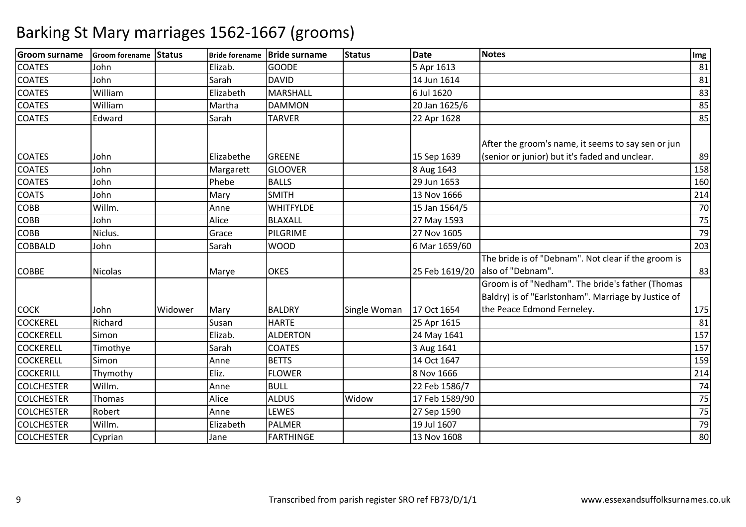# Barking St Mary marriages 1562-1667 (grooms)

| Groom surname | Groom forename | Status | Bride forename | Bride surname | Status | Date | Notes | Img |
|---|---|---|---|---|---|---|---|---|
| COATES | John | | Elizab. | GOODE | | 5 Apr 1613 | | 81 |
| COATES | John | | Sarah | DAVID | | 14 Jun 1614 | | 81 |
| COATES | William | | Elizabeth | MARSHALL | | 6 Jul 1620 | | 83 |
| COATES | William | | Martha | DAMMON | | 20 Jan 1625/6 | | 85 |
| COATES | Edward | | Sarah | TARVER | | 22 Apr 1628 | | 85 |
| COATES | John | | Elizabethe | GREENE | | 15 Sep 1639 | After the groom's name, it seems to say sen or jun (senior or junior) but it's faded and unclear. | 89 |
| COATES | John | | Margarett | GLOOVER | | 8 Aug 1643 | | 158 |
| COATES | John | | Phebe | BALLS | | 29 Jun 1653 | | 160 |
| COATS | John | | Mary | SMITH | | 13 Nov 1666 | | 214 |
| COBB | Willm. | | Anne | WHITFYLDE | | 15 Jan 1564/5 | | 70 |
| COBB | John | | Alice | BLAXALL | | 27 May 1593 | | 75 |
| COBB | Niclus. | | Grace | PILGRIME | | 27 Nov 1605 | | 79 |
| COBBALD | John | | Sarah | WOOD | | 6 Mar 1659/60 | | 203 |
| COBBE | Nicolas | | Marye | OKES | | 25 Feb 1619/20 | The bride is of "Debnam". Not clear if the groom is also of "Debnam". | 83 |
| COCK | John | Widower | Mary | BALDRY | Single Woman | 17 Oct 1654 | Groom is of "Nedham". The bride's father (Thomas Baldry) is of "Earlstonham". Marriage by Justice of the Peace Edmond Ferneley. | 175 |
| COCKEREL | Richard | | Susan | HARTE | | 25 Apr 1615 | | 81 |
| COCKERELL | Simon | | Elizab. | ALDERTON | | 24 May 1641 | | 157 |
| COCKERELL | Timothye | | Sarah | COATES | | 3 Aug 1641 | | 157 |
| COCKERELL | Simon | | Anne | BETTS | | 14 Oct 1647 | | 159 |
| COCKERILL | Thymothy | | Eliz. | FLOWER | | 8 Nov 1666 | | 214 |
| COLCHESTER | Willm. | | Anne | BULL | | 22 Feb 1586/7 | | 74 |
| COLCHESTER | Thomas | | Alice | ALDUS | Widow | 17 Feb 1589/90 | | 75 |
| COLCHESTER | Robert | | Anne | LEWES | | 27 Sep 1590 | | 75 |
| COLCHESTER | Willm. | | Elizabeth | PALMER | | 19 Jul 1607 | | 79 |
| COLCHESTER | Cyprian | | Jane | FARTHINGE | | 13 Nov 1608 | | 80 |

Transcribed from parish register SRO ref FB73/D/1/1

www.essexandsuffolksurnames.co.uk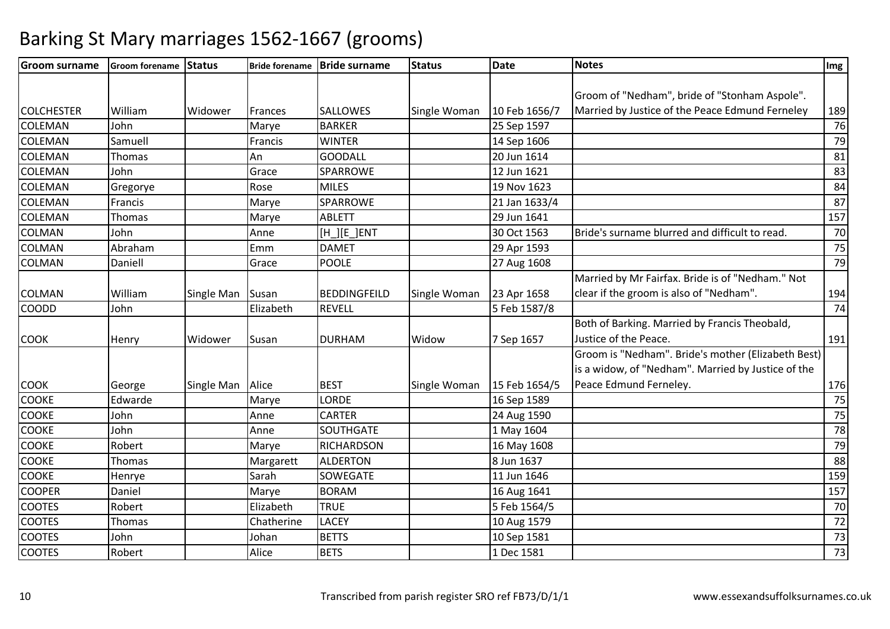# Barking St Mary marriages 1562-1667 (grooms)

| Groom surname | Groom forename | Status | Bride forename | Bride surname | Status | Date | Notes | Img |
|---|---|---|---|---|---|---|---|---|
| COLCHESTER | William | Widower | Frances | SALLOWES | Single Woman | 10 Feb 1656/7 | Groom of "Nedham", bride of "Stonham Aspole". Married by Justice of the Peace Edmund Ferneley | 189 |
| COLEMAN | John | | Marye | BARKER | | 25 Sep 1597 | | 76 |
| COLEMAN | Samuell | | Francis | WINTER | | 14 Sep 1606 | | 79 |
| COLEMAN | Thomas | | An | GOODALL | | 20 Jun 1614 | | 81 |
| COLEMAN | John | | Grace | SPARROWE | | 12 Jun 1621 | | 83 |
| COLEMAN | Gregorye | | Rose | MILES | | 19 Nov 1623 | | 84 |
| COLEMAN | Francis | | Marye | SPARROWE | | 21 Jan 1633/4 | | 87 |
| COLEMAN | Thomas | | Marye | ABLETT | | 29 Jun 1641 | | 157 |
| COLMAN | John | | Anne | [H_][E_]ENT | | 30 Oct 1563 | Bride's surname blurred and difficult to read. | 70 |
| COLMAN | Abraham | | Emm | DAMET | | 29 Apr 1593 | | 75 |
| COLMAN | Daniell | | Grace | POOLE | | 27 Aug 1608 | | 79 |
| COLMAN | William | Single Man | Susan | BEDDINGFEILD | Single Woman | 23 Apr 1658 | Married by Mr Fairfax. Bride is of "Nedham." Not clear if the groom is also of "Nedham". | 194 |
| COODD | John | | Elizabeth | REVELL | | 5 Feb 1587/8 | | 74 |
| COOK | Henry | Widower | Susan | DURHAM | Widow | 7 Sep 1657 | Both of Barking. Married by Francis Theobald, Justice of the Peace. | 191 |
| COOK | George | Single Man | Alice | BEST | Single Woman | 15 Feb 1654/5 | Groom is "Nedham". Bride's mother (Elizabeth Best) is a widow, of "Nedham". Married by Justice of the Peace Edmund Ferneley. | 176 |
| COOKE | Edwarde | | Marye | LORDE | | 16 Sep 1589 | | 75 |
| COOKE | John | | Anne | CARTER | | 24 Aug 1590 | | 75 |
| COOKE | John | | Anne | SOUTHGATE | | 1 May 1604 | | 78 |
| COOKE | Robert | | Marye | RICHARDSON | | 16 May 1608 | | 79 |
| COOKE | Thomas | | Margarett | ALDERTON | | 8 Jun 1637 | | 88 |
| COOKE | Henrye | | Sarah | SOWEGATE | | 11 Jun 1646 | | 159 |
| COOPER | Daniel | | Marye | BORAM | | 16 Aug 1641 | | 157 |
| COOTES | Robert | | Elizabeth | TRUE | | 5 Feb 1564/5 | | 70 |
| COOTES | Thomas | | Chatherine | LACEY | | 10 Aug 1579 | | 72 |
| COOTES | John | | Johan | BETTS | | 10 Sep 1581 | | 73 |
| COOTES | Robert | | Alice | BETS | | 1 Dec 1581 | | 73 |

Transcribed from parish register SRO ref FB73/D/1/1

www.essexandsuffolksurnames.co.uk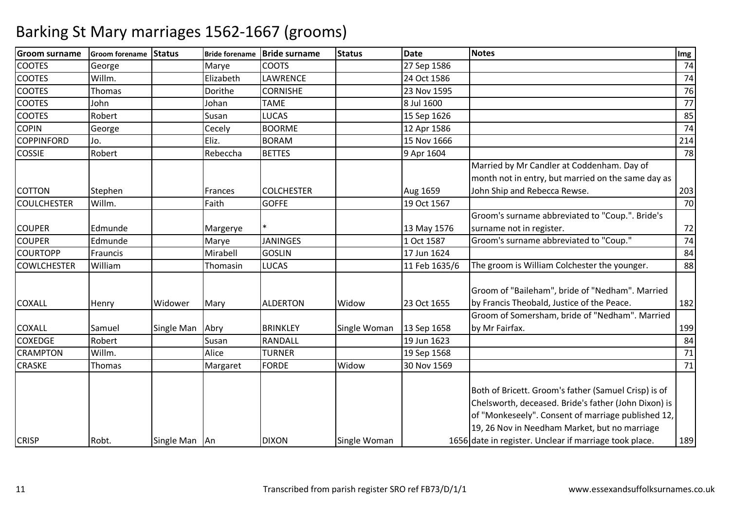# Barking St Mary marriages 1562-1667 (grooms)

| Groom surname | Groom forename | Status | Bride forename | Bride surname | Status | Date | Notes | Img |
|---|---|---|---|---|---|---|---|---|
| COOTES | George | | Marye | COOTS | | 27 Sep 1586 | | 74 |
| COOTES | Willm. | | Elizabeth | LAWRENCE | | 24 Oct 1586 | | 74 |
| COOTES | Thomas | | Dorithe | CORNISHE | | 23 Nov 1595 | | 76 |
| COOTES | John | | Johan | TAME | | 8 Jul 1600 | | 77 |
| COOTES | Robert | | Susan | LUCAS | | 15 Sep 1626 | | 85 |
| COPIN | George | | Cecely | BOORME | | 12 Apr 1586 | | 74 |
| COPPINFORD | Jo. | | Eliz. | BORAM | | 15 Nov 1666 | | 214 |
| COSSIE | Robert | | Rebeccha | BETTES | | 9 Apr 1604 | | 78 |
| COTTON | Stephen | | Frances | COLCHESTER | | Aug 1659 | Married by Mr Candler at Coddenham. Day of month not in entry, but married on the same day as John Ship and Rebecca Rewse. | 203 |
| COULCHESTER | Willm. | | Faith | GOFFE | | 19 Oct 1567 | | 70 |
| COUPER | Edmunde | | Margerye | * | | 13 May 1576 | Groom's surname abbreviated to "Coup.". Bride's surname not in register. | 72 |
| COUPER | Edmunde | | Marye | JANINGES | | 1 Oct 1587 | Groom's surname abbreviated to "Coup." | 74 |
| COURTOPP | Frauncis | | Mirabell | GOSLIN | | 17 Jun 1624 | | 84 |
| COWLCHESTER | William | | Thomasin | LUCAS | | 11 Feb 1635/6 | The groom is William Colchester the younger. | 88 |
| COXALL | Henry | Widower | Mary | ALDERTON | Widow | 23 Oct 1655 | Groom of "Baileham", bride of "Nedham". Married by Francis Theobald, Justice of the Peace. | 182 |
| COXALL | Samuel | Single Man | Abry | BRINKLEY | Single Woman | 13 Sep 1658 | Groom of Somersham, bride of "Nedham". Married by Mr Fairfax. | 199 |
| COXEDGE | Robert | | Susan | RANDALL | | 19 Jun 1623 | | 84 |
| CRAMPTON | Willm. | | Alice | TURNER | | 19 Sep 1568 | | 71 |
| CRASKE | Thomas | | Margaret | FORDE | Widow | 30 Nov 1569 | | 71 |
| CRISP | Robt. | Single Man | An | DIXON | Single Woman | 1656 | Both of Bricett. Groom's father (Samuel Crisp) is of Chelsworth, deceased. Bride's father (John Dixon) is of "Monkeseely". Consent of marriage published 12, 19, 26 Nov in Needham Market, but no marriage date in register. Unclear if marriage took place. | 189 |

Transcribed from parish register SRO ref FB73/D/1/1 www.essexandsuffolksurnames.co.uk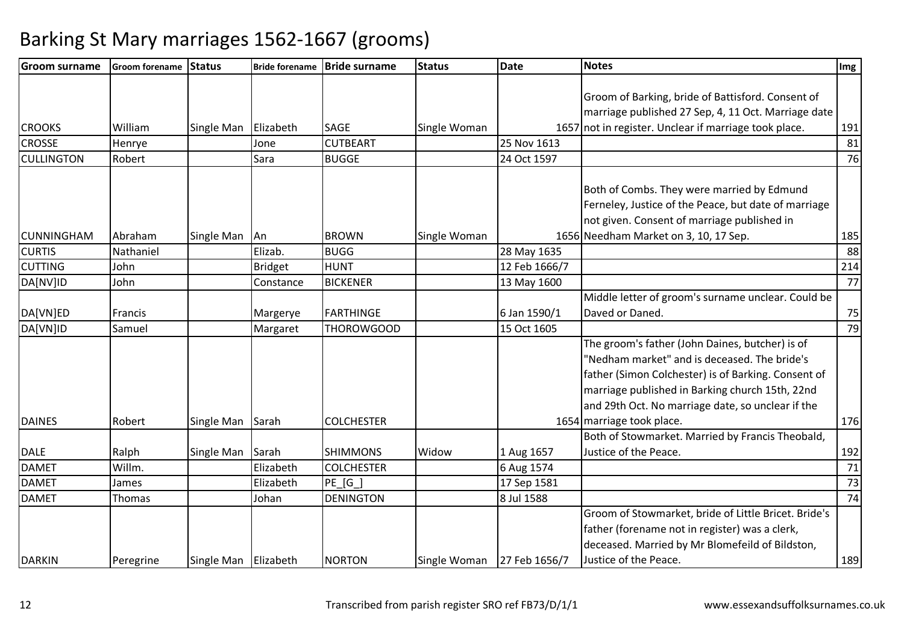# Barking St Mary marriages 1562-1667 (grooms)

| Groom surname | Groom forename | Status | Bride forename | Bride surname | Status | Date | Notes | Img |
|---|---|---|---|---|---|---|---|---|
| CROOKS | William | Single Man | Elizabeth | SAGE | Single Woman | 1657 | Groom of Barking, bride of Battisford. Consent of marriage published 27 Sep, 4, 11 Oct. Marriage date not in register. Unclear if marriage took place. | 191 |
| CROSSE | Henrye | | Jone | CUTBEART | | 25 Nov 1613 | | 81 |
| CULLINGTON | Robert | | Sara | BUGGE | | 24 Oct 1597 | | 76 |
| CUNNINGHAM | Abraham | Single Man | An | BROWN | Single Woman | 1656 | Both of Combs. They were married by Edmund Ferneley, Justice of the Peace, but date of marriage not given. Consent of marriage published in Needham Market on 3, 10, 17 Sep. | 185 |
| CURTIS | Nathaniel | | Elizab. | BUGG | | 28 May 1635 | | 88 |
| CUTTING | John | | Bridget | HUNT | | 12 Feb 1666/7 | | 214 |
| DA[NV]ID | John | | Constance | BICKENER | | 13 May 1600 | | 77 |
| DA[VN]ED | Francis | | Margerye | FARTHINGE | | 6 Jan 1590/1 | Middle letter of groom's surname unclear. Could be Daved or Daned. | 75 |
| DA[VN]ID | Samuel | | Margaret | THOROWGOOD | | 15 Oct 1605 | | 79 |
| DAINES | Robert | Single Man | Sarah | COLCHESTER | | 1654 | The groom's father (John Daines, butcher) is of "Nedham market" and is deceased. The bride's father (Simon Colchester) is of Barking. Consent of marriage published in Barking church 15th, 22nd and 29th Oct. No marriage date, so unclear if the marriage took place. | 176 |
| DALE | Ralph | Single Man | Sarah | SHIMMONS | Widow | 1 Aug 1657 | Both of Stowmarket. Married by Francis Theobald, Justice of the Peace. | 192 |
| DAMET | Willm. | | Elizabeth | COLCHESTER | | 6 Aug 1574 | | 71 |
| DAMET | James | | Elizabeth | PE_[G_] | | 17 Sep 1581 | | 73 |
| DAMET | Thomas | | Johan | DENINGTON | | 8 Jul 1588 | | 74 |
| DARKIN | Peregrine | Single Man | Elizabeth | NORTON | Single Woman | 27 Feb 1656/7 | Groom of Stowmarket, bride of Little Bricet. Bride's father (forename not in register) was a clerk, deceased. Married by Mr Blomefeild of Bildston, Justice of the Peace. | 189 |

Transcribed from parish register SRO ref FB73/D/1/1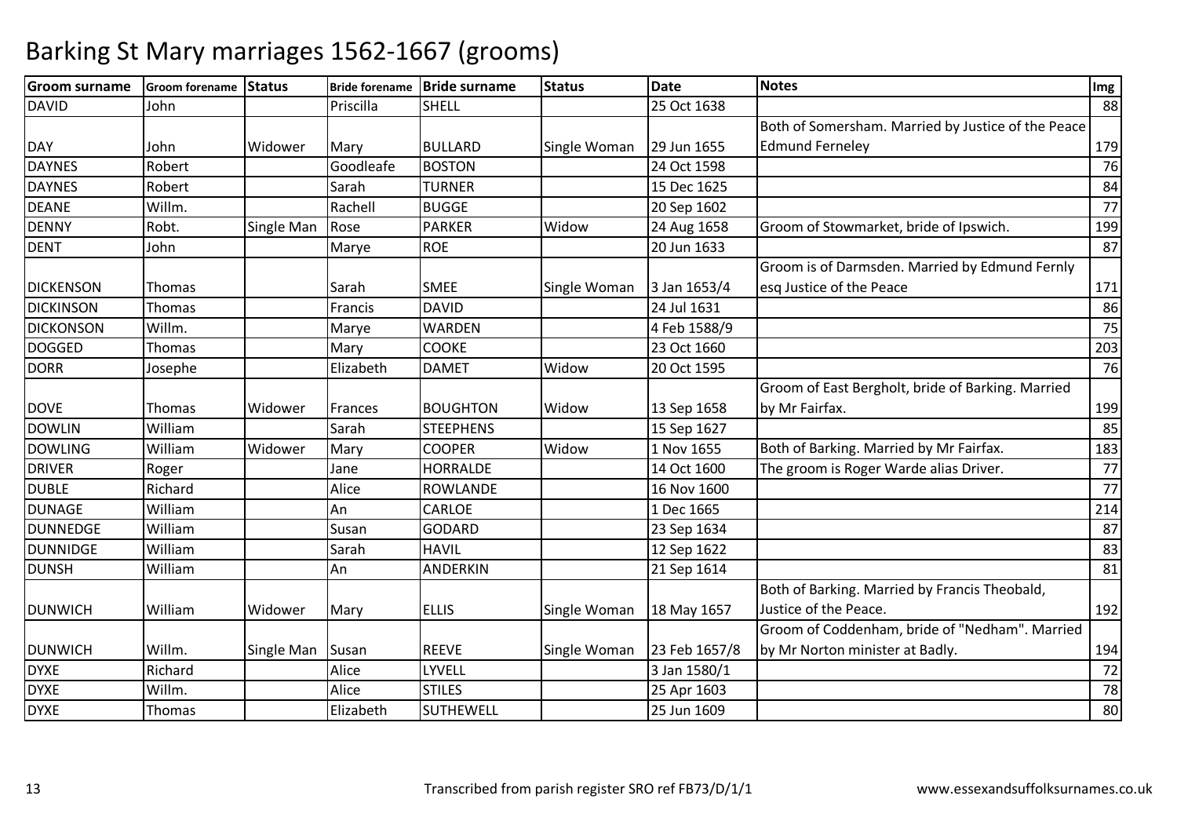# Barking St Mary marriages 1562-1667 (grooms)

| Groom surname | Groom forename | Status | Bride forename | Bride surname | Status | Date | Notes | Img |
|---|---|---|---|---|---|---|---|---|
| DAVID | John | | Priscilla | SHELL | | 25 Oct 1638 | | 88 |
| DAY | John | Widower | Mary | BULLARD | Single Woman | 29 Jun 1655 | Both of Somersham. Married by Justice of the Peace Edmund Ferneley | 179 |
| DAYNES | Robert | | Goodleafe | BOSTON | | 24 Oct 1598 | | 76 |
| DAYNES | Robert | | Sarah | TURNER | | 15 Dec 1625 | | 84 |
| DEANE | Willm. | | Rachell | BUGGE | | 20 Sep 1602 | | 77 |
| DENNY | Robt. | Single Man | Rose | PARKER | Widow | 24 Aug 1658 | Groom of Stowmarket, bride of Ipswich. | 199 |
| DENT | John | | Marye | ROE | | 20 Jun 1633 | | 87 |
| DICKENSON | Thomas | | Sarah | SMEE | Single Woman | 3 Jan 1653/4 | Groom is of Darmsden. Married by Edmund Fernly esq Justice of the Peace | 171 |
| DICKINSON | Thomas | | Francis | DAVID | | 24 Jul 1631 | | 86 |
| DICKONSON | Willm. | | Marye | WARDEN | | 4 Feb 1588/9 | | 75 |
| DOGGED | Thomas | | Mary | COOKE | | 23 Oct 1660 | | 203 |
| DORR | Josephe | | Elizabeth | DAMET | Widow | 20 Oct 1595 | | 76 |
| DOVE | Thomas | Widower | Frances | BOUGHTON | Widow | 13 Sep 1658 | Groom of East Bergholt, bride of Barking. Married by Mr Fairfax. | 199 |
| DOWLIN | William | | Sarah | STEEPHENS | | 15 Sep 1627 | | 85 |
| DOWLING | William | Widower | Mary | COOPER | Widow | 1 Nov 1655 | Both of Barking. Married by Mr Fairfax. | 183 |
| DRIVER | Roger | | Jane | HORRALDE | | 14 Oct 1600 | The groom is Roger Warde alias Driver. | 77 |
| DUBLE | Richard | | Alice | ROWLANDE | | 16 Nov 1600 | | 77 |
| DUNAGE | William | | An | CARLOE | | 1 Dec 1665 | | 214 |
| DUNNEDGE | William | | Susan | GODARD | | 23 Sep 1634 | | 87 |
| DUNNIDGE | William | | Sarah | HAVIL | | 12 Sep 1622 | | 83 |
| DUNSH | William | | An | ANDERKIN | | 21 Sep 1614 | | 81 |
| DUNWICH | William | Widower | Mary | ELLIS | Single Woman | 18 May 1657 | Both of Barking. Married by Francis Theobald, Justice of the Peace. | 192 |
| DUNWICH | Willm. | Single Man | Susan | REEVE | Single Woman | 23 Feb 1657/8 | Groom of Coddenham, bride of "Nedham". Married by Mr Norton minister at Badly. | 194 |
| DYXE | Richard | | Alice | LYVELL | | 3 Jan 1580/1 | | 72 |
| DYXE | Willm. | | Alice | STILES | | 25 Apr 1603 | | 78 |
| DYXE | Thomas | | Elizabeth | SUTHEWELL | | 25 Jun 1609 | | 80 |

Transcribed from parish register SRO ref FB73/D/1/1

www.essexandsuffolksurnames.co.uk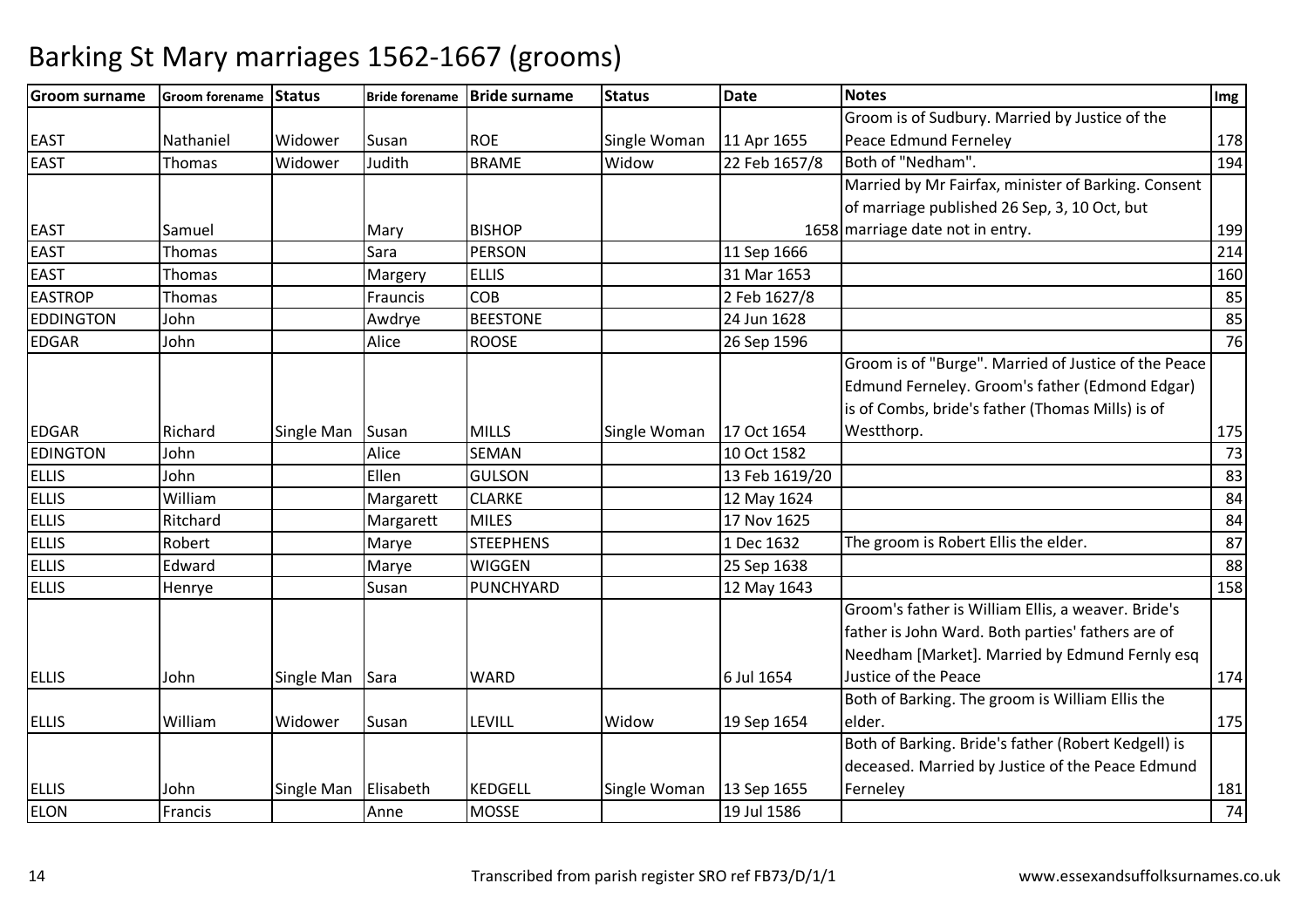# Barking St Mary marriages 1562-1667 (grooms)

| Groom surname | Groom forename | Status | Bride forename | Bride surname | Status | Date | Notes | Img |
|---|---|---|---|---|---|---|---|---|
| EAST | Nathaniel | Widower | Susan | ROE | Single Woman | 11 Apr 1655 | Groom is of Sudbury. Married by Justice of the Peace Edmund Ferneley | 178 |
| EAST | Thomas | Widower | Judith | BRAME | Widow | 22 Feb 1657/8 | Both of "Nedham". | 194 |
| EAST | Samuel | | Mary | BISHOP | | 1658 | Married by Mr Fairfax, minister of Barking. Consent of marriage published 26 Sep, 3, 10 Oct, but marriage date not in entry. | 199 |
| EAST | Thomas | | Sara | PERSON | | 11 Sep 1666 | | 214 |
| EAST | Thomas | | Margery | ELLIS | | 31 Mar 1653 | | 160 |
| EASTROP | Thomas | | Frauncis | COB | | 2 Feb 1627/8 | | 85 |
| EDDINGTON | John | | Awdrye | BEESTONE | | 24 Jun 1628 | | 85 |
| EDGAR | John | | Alice | ROOSE | | 26 Sep 1596 | | 76 |
| EDGAR | Richard | Single Man | Susan | MILLS | Single Woman | 17 Oct 1654 | Groom is of "Burge". Married of Justice of the Peace Edmund Ferneley. Groom's father (Edmond Edgar) is of Combs, bride's father (Thomas Mills) is of Westthorp. | 175 |
| EDINGTON | John | | Alice | SEMAN | | 10 Oct 1582 | | 73 |
| ELLIS | John | | Ellen | GULSON | | 13 Feb 1619/20 | | 83 |
| ELLIS | William | | Margarett | CLARKE | | 12 May 1624 | | 84 |
| ELLIS | Ritchard | | Margarett | MILES | | 17 Nov 1625 | | 84 |
| ELLIS | Robert | | Marye | STEEPHENS | | 1 Dec 1632 | The groom is Robert Ellis the elder. | 87 |
| ELLIS | Edward | | Marye | WIGGEN | | 25 Sep 1638 | | 88 |
| ELLIS | Henrye | | Susan | PUNCHYARD | | 12 May 1643 | | 158 |
| ELLIS | John | Single Man | Sara | WARD | | 6 Jul 1654 | Groom's father is William Ellis, a weaver. Bride's father is John Ward. Both parties' fathers are of Needham [Market]. Married by Edmund Fernly esq Justice of the Peace | 174 |
| ELLIS | William | Widower | Susan | LEVILL | Widow | 19 Sep 1654 | Both of Barking. The groom is William Ellis the elder. | 175 |
| ELLIS | John | Single Man | Elisabeth | KEDGELL | Single Woman | 13 Sep 1655 | Both of Barking. Bride's father (Robert Kedgell) is deceased. Married by Justice of the Peace Edmund Ferneley | 181 |
| ELON | Francis | | Anne | MOSSE | | 19 Jul 1586 | | 74 |

Transcribed from parish register SRO ref FB73/D/1/1

www.essexandsuffolksurnames.co.uk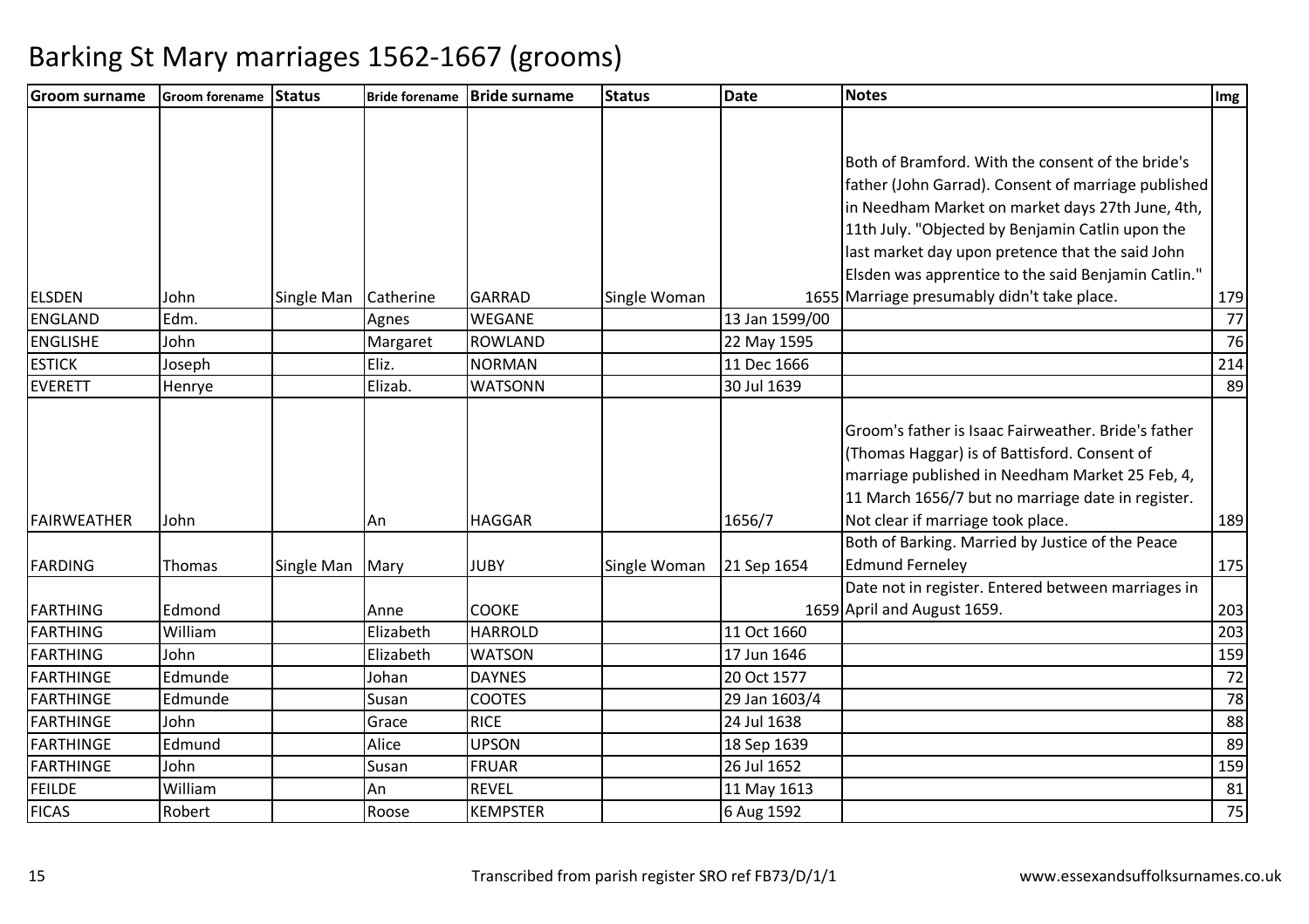# Barking St Mary marriages 1562-1667 (grooms)

| Groom surname | Groom forename | Status | Bride forename | Bride surname | Status | Date | Notes | Img |
|---|---|---|---|---|---|---|---|---|
| ELSDEN | John | Single Man | Catherine | GARRAD | Single Woman | 1655 | Both of Bramford. With the consent of the bride's father (John Garrad). Consent of marriage published in Needham Market on market days 27th June, 4th, 11th July. "Objected by Benjamin Catlin upon the last market day upon pretence that the said John Elsden was apprentice to the said Benjamin Catlin." Marriage presumably didn't take place. | 179 |
| ENGLAND | Edm. | | Agnes | WEGANE | | 13 Jan 1599/00 | | 77 |
| ENGLISHE | John | | Margaret | ROWLAND | | 22 May 1595 | | 76 |
| ESTICK | Joseph | | Eliz. | NORMAN | | 11 Dec 1666 | | 214 |
| EVERETT | Henrye | | Elizab. | WATSONN | | 30 Jul 1639 | | 89 |
| FAIRWEATHER | John | | An | HAGGAR | | 1656/7 | Groom's father is Isaac Fairweather. Bride's father (Thomas Haggar) is of Battisford. Consent of marriage published in Needham Market 25 Feb, 4, 11 March 1656/7 but no marriage date in register. Not clear if marriage took place. | 189 |
| FARDING | Thomas | Single Man | Mary | JUBY | Single Woman | 21 Sep 1654 | Both of Barking. Married by Justice of the Peace Edmund Ferneley | 175 |
| FARTHING | Edmond | | Anne | COOKE | | 1659 | Date not in register. Entered between marriages in April and August 1659. | 203 |
| FARTHING | William | | Elizabeth | HARROLD | | 11 Oct 1660 | | 203 |
| FARTHING | John | | Elizabeth | WATSON | | 17 Jun 1646 | | 159 |
| FARTHINGE | Edmunde | | Johan | DAYNES | | 20 Oct 1577 | | 72 |
| FARTHINGE | Edmunde | | Susan | COOTES | | 29 Jan 1603/4 | | 78 |
| FARTHINGE | John | | Grace | RICE | | 24 Jul 1638 | | 88 |
| FARTHINGE | Edmund | | Alice | UPSON | | 18 Sep 1639 | | 89 |
| FARTHINGE | John | | Susan | FRUAR | | 26 Jul 1652 | | 159 |
| FEILDE | William | | An | REVEL | | 11 May 1613 | | 81 |
| FICAS | Robert | | Roose | KEMPSTER | | 6 Aug 1592 | | 75 |

Transcribed from parish register SRO ref FB73/D/1/1

www.essexandsuffolksurnames.co.uk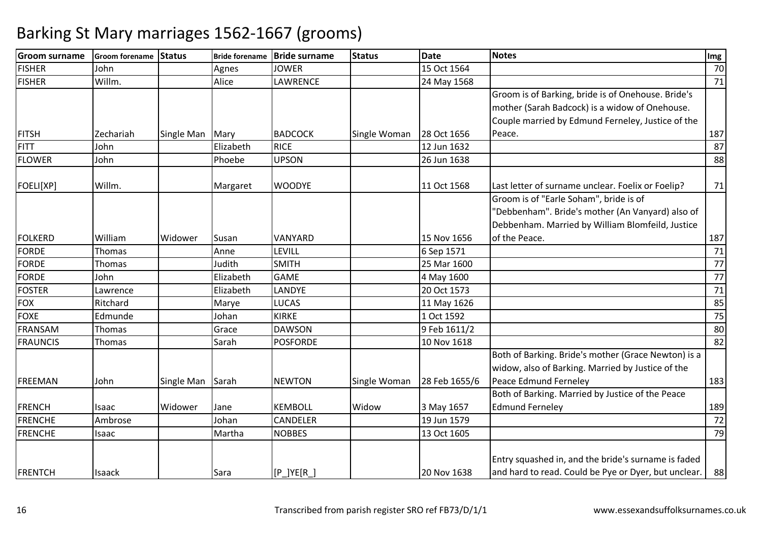# Barking St Mary marriages 1562-1667 (grooms)

| Groom surname | Groom forename | Status | Bride forename | Bride surname | Status | Date | Notes | Img |
|---|---|---|---|---|---|---|---|---|
| FISHER | John | | Agnes | JOWER | | 15 Oct 1564 | | 70 |
| FISHER | Willm. | | Alice | LAWRENCE | | 24 May 1568 | | 71 |
| FITSH | Zechariah | Single Man | Mary | BADCOCK | Single Woman | 28 Oct 1656 | Groom is of Barking, bride is of Onehouse. Bride's mother (Sarah Badcock) is a widow of Onehouse. Couple married by Edmund Ferneley, Justice of the Peace. | 187 |
| FITT | John | | Elizabeth | RICE | | 12 Jun 1632 | | 87 |
| FLOWER | John | | Phoebe | UPSON | | 26 Jun 1638 | | 88 |
| FOELI[XP] | Willm. | | Margaret | WOODYE | | 11 Oct 1568 | Last letter of surname unclear. Foelix or Foelip? | 71 |
| FOLKERD | William | Widower | Susan | VANYARD | | 15 Nov 1656 | Groom is of "Earle Soham", bride is of "Debbenham". Bride's mother (An Vanyard) also of Debbenham. Married by William Blomfeild, Justice of the Peace. | 187 |
| FORDE | Thomas | | Anne | LEVILL | | 6 Sep 1571 | | 71 |
| FORDE | Thomas | | Judith | SMITH | | 25 Mar 1600 | | 77 |
| FORDE | John | | Elizabeth | GAME | | 4 May 1600 | | 77 |
| FOSTER | Lawrence | | Elizabeth | LANDYE | | 20 Oct 1573 | | 71 |
| FOX | Ritchard | | Marye | LUCAS | | 11 May 1626 | | 85 |
| FOXE | Edmunde | | Johan | KIRKE | | 1 Oct 1592 | | 75 |
| FRANSAM | Thomas | | Grace | DAWSON | | 9 Feb 1611/2 | | 80 |
| FRAUNCIS | Thomas | | Sarah | POSFORDE | | 10 Nov 1618 | | 82 |
| FREEMAN | John | Single Man | Sarah | NEWTON | Single Woman | 28 Feb 1655/6 | Both of Barking. Bride's mother (Grace Newton) is a widow, also of Barking. Married by Justice of the Peace Edmund Ferneley | 183 |
| FRENCH | Isaac | Widower | Jane | KEMBOLL | Widow | 3 May 1657 | Both of Barking. Married by Justice of the Peace Edmund Ferneley | 189 |
| FRENCHE | Ambrose | | Johan | CANDELER | | 19 Jun 1579 | | 72 |
| FRENCHE | Isaac | | Martha | NOBBES | | 13 Oct 1605 | | 79 |
| FRENTCH | Isaack | | Sara | [P_]YE[R_] | | 20 Nov 1638 | Entry squashed in, and the bride's surname is faded and hard to read. Could be Pye or Dyer, but unclear. | 88 |

Transcribed from parish register SRO ref FB73/D/1/1

www.essexandsuffolksurnames.co.uk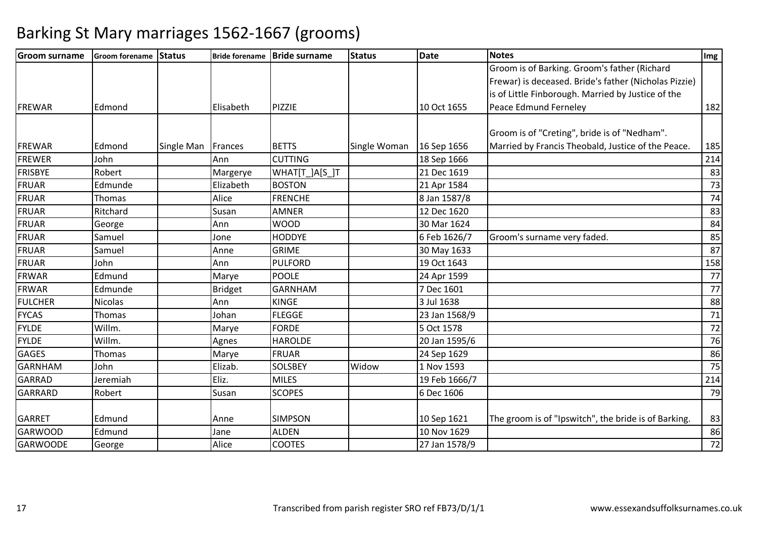# Barking St Mary marriages 1562-1667 (grooms)

| Groom surname | Groom forename | Status | Bride forename | Bride surname | Status | Date | Notes | Img |
|---|---|---|---|---|---|---|---|---|
| FREWAR | Edmond | | Elisabeth | PIZZIE | | 10 Oct 1655 | Groom is of Barking. Groom's father (Richard Frewar) is deceased. Bride's father (Nicholas Pizzie) is of Little Finborough. Married by Justice of the Peace Edmund Ferneley | 182 |
| FREWAR | Edmond | Single Man | Frances | BETTS | Single Woman | 16 Sep 1656 | Groom is of "Creting", bride is of "Nedham". Married by Francis Theobald, Justice of the Peace. | 185 |
| FREWER | John | | Ann | CUTTING | | 18 Sep 1666 | | 214 |
| FRISBYE | Robert | | Margerye | WHAT[T_]A[S_]T | | 21 Dec 1619 | | 83 |
| FRUAR | Edmunde | | Elizabeth | BOSTON | | 21 Apr 1584 | | 73 |
| FRUAR | Thomas | | Alice | FRENCHE | | 8 Jan 1587/8 | | 74 |
| FRUAR | Ritchard | | Susan | AMNER | | 12 Dec 1620 | | 83 |
| FRUAR | George | | Ann | WOOD | | 30 Mar 1624 | | 84 |
| FRUAR | Samuel | | Jone | HODDYE | | 6 Feb 1626/7 | Groom's surname very faded. | 85 |
| FRUAR | Samuel | | Anne | GRIME | | 30 May 1633 | | 87 |
| FRUAR | John | | Ann | PULFORD | | 19 Oct 1643 | | 158 |
| FRWAR | Edmund | | Marye | POOLE | | 24 Apr 1599 | | 77 |
| FRWAR | Edmunde | | Bridget | GARNHAM | | 7 Dec 1601 | | 77 |
| FULCHER | Nicolas | | Ann | KINGE | | 3 Jul 1638 | | 88 |
| FYCAS | Thomas | | Johan | FLEGGE | | 23 Jan 1568/9 | | 71 |
| FYLDE | Willm. | | Marye | FORDE | | 5 Oct 1578 | | 72 |
| FYLDE | Willm. | | Agnes | HAROLDE | | 20 Jan 1595/6 | | 76 |
| GAGES | Thomas | | Marye | FRUAR | | 24 Sep 1629 | | 86 |
| GARNHAM | John | | Elizab. | SOLSBEY | Widow | 1 Nov 1593 | | 75 |
| GARRAD | Jeremiah | | Eliz. | MILES | | 19 Feb 1666/7 | | 214 |
| GARRARD | Robert | | Susan | SCOPES | | 6 Dec 1606 | | 79 |
| GARRET | Edmund | | Anne | SIMPSON | | 10 Sep 1621 | The groom is of "Ipswitch", the bride is of Barking. | 83 |
| GARWOOD | Edmund | | Jane | ALDEN | | 10 Nov 1629 | | 86 |
| GARWOODE | George | | Alice | COOTES | | 27 Jan 1578/9 | | 72 |

Transcribed from parish register SRO ref FB73/D/1/1

www.essexandsuffolksurnames.co.uk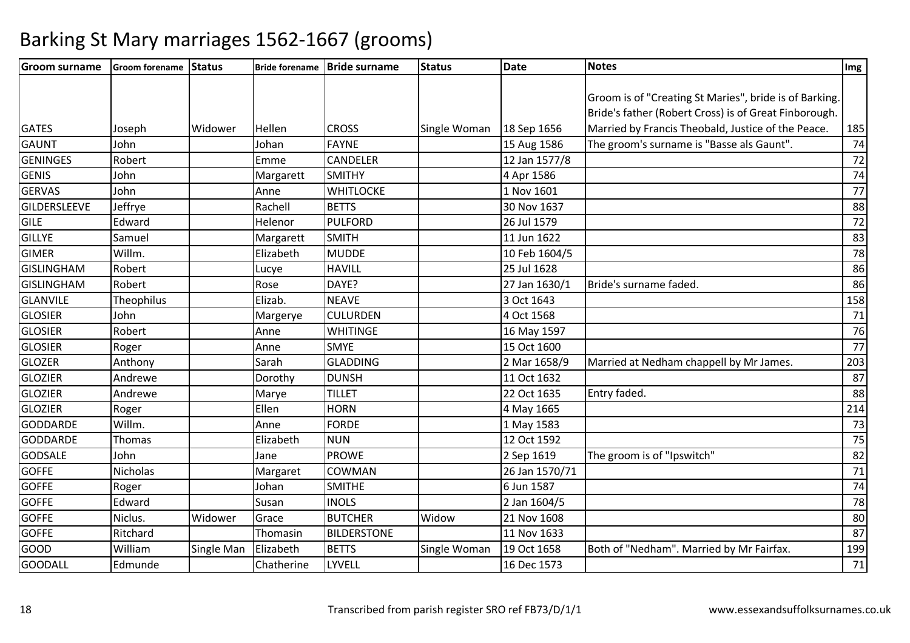# Barking St Mary marriages 1562-1667 (grooms)

| Groom surname | Groom forename | Status | Bride forename | Bride surname | Status | Date | Notes | Img |
|---|---|---|---|---|---|---|---|---|
| GATES | Joseph | Widower | Hellen | CROSS | Single Woman | 18 Sep 1656 | Groom is of "Creating St Maries", bride is of Barking. Bride's father (Robert Cross) is of Great Finborough. Married by Francis Theobald, Justice of the Peace. | 185 |
| GAUNT | John | | Johan | FAYNE | | 15 Aug 1586 | The groom's surname is "Basse als Gaunt". | 74 |
| GENINGES | Robert | | Emme | CANDELER | | 12 Jan 1577/8 | | 72 |
| GENIS | John | | Margarett | SMITHY | | 4 Apr 1586 | | 74 |
| GERVAS | John | | Anne | WHITLOCKE | | 1 Nov 1601 | | 77 |
| GILDERSLEEVE | Jeffrye | | Rachell | BETTS | | 30 Nov 1637 | | 88 |
| GILE | Edward | | Helenor | PULFORD | | 26 Jul 1579 | | 72 |
| GILLYE | Samuel | | Margarett | SMITH | | 11 Jun 1622 | | 83 |
| GIMER | Willm. | | Elizabeth | MUDDE | | 10 Feb 1604/5 | | 78 |
| GISLINGHAM | Robert | | Lucye | HAVILL | | 25 Jul 1628 | | 86 |
| GISLINGHAM | Robert | | Rose | DAYE? | | 27 Jan 1630/1 | Bride's surname faded. | 86 |
| GLANVILE | Theophilus | | Elizab. | NEAVE | | 3 Oct 1643 | | 158 |
| GLOSIER | John | | Margerye | CULURDEN | | 4 Oct 1568 | | 71 |
| GLOSIER | Robert | | Anne | WHITINGE | | 16 May 1597 | | 76 |
| GLOSIER | Roger | | Anne | SMYE | | 15 Oct 1600 | | 77 |
| GLOZER | Anthony | | Sarah | GLADDING | | 2 Mar 1658/9 | Married at Nedham chappell by Mr James. | 203 |
| GLOZIER | Andrewe | | Dorothy | DUNSH | | 11 Oct 1632 | | 87 |
| GLOZIER | Andrewe | | Marye | TILLET | | 22 Oct 1635 | Entry faded. | 88 |
| GLOZIER | Roger | | Ellen | HORN | | 4 May 1665 | | 214 |
| GODDARDE | Willm. | | Anne | FORDE | | 1 May 1583 | | 73 |
| GODDARDE | Thomas | | Elizabeth | NUN | | 12 Oct 1592 | | 75 |
| GODSALE | John | | Jane | PROWE | | 2 Sep 1619 | The groom is of "Ipswitch" | 82 |
| GOFFE | Nicholas | | Margaret | COWMAN | | 26 Jan 1570/71 | | 71 |
| GOFFE | Roger | | Johan | SMITHE | | 6 Jun 1587 | | 74 |
| GOFFE | Edward | | Susan | INOLS | | 2 Jan 1604/5 | | 78 |
| GOFFE | Niclus. | Widower | Grace | BUTCHER | Widow | 21 Nov 1608 | | 80 |
| GOFFE | Ritchard | | Thomasin | BILDERSTONE | | 11 Nov 1633 | | 87 |
| GOOD | William | Single Man | Elizabeth | BETTS | Single Woman | 19 Oct 1658 | Both of "Nedham". Married by Mr Fairfax. | 199 |
| GOODALL | Edmunde | | Chatherine | LYVELL | | 16 Dec 1573 | | 71 |

Transcribed from parish register SRO ref FB73/D/1/1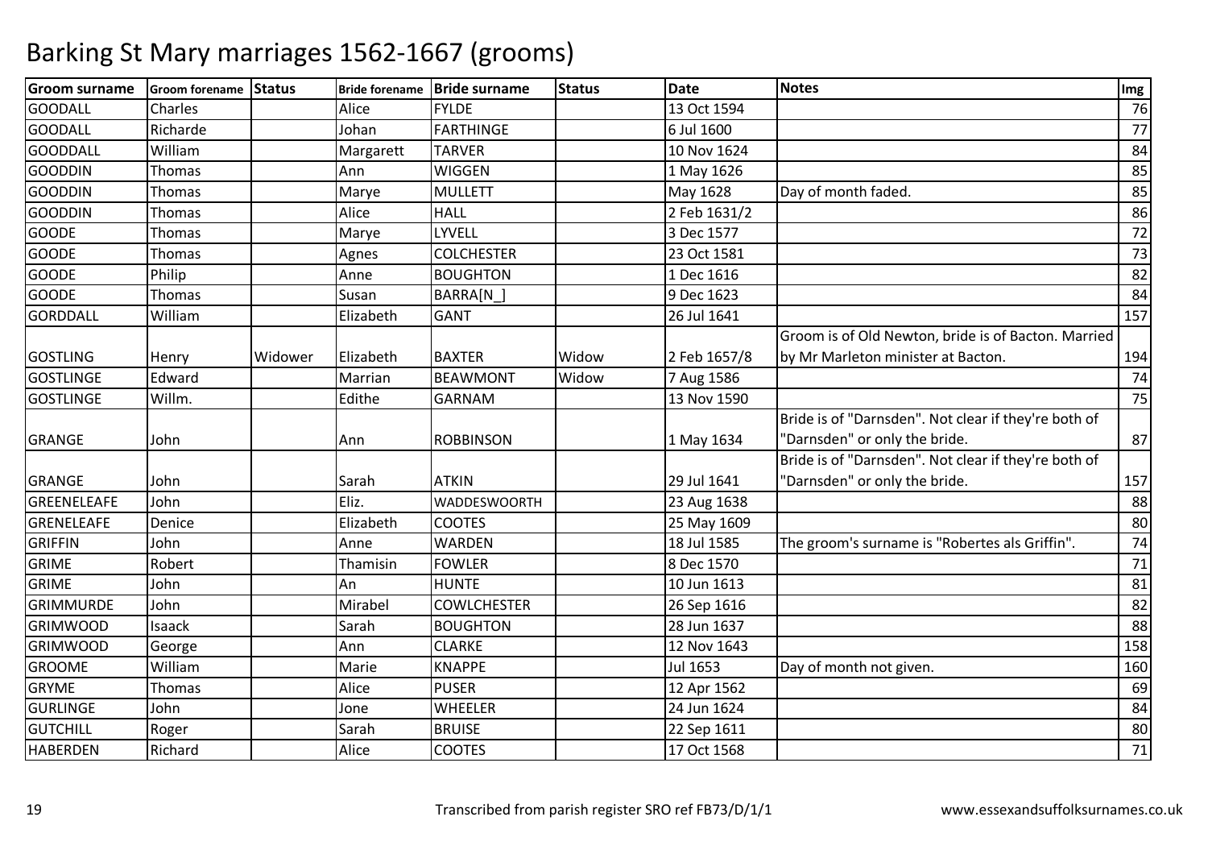# Barking St Mary marriages 1562-1667 (grooms)

| Groom surname | Groom forename | Status | Bride forename | Bride surname | Status | Date | Notes | Img |
|---|---|---|---|---|---|---|---|---|
| GOODALL | Charles | | Alice | FYLDE | | 13 Oct 1594 | | 76 |
| GOODALL | Richarde | | Johan | FARTHINGE | | 6 Jul 1600 | | 77 |
| GOODDALL | William | | Margarett | TARVER | | 10 Nov 1624 | | 84 |
| GOODDIN | Thomas | | Ann | WIGGEN | | 1 May 1626 | | 85 |
| GOODDIN | Thomas | | Marye | MULLETT | | May 1628 | Day of month faded. | 85 |
| GOODDIN | Thomas | | Alice | HALL | | 2 Feb 1631/2 | | 86 |
| GOODE | Thomas | | Marye | LYVELL | | 3 Dec 1577 | | 72 |
| GOODE | Thomas | | Agnes | COLCHESTER | | 23 Oct 1581 | | 73 |
| GOODE | Philip | | Anne | BOUGHTON | | 1 Dec 1616 | | 82 |
| GOODE | Thomas | | Susan | BARRA[N_] | | 9 Dec 1623 | | 84 |
| GORDDALL | William | | Elizabeth | GANT | | 26 Jul 1641 | | 157 |
| GOSTLING | Henry | Widower | Elizabeth | BAXTER | Widow | 2 Feb 1657/8 | Groom is of Old Newton, bride is of Bacton. Married by Mr Marleton minister at Bacton. | 194 |
| GOSTLINGE | Edward | | Marrian | BEAWMONT | Widow | 7 Aug 1586 | | 74 |
| GOSTLINGE | Willm. | | Edithe | GARNAM | | 13 Nov 1590 | | 75 |
| GRANGE | John | | Ann | ROBBINSON | | 1 May 1634 | Bride is of "Darnsden". Not clear if they're both of "Darnsden" or only the bride. | 87 |
| GRANGE | John | | Sarah | ATKIN | | 29 Jul 1641 | Bride is of "Darnsden". Not clear if they're both of "Darnsden" or only the bride. | 157 |
| GREENELEAFE | John | | Eliz. | WADDESWOORTH | | 23 Aug 1638 | | 88 |
| GRENELEAFE | Denice | | Elizabeth | COOTES | | 25 May 1609 | | 80 |
| GRIFFIN | John | | Anne | WARDEN | | 18 Jul 1585 | The groom's surname is "Robertes als Griffin". | 74 |
| GRIME | Robert | | Thamisin | FOWLER | | 8 Dec 1570 | | 71 |
| GRIME | John | | An | HUNTE | | 10 Jun 1613 | | 81 |
| GRIMMURDE | John | | Mirabel | COWLCHESTER | | 26 Sep 1616 | | 82 |
| GRIMWOOD | Isaack | | Sarah | BOUGHTON | | 28 Jun 1637 | | 88 |
| GRIMWOOD | George | | Ann | CLARKE | | 12 Nov 1643 | | 158 |
| GROOME | William | | Marie | KNAPPE | | Jul 1653 | Day of month not given. | 160 |
| GRYME | Thomas | | Alice | PUSER | | 12 Apr 1562 | | 69 |
| GURLINGE | John | | Jone | WHEELER | | 24 Jun 1624 | | 84 |
| GUTCHILL | Roger | | Sarah | BRUISE | | 22 Sep 1611 | | 80 |
| HABERDEN | Richard | | Alice | COOTES | | 17 Oct 1568 | | 71 |

Transcribed from parish register SRO ref FB73/D/1/1

www.essexandsuffolksurnames.co.uk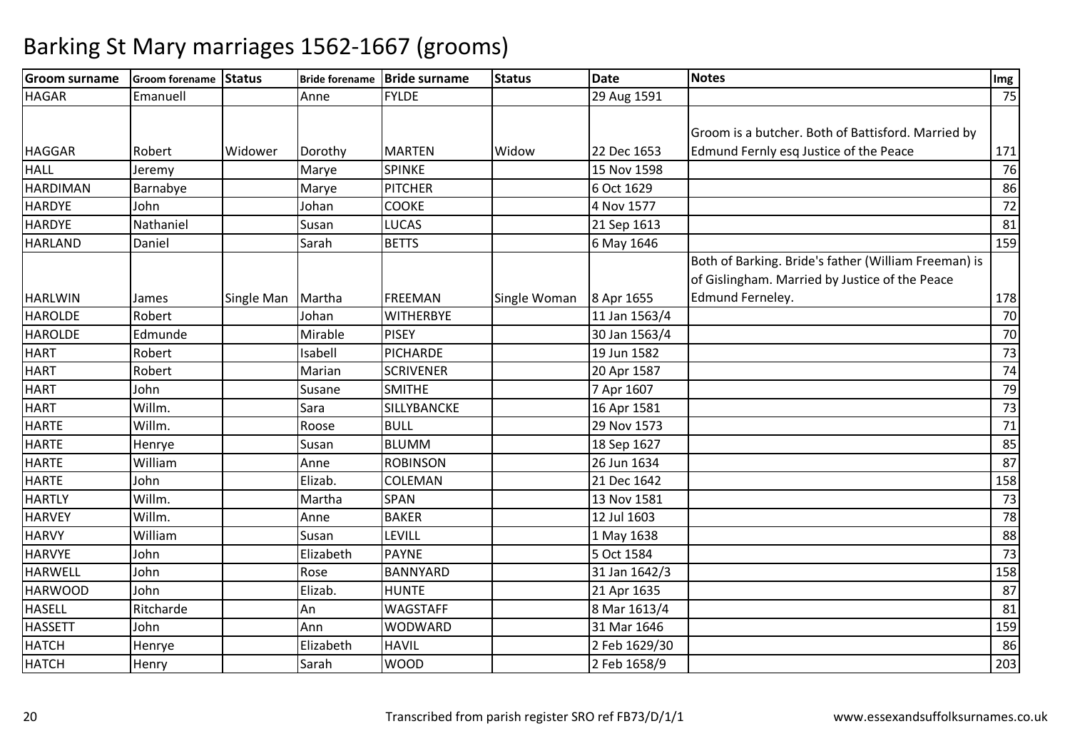# Barking St Mary marriages 1562-1667 (grooms)

| Groom surname | Groom forename | Status | Bride forename | Bride surname | Status | Date | Notes | Img |
|---|---|---|---|---|---|---|---|---|
| HAGAR | Emanuell | | Anne | FYLDE | | 29 Aug 1591 | | 75 |
| HAGGAR | Robert | Widower | Dorothy | MARTEN | Widow | 22 Dec 1653 | Groom is a butcher. Both of Battisford. Married by Edmund Fernly esq Justice of the Peace | 171 |
| HALL | Jeremy | | Marye | SPINKE | | 15 Nov 1598 | | 76 |
| HARDIMAN | Barnabye | | Marye | PITCHER | | 6 Oct 1629 | | 86 |
| HARDYE | John | | Johan | COOKE | | 4 Nov 1577 | | 72 |
| HARDYE | Nathaniel | | Susan | LUCAS | | 21 Sep 1613 | | 81 |
| HARLAND | Daniel | | Sarah | BETTS | | 6 May 1646 | | 159 |
| HARLWIN | James | Single Man | Martha | FREEMAN | Single Woman | 8 Apr 1655 | Both of Barking. Bride's father (William Freeman) is of Gislingham. Married by Justice of the Peace Edmund Ferneley. | 178 |
| HAROLDE | Robert | | Johan | WITHERBYE | | 11 Jan 1563/4 | | 70 |
| HAROLDE | Edmunde | | Mirable | PISEY | | 30 Jan 1563/4 | | 70 |
| HART | Robert | | Isabell | PICHARDE | | 19 Jun 1582 | | 73 |
| HART | Robert | | Marian | SCRIVENER | | 20 Apr 1587 | | 74 |
| HART | John | | Susane | SMITHE | | 7 Apr 1607 | | 79 |
| HART | Willm. | | Sara | SILLYBANCKE | | 16 Apr 1581 | | 73 |
| HARTE | Willm. | | Roose | BULL | | 29 Nov 1573 | | 71 |
| HARTE | Henrye | | Susan | BLUMM | | 18 Sep 1627 | | 85 |
| HARTE | William | | Anne | ROBINSON | | 26 Jun 1634 | | 87 |
| HARTE | John | | Elizab. | COLEMAN | | 21 Dec 1642 | | 158 |
| HARTLY | Willm. | | Martha | SPAN | | 13 Nov 1581 | | 73 |
| HARVEY | Willm. | | Anne | BAKER | | 12 Jul 1603 | | 78 |
| HARVY | William | | Susan | LEVILL | | 1 May 1638 | | 88 |
| HARVYE | John | | Elizabeth | PAYNE | | 5 Oct 1584 | | 73 |
| HARWELL | John | | Rose | BANNYARD | | 31 Jan 1642/3 | | 158 |
| HARWOOD | John | | Elizab. | HUNTE | | 21 Apr 1635 | | 87 |
| HASELL | Ritcharde | | An | WAGSTAFF | | 8 Mar 1613/4 | | 81 |
| HASSETT | John | | Ann | WODWARD | | 31 Mar 1646 | | 159 |
| HATCH | Henrye | | Elizabeth | HAVIL | | 2 Feb 1629/30 | | 86 |
| HATCH | Henry | | Sarah | WOOD | | 2 Feb 1658/9 | | 203 |

Transcribed from parish register SRO ref FB73/D/1/1

www.essexandsuffolksurnames.co.uk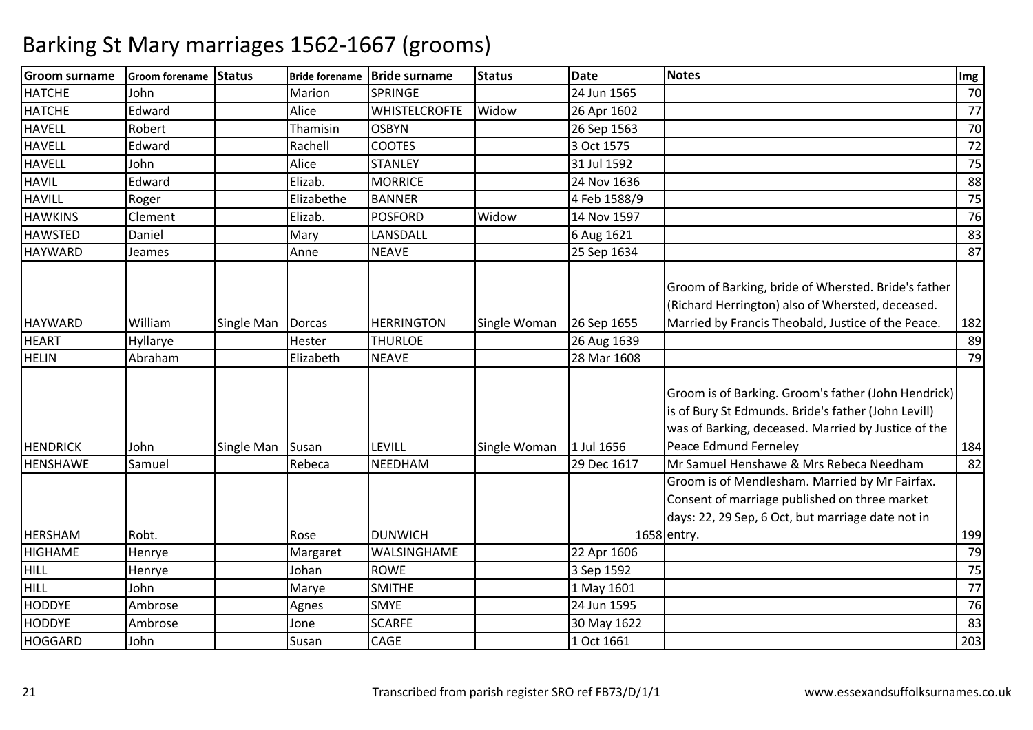# Barking St Mary marriages 1562-1667 (grooms)

| Groom surname | Groom forename | Status | Bride forename | Bride surname | Status | Date | Notes | Img |
|---|---|---|---|---|---|---|---|---|
| HATCHE | John | | Marion | SPRINGE | | 24 Jun 1565 | | 70 |
| HATCHE | Edward | | Alice | WHISTELCROFTE | Widow | 26 Apr 1602 | | 77 |
| HAVELL | Robert | | Thamisin | OSBYN | | 26 Sep 1563 | | 70 |
| HAVELL | Edward | | Rachell | COOTES | | 3 Oct 1575 | | 72 |
| HAVELL | John | | Alice | STANLEY | | 31 Jul 1592 | | 75 |
| HAVIL | Edward | | Elizab. | MORRICE | | 24 Nov 1636 | | 88 |
| HAVILL | Roger | | Elizabethe | BANNER | | 4 Feb 1588/9 | | 75 |
| HAWKINS | Clement | | Elizab. | POSFORD | Widow | 14 Nov 1597 | | 76 |
| HAWSTED | Daniel | | Mary | LANSDALL | | 6 Aug 1621 | | 83 |
| HAYWARD | Jeames | | Anne | NEAVE | | 25 Sep 1634 | | 87 |
| HAYWARD | William | Single Man | Dorcas | HERRINGTON | Single Woman | 26 Sep 1655 | Groom of Barking, bride of Whersted. Bride's father (Richard Herrington) also of Whersted, deceased. Married by Francis Theobald, Justice of the Peace. | 182 |
| HEART | Hyllarye | | Hester | THURLOE | | 26 Aug 1639 | | 89 |
| HELIN | Abraham | | Elizabeth | NEAVE | | 28 Mar 1608 | | 79 |
| HENDRICK | John | Single Man | Susan | LEVILL | Single Woman | 1 Jul 1656 | Groom is of Barking. Groom's father (John Hendrick) is of Bury St Edmunds. Bride's father (John Levill) was of Barking, deceased. Married by Justice of the Peace Edmund Ferneley | 184 |
| HENSHAWE | Samuel | | Rebeca | NEEDHAM | | 29 Dec 1617 | Mr Samuel Henshawe & Mrs Rebeca Needham | 82 |
| HERSHAM | Robt. | | Rose | DUNWICH | | 1658 | Groom is of Mendlesham. Married by Mr Fairfax. Consent of marriage published on three market days: 22, 29 Sep, 6 Oct, but marriage date not in entry. | 199 |
| HIGHAME | Henrye | | Margaret | WALSINGHAME | | 22 Apr 1606 | | 79 |
| HILL | Henrye | | Johan | ROWE | | 3 Sep 1592 | | 75 |
| HILL | John | | Marye | SMITHE | | 1 May 1601 | | 77 |
| HODDYE | Ambrose | | Agnes | SMYE | | 24 Jun 1595 | | 76 |
| HODDYE | Ambrose | | Jone | SCARFE | | 30 May 1622 | | 83 |
| HOGGARD | John | | Susan | CAGE | | 1 Oct 1661 | | 203 |

Transcribed from parish register SRO ref FB73/D/1/1

www.essexandsuffolksurnames.co.uk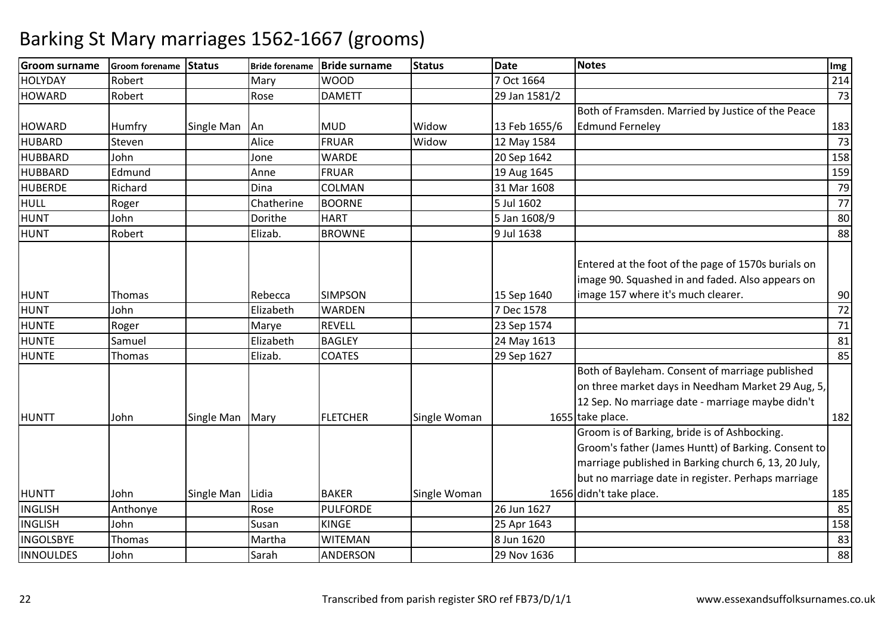# Barking St Mary marriages 1562-1667 (grooms)

| Groom surname | Groom forename | Status | Bride forename | Bride surname | Status | Date | Notes | Img |
|---|---|---|---|---|---|---|---|---|
| HOLYDAY | Robert | | Mary | WOOD | | 7 Oct 1664 | | 214 |
| HOWARD | Robert | | Rose | DAMETT | | 29 Jan 1581/2 | | 73 |
| HOWARD | Humfry | Single Man | An | MUD | Widow | 13 Feb 1655/6 | Both of Framsden. Married by Justice of the Peace Edmund Ferneley | 183 |
| HUBARD | Steven | | Alice | FRUAR | Widow | 12 May 1584 | | 73 |
| HUBBARD | John | | Jone | WARDE | | 20 Sep 1642 | | 158 |
| HUBBARD | Edmund | | Anne | FRUAR | | 19 Aug 1645 | | 159 |
| HUBERDE | Richard | | Dina | COLMAN | | 31 Mar 1608 | | 79 |
| HULL | Roger | | Chatherine | BOORNE | | 5 Jul 1602 | | 77 |
| HUNT | John | | Dorithe | HART | | 5 Jan 1608/9 | | 80 |
| HUNT | Robert | | Elizab. | BROWNE | | 9 Jul 1638 | | 88 |
| HUNT | Thomas | | Rebecca | SIMPSON | | 15 Sep 1640 | Entered at the foot of the page of 1570s burials on image 90. Squashed in and faded. Also appears on image 157 where it's much clearer. | 90 |
| HUNT | John | | Elizabeth | WARDEN | | 7 Dec 1578 | | 72 |
| HUNTE | Roger | | Marye | REVELL | | 23 Sep 1574 | | 71 |
| HUNTE | Samuel | | Elizabeth | BAGLEY | | 24 May 1613 | | 81 |
| HUNTE | Thomas | | Elizab. | COATES | | 29 Sep 1627 | | 85 |
| HUNTT | John | Single Man | Mary | FLETCHER | Single Woman | 1655 | Both of Bayleham. Consent of marriage published on three market days in Needham Market 29 Aug, 5, 12 Sep. No marriage date - marriage maybe didn't take place. | 182 |
| HUNTT | John | Single Man | Lidia | BAKER | Single Woman | 1656 | Groom is of Barking, bride is of Ashbocking. Groom's father (James Huntt) of Barking. Consent to marriage published in Barking church 6, 13, 20 July, but no marriage date in register. Perhaps marriage didn't take place. | 185 |
| INGLISH | Anthonye | | Rose | PULFORDE | | 26 Jun 1627 | | 85 |
| INGLISH | John | | Susan | KINGE | | 25 Apr 1643 | | 158 |
| INGOLSBYE | Thomas | | Martha | WITEMAN | | 8 Jun 1620 | | 83 |
| INNOULDES | John | | Sarah | ANDERSON | | 29 Nov 1636 | | 88 |

Transcribed from parish register SRO ref FB73/D/1/1 www.essexandsuffolksurnames.co.uk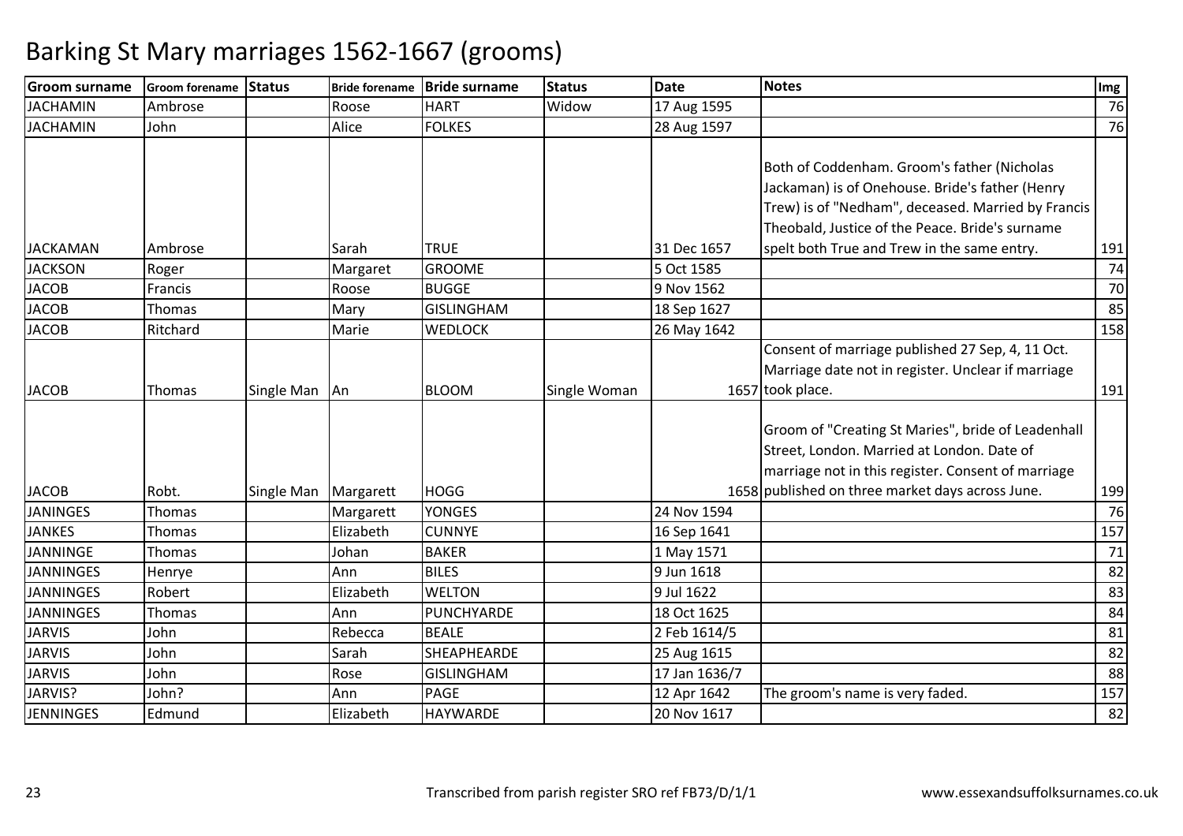# Barking St Mary marriages 1562-1667 (grooms)

| Groom surname | Groom forename | Status | Bride forename | Bride surname | Status | Date | Notes | Img |
|---|---|---|---|---|---|---|---|---|
| JACHAMIN | Ambrose | | Roose | HART | Widow | 17 Aug 1595 | | 76 |
| JACHAMIN | John | | Alice | FOLKES | | 28 Aug 1597 | | 76 |
| JACKAMAN | Ambrose | | Sarah | TRUE | | 31 Dec 1657 | Both of Coddenham. Groom's father (Nicholas Jackaman) is of Onehouse. Bride's father (Henry Trew) is of "Nedham", deceased. Married by Francis Theobald, Justice of the Peace. Bride's surname spelt both True and Trew in the same entry. | 191 |
| JACKSON | Roger | | Margaret | GROOME | | 5 Oct 1585 | | 74 |
| JACOB | Francis | | Roose | BUGGE | | 9 Nov 1562 | | 70 |
| JACOB | Thomas | | Mary | GISLINGHAM | | 18 Sep 1627 | | 85 |
| JACOB | Ritchard | | Marie | WEDLOCK | | 26 May 1642 | | 158 |
| JACOB | Thomas | Single Man | An | BLOOM | Single Woman | 1657 | Consent of marriage published 27 Sep, 4, 11 Oct. Marriage date not in register. Unclear if marriage took place. | 191 |
| JACOB | Robt. | Single Man | Margarett | HOGG | | 1658 | Groom of "Creating St Maries", bride of Leadenhall Street, London. Married at London. Date of marriage not in this register. Consent of marriage published on three market days across June. | 199 |
| JANINGES | Thomas | | Margarett | YONGES | | 24 Nov 1594 | | 76 |
| JANKES | Thomas | | Elizabeth | CUNNYE | | 16 Sep 1641 | | 157 |
| JANNINGE | Thomas | | Johan | BAKER | | 1 May 1571 | | 71 |
| JANNINGES | Henrye | | Ann | BILES | | 9 Jun 1618 | | 82 |
| JANNINGES | Robert | | Elizabeth | WELTON | | 9 Jul 1622 | | 83 |
| JANNINGES | Thomas | | Ann | PUNCHYARDE | | 18 Oct 1625 | | 84 |
| JARVIS | John | | Rebecca | BEALE | | 2 Feb 1614/5 | | 81 |
| JARVIS | John | | Sarah | SHEAPHEARDE | | 25 Aug 1615 | | 82 |
| JARVIS | John | | Rose | GISLINGHAM | | 17 Jan 1636/7 | | 88 |
| JARVIS? | John? | | Ann | PAGE | | 12 Apr 1642 | The groom's name is very faded. | 157 |
| JENNINGES | Edmund | | Elizabeth | HAYWARDE | | 20 Nov 1617 | | 82 |

Transcribed from parish register SRO ref FB73/D/1/1 www.essexandsuffolksurnames.co.uk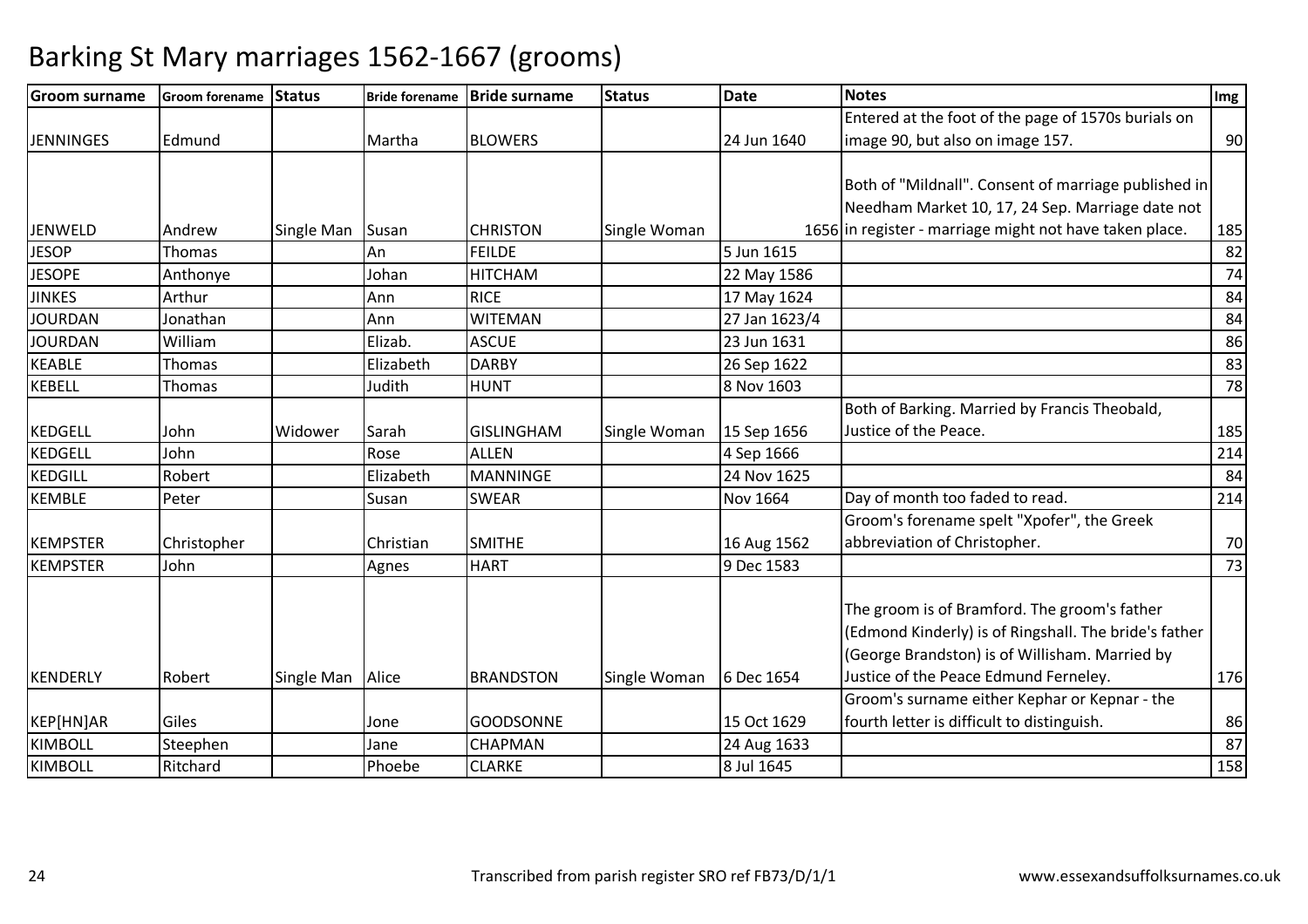# Barking St Mary marriages 1562-1667 (grooms)

| Groom surname | Groom forename | Status | Bride forename | Bride surname | Status | Date | Notes | Img |
|---|---|---|---|---|---|---|---|---|
| JENNINGES | Edmund | | Martha | BLOWERS | | 24 Jun 1640 | Entered at the foot of the page of 1570s burials on image 90, but also on image 157. | 90 |
| JENWELD | Andrew | Single Man | Susan | CHRISTON | Single Woman | 1656 | Both of "Mildnall". Consent of marriage published in Needham Market 10, 17, 24 Sep. Marriage date not in register - marriage might not have taken place. | 185 |
| JESOP | Thomas | | An | FEILDE | | 5 Jun 1615 | | 82 |
| JESOPE | Anthonye | | Johan | HITCHAM | | 22 May 1586 | | 74 |
| JINKES | Arthur | | Ann | RICE | | 17 May 1624 | | 84 |
| JOURDAN | Jonathan | | Ann | WITEMAN | | 27 Jan 1623/4 | | 84 |
| JOURDAN | William | | Elizab. | ASCUE | | 23 Jun 1631 | | 86 |
| KEABLE | Thomas | | Elizabeth | DARBY | | 26 Sep 1622 | | 83 |
| KEBELL | Thomas | | Judith | HUNT | | 8 Nov 1603 | | 78 |
| KEDGELL | John | Widower | Sarah | GISLINGHAM | Single Woman | 15 Sep 1656 | Both of Barking. Married by Francis Theobald, Justice of the Peace. | 185 |
| KEDGELL | John | | Rose | ALLEN | | 4 Sep 1666 | | 214 |
| KEDGILL | Robert | | Elizabeth | MANNINGE | | 24 Nov 1625 | | 84 |
| KEMBLE | Peter | | Susan | SWEAR | | Nov 1664 | Day of month too faded to read. | 214 |
| KEMPSTER | Christopher | | Christian | SMITHE | | 16 Aug 1562 | Groom's forename spelt "Xpofer", the Greek abbreviation of Christopher. | 70 |
| KEMPSTER | John | | Agnes | HART | | 9 Dec 1583 | | 73 |
| KENDERLY | Robert | Single Man | Alice | BRANDSTON | Single Woman | 6 Dec 1654 | The groom is of Bramford. The groom's father (Edmond Kinderly) is of Ringshall. The bride's father (George Brandston) is of Willisham. Married by Justice of the Peace Edmund Ferneley. | 176 |
| KEP[HN]AR | Giles | | Jone | GOODSONNE | | 15 Oct 1629 | Groom's surname either Kephar or Kepnar - the fourth letter is difficult to distinguish. | 86 |
| KIMBOLL | Steephen | | Jane | CHAPMAN | | 24 Aug 1633 | | 87 |
| KIMBOLL | Ritchard | | Phoebe | CLARKE | | 8 Jul 1645 | | 158 |

Transcribed from parish register SRO ref FB73/D/1/1

www.essexandsuffolksurnames.co.uk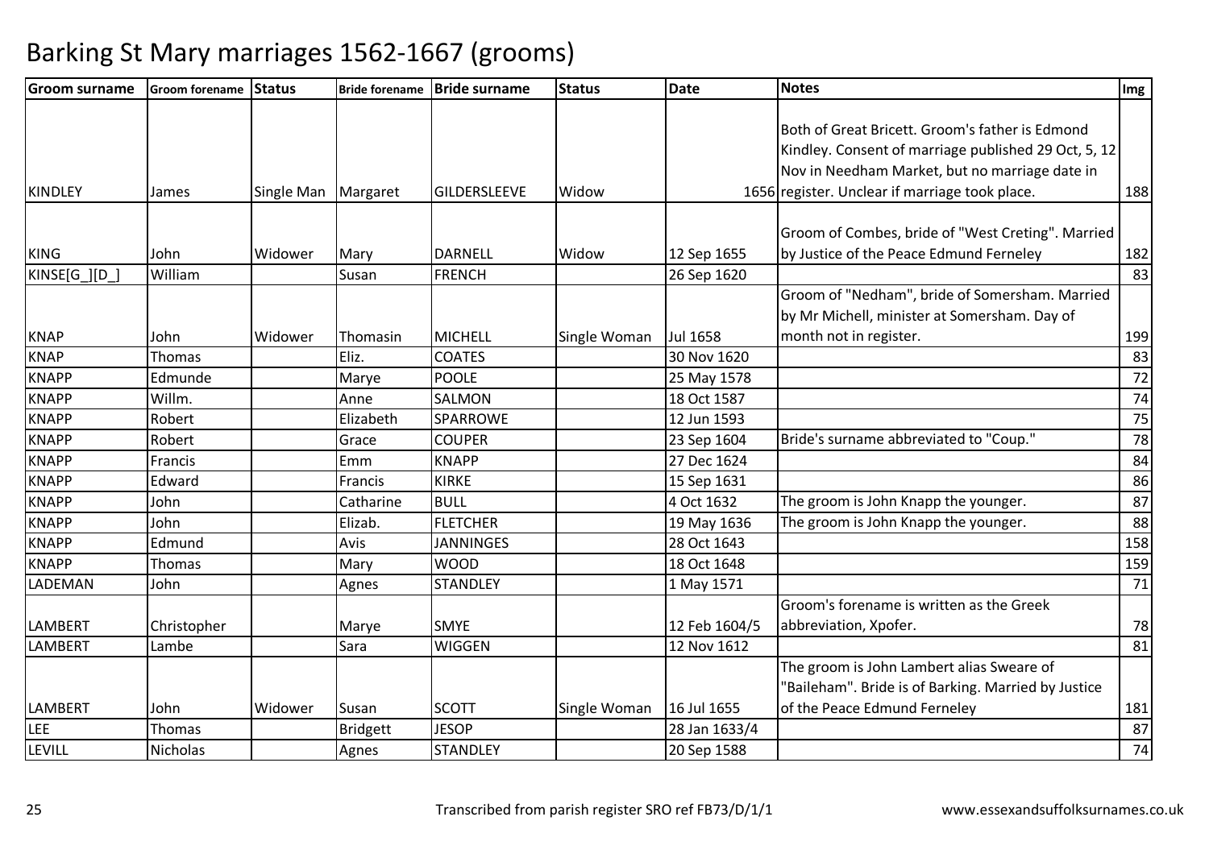# Barking St Mary marriages 1562-1667 (grooms)

| Groom surname | Groom forename | Status | Bride forename | Bride surname | Status | Date | Notes | Img |
|---|---|---|---|---|---|---|---|---|
| KINDLEY | James | Single Man | Margaret | GILDERSLEEVE | Widow | 1656 | Both of Great Bricett. Groom's father is Edmond Kindley. Consent of marriage published 29 Oct, 5, 12 Nov in Needham Market, but no marriage date in register. Unclear if marriage took place. | 188 |
| KING | John | Widower | Mary | DARNELL | Widow | 12 Sep 1655 | Groom of Combes, bride of "West Creting". Married by Justice of the Peace Edmund Ferneley | 182 |
| KINSE[G_][D_] | William | | Susan | FRENCH | | 26 Sep 1620 | | 83 |
| KNAP | John | Widower | Thomasin | MICHELL | Single Woman | Jul 1658 | Groom of "Nedham", bride of Somersham. Married by Mr Michell, minister at Somersham. Day of month not in register. | 199 |
| KNAP | Thomas | | Eliz. | COATES | | 30 Nov 1620 | | 83 |
| KNAPP | Edmunde | | Marye | POOLE | | 25 May 1578 | | 72 |
| KNAPP | Willm. | | Anne | SALMON | | 18 Oct 1587 | | 74 |
| KNAPP | Robert | | Elizabeth | SPARROWE | | 12 Jun 1593 | | 75 |
| KNAPP | Robert | | Grace | COUPER | | 23 Sep 1604 | Bride's surname abbreviated to "Coup." | 78 |
| KNAPP | Francis | | Emm | KNAPP | | 27 Dec 1624 | | 84 |
| KNAPP | Edward | | Francis | KIRKE | | 15 Sep 1631 | | 86 |
| KNAPP | John | | Catharine | BULL | | 4 Oct 1632 | The groom is John Knapp the younger. | 87 |
| KNAPP | John | | Elizab. | FLETCHER | | 19 May 1636 | The groom is John Knapp the younger. | 88 |
| KNAPP | Edmund | | Avis | JANNINGES | | 28 Oct 1643 | | 158 |
| KNAPP | Thomas | | Mary | WOOD | | 18 Oct 1648 | | 159 |
| LADEMAN | John | | Agnes | STANDLEY | | 1 May 1571 | | 71 |
| LAMBERT | Christopher | | Marye | SMYE | | 12 Feb 1604/5 | Groom's forename is written as the Greek abbreviation, Xpofer. | 78 |
| LAMBERT | Lambe | | Sara | WIGGEN | | 12 Nov 1612 | | 81 |
| LAMBERT | John | Widower | Susan | SCOTT | Single Woman | 16 Jul 1655 | The groom is John Lambert alias Sweare of "Baileham". Bride is of Barking. Married by Justice of the Peace Edmund Ferneley | 181 |
| LEE | Thomas | | Bridgett | JESOP | | 28 Jan 1633/4 | | 87 |
| LEVILL | Nicholas | | Agnes | STANDLEY | | 20 Sep 1588 | | 74 |

Transcribed from parish register SRO ref FB73/D/1/1

www.essexandsuffolksurnames.co.uk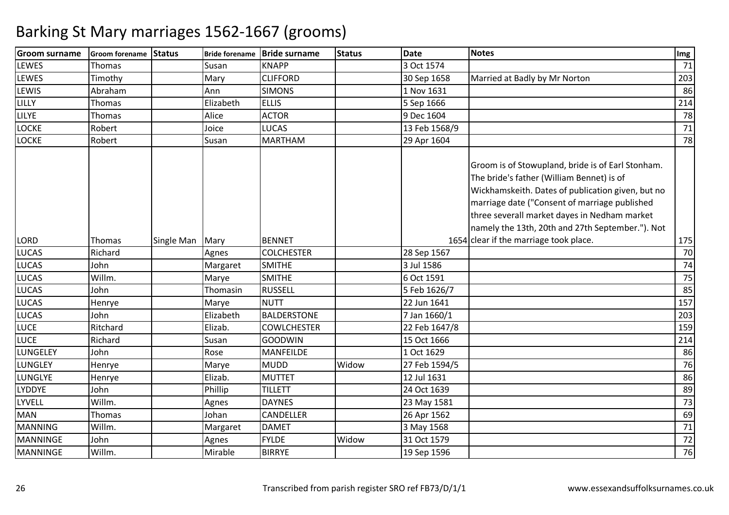# Barking St Mary marriages 1562-1667 (grooms)

| Groom surname | Groom forename | Status | Bride forename | Bride surname | Status | Date | Notes | Img |
|---|---|---|---|---|---|---|---|---|
| LEWES | Thomas | | Susan | KNAPP | | 3 Oct 1574 | | 71 |
| LEWES | Timothy | | Mary | CLIFFORD | | 30 Sep 1658 | Married at Badly by Mr Norton | 203 |
| LEWIS | Abraham | | Ann | SIMONS | | 1 Nov 1631 | | 86 |
| LILLY | Thomas | | Elizabeth | ELLIS | | 5 Sep 1666 | | 214 |
| LILYE | Thomas | | Alice | ACTOR | | 9 Dec 1604 | | 78 |
| LOCKE | Robert | | Joice | LUCAS | | 13 Feb 1568/9 | | 71 |
| LOCKE | Robert | | Susan | MARTHAM | | 29 Apr 1604 | | 78 |
| LORD | Thomas | Single Man | Mary | BENNET | | 1654 | Groom is of Stowupland, bride is of Earl Stonham. The bride's father (William Bennet) is of Wickhamskeith. Dates of publication given, but no marriage date ("Consent of marriage published three severall market dayes in Nedham market namely the 13th, 20th and 27th September."). Not clear if the marriage took place. | 175 |
| LUCAS | Richard | | Agnes | COLCHESTER | | 28 Sep 1567 | | 70 |
| LUCAS | John | | Margaret | SMITHE | | 3 Jul 1586 | | 74 |
| LUCAS | Willm. | | Marye | SMITHE | | 6 Oct 1591 | | 75 |
| LUCAS | John | | Thomasin | RUSSELL | | 5 Feb 1626/7 | | 85 |
| LUCAS | Henrye | | Marye | NUTT | | 22 Jun 1641 | | 157 |
| LUCAS | John | | Elizabeth | BALDERSTONE | | 7 Jan 1660/1 | | 203 |
| LUCE | Ritchard | | Elizab. | COWLCHESTER | | 22 Feb 1647/8 | | 159 |
| LUCE | Richard | | Susan | GOODWIN | | 15 Oct 1666 | | 214 |
| LUNGELEY | John | | Rose | MANFEILDE | | 1 Oct 1629 | | 86 |
| LUNGLEY | Henrye | | Marye | MUDD | Widow | 27 Feb 1594/5 | | 76 |
| LUNGLYE | Henrye | | Elizab. | MUTTET | | 12 Jul 1631 | | 86 |
| LYDDYE | John | | Phillip | TILLETT | | 24 Oct 1639 | | 89 |
| LYVELL | Willm. | | Agnes | DAYNES | | 23 May 1581 | | 73 |
| MAN | Thomas | | Johan | CANDELLER | | 26 Apr 1562 | | 69 |
| MANNING | Willm. | | Margaret | DAMET | | 3 May 1568 | | 71 |
| MANNINGE | John | | Agnes | FYLDE | Widow | 31 Oct 1579 | | 72 |
| MANNINGE | Willm. | | Mirable | BIRRYE | | 19 Sep 1596 | | 76 |

Transcribed from parish register SRO ref FB73/D/1/1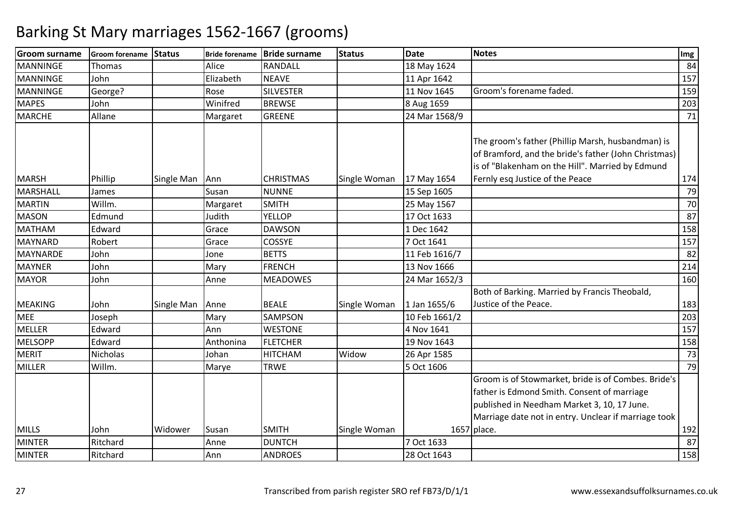# Barking St Mary marriages 1562-1667 (grooms)

| Groom surname | Groom forename | Status | Bride forename | Bride surname | Status | Date | Notes | Img |
|---|---|---|---|---|---|---|---|---|
| MANNINGE | Thomas | | Alice | RANDALL | | 18 May 1624 | | 84 |
| MANNINGE | John | | Elizabeth | NEAVE | | 11 Apr 1642 | | 157 |
| MANNINGE | George? | | Rose | SILVESTER | | 11 Nov 1645 | Groom's forename faded. | 159 |
| MAPES | John | | Winifred | BREWSE | | 8 Aug 1659 | | 203 |
| MARCHE | Allane | | Margaret | GREENE | | 24 Mar 1568/9 | | 71 |
| MARSH | Phillip | Single Man | Ann | CHRISTMAS | Single Woman | 17 May 1654 | The groom's father (Phillip Marsh, husbandman) is of Bramford, and the bride's father (John Christmas) is of "Blakenham on the Hill". Married by Edmund Fernly esq Justice of the Peace | 174 |
| MARSHALL | James | | Susan | NUNNE | | 15 Sep 1605 | | 79 |
| MARTIN | Willm. | | Margaret | SMITH | | 25 May 1567 | | 70 |
| MASON | Edmund | | Judith | YELLOP | | 17 Oct 1633 | | 87 |
| MATHAM | Edward | | Grace | DAWSON | | 1 Dec 1642 | | 158 |
| MAYNARD | Robert | | Grace | COSSYE | | 7 Oct 1641 | | 157 |
| MAYNARDE | John | | Jone | BETTS | | 11 Feb 1616/7 | | 82 |
| MAYNER | John | | Mary | FRENCH | | 13 Nov 1666 | | 214 |
| MAYOR | John | | Anne | MEADOWES | | 24 Mar 1652/3 | | 160 |
| MEAKING | John | Single Man | Anne | BEALE | Single Woman | 1 Jan 1655/6 | Both of Barking. Married by Francis Theobald, Justice of the Peace. | 183 |
| MEE | Joseph | | Mary | SAMPSON | | 10 Feb 1661/2 | | 203 |
| MELLER | Edward | | Ann | WESTONE | | 4 Nov 1641 | | 157 |
| MELSOPP | Edward | | Anthonina | FLETCHER | | 19 Nov 1643 | | 158 |
| MERIT | Nicholas | | Johan | HITCHAM | Widow | 26 Apr 1585 | | 73 |
| MILLER | Willm. | | Marye | TRWE | | 5 Oct 1606 | | 79 |
| MILLS | John | Widower | Susan | SMITH | Single Woman | 1657 | Groom is of Stowmarket, bride is of Combes. Bride's father is Edmond Smith. Consent of marriage published in Needham Market 3, 10, 17 June. Marriage date not in entry. Unclear if marriage took place. | 192 |
| MINTER | Ritchard | | Anne | DUNTCH | | 7 Oct 1633 | | 87 |
| MINTER | Ritchard | | Ann | ANDROES | | 28 Oct 1643 | | 158 |

Transcribed from parish register SRO ref FB73/D/1/1

www.essexandsuffolksurnames.co.uk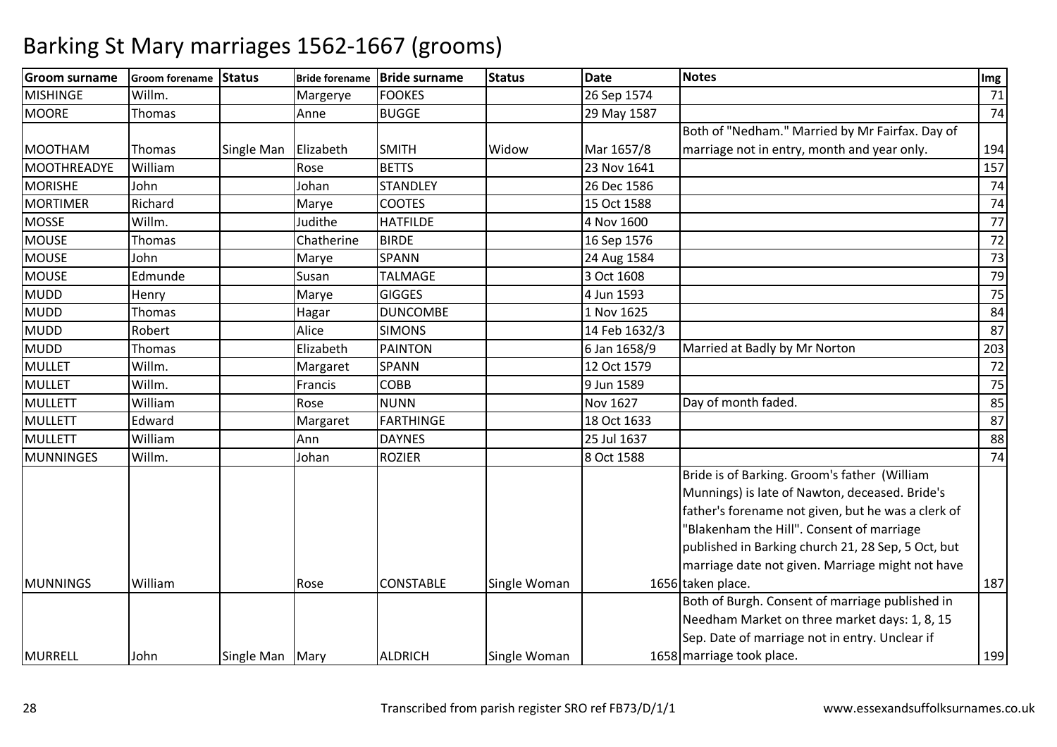# Barking St Mary marriages 1562-1667 (grooms)

| Groom surname | Groom forename | Status | Bride forename | Bride surname | Status | Date | Notes | Img |
|---|---|---|---|---|---|---|---|---|
| MISHINGE | Willm. | | Margerye | FOOKES | | 26 Sep 1574 | | 71 |
| MOORE | Thomas | | Anne | BUGGE | | 29 May 1587 | | 74 |
| MOOTHAM | Thomas | Single Man | Elizabeth | SMITH | Widow | Mar 1657/8 | Both of "Nedham." Married by Mr Fairfax. Day of marriage not in entry, month and year only. | 194 |
| MOOTHREADYE | William | | Rose | BETTS | | 23 Nov 1641 | | 157 |
| MORISHE | John | | Johan | STANDLEY | | 26 Dec 1586 | | 74 |
| MORTIMER | Richard | | Marye | COOTES | | 15 Oct 1588 | | 74 |
| MOSSE | Willm. | | Judithe | HATFILDE | | 4 Nov 1600 | | 77 |
| MOUSE | Thomas | | Chatherine | BIRDE | | 16 Sep 1576 | | 72 |
| MOUSE | John | | Marye | SPANN | | 24 Aug 1584 | | 73 |
| MOUSE | Edmunde | | Susan | TALMAGE | | 3 Oct 1608 | | 79 |
| MUDD | Henry | | Marye | GIGGES | | 4 Jun 1593 | | 75 |
| MUDD | Thomas | | Hagar | DUNCOMBE | | 1 Nov 1625 | | 84 |
| MUDD | Robert | | Alice | SIMONS | | 14 Feb 1632/3 | | 87 |
| MUDD | Thomas | | Elizabeth | PAINTON | | 6 Jan 1658/9 | Married at Badly by Mr Norton | 203 |
| MULLET | Willm. | | Margaret | SPANN | | 12 Oct 1579 | | 72 |
| MULLET | Willm. | | Francis | COBB | | 9 Jun 1589 | | 75 |
| MULLETT | William | | Rose | NUNN | | Nov 1627 | Day of month faded. | 85 |
| MULLETT | Edward | | Margaret | FARTHINGE | | 18 Oct 1633 | | 87 |
| MULLETT | William | | Ann | DAYNES | | 25 Jul 1637 | | 88 |
| MUNNINGES | Willm. | | Johan | ROZIER | | 8 Oct 1588 | | 74 |
| MUNNINGS | William | | Rose | CONSTABLE | Single Woman | 1656 | Bride is of Barking. Groom's father (William Munnings) is late of Nawton, deceased. Bride's father's forename not given, but he was a clerk of "Blakenham the Hill". Consent of marriage published in Barking church 21, 28 Sep, 5 Oct, but marriage date not given. Marriage might not have taken place. | 187 |
| MURRELL | John | Single Man | Mary | ALDRICH | Single Woman | 1658 | Both of Burgh. Consent of marriage published in Needham Market on three market days: 1, 8, 15 Sep. Date of marriage not in entry. Unclear if marriage took place. | 199 |

Transcribed from parish register SRO ref FB73/D/1/1

www.essexandsuffolksurnames.co.uk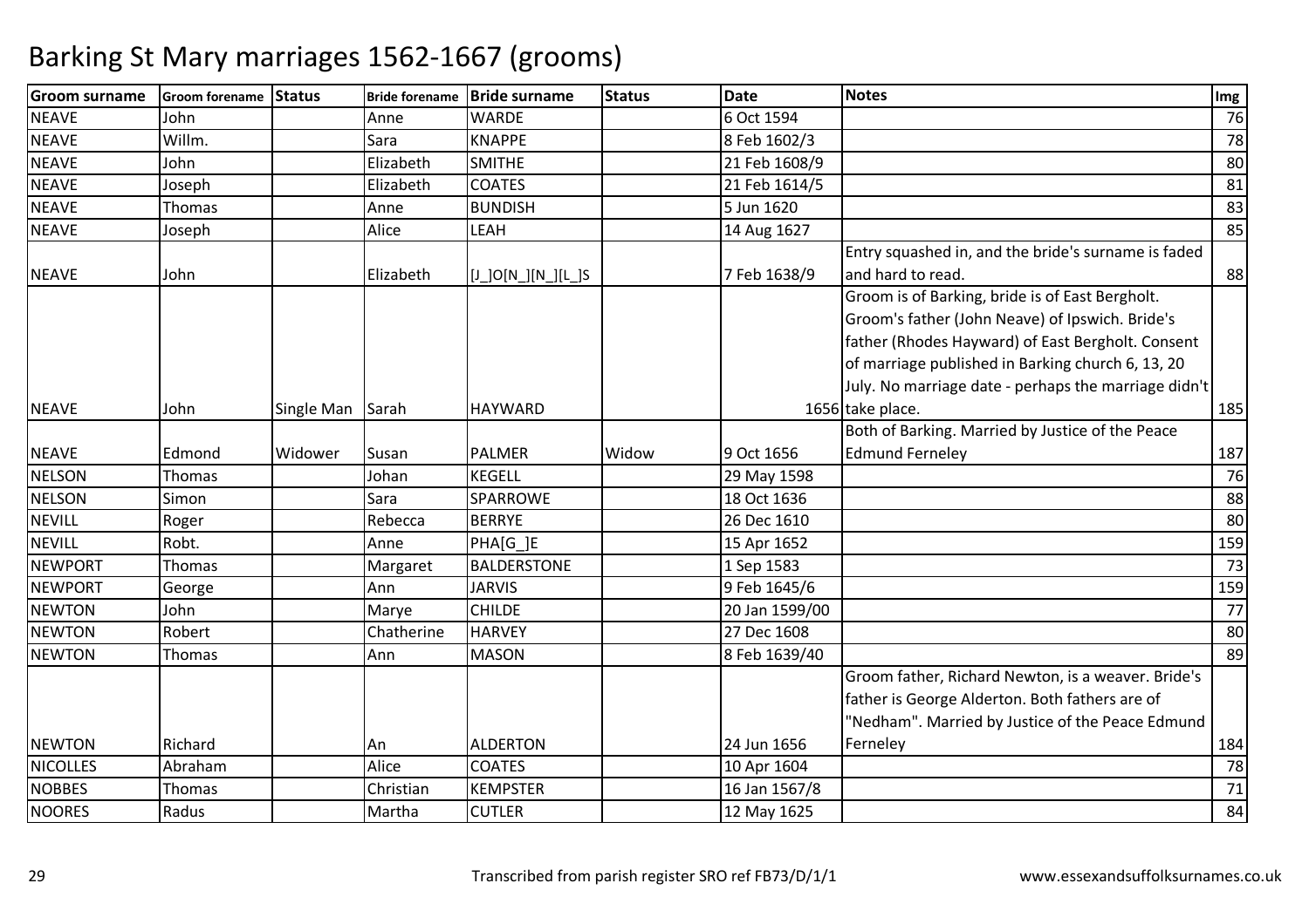# Barking St Mary marriages 1562-1667 (grooms)

| Groom surname | Groom forename | Status | Bride forename | Bride surname | Status | Date | Notes | Img |
|---|---|---|---|---|---|---|---|---|
| NEAVE | John | | Anne | WARDE | | 6 Oct 1594 | | 76 |
| NEAVE | Willm. | | Sara | KNAPPE | | 8 Feb 1602/3 | | 78 |
| NEAVE | John | | Elizabeth | SMITHE | | 21 Feb 1608/9 | | 80 |
| NEAVE | Joseph | | Elizabeth | COATES | | 21 Feb 1614/5 | | 81 |
| NEAVE | Thomas | | Anne | BUNDISH | | 5 Jun 1620 | | 83 |
| NEAVE | Joseph | | Alice | LEAH | | 14 Aug 1627 | | 85 |
| NEAVE | John | | Elizabeth | [J_]O[N_][N_][L_]S | | 7 Feb 1638/9 | Entry squashed in, and the bride's surname is faded and hard to read. | 88 |
| NEAVE | John | Single Man | Sarah | HAYWARD | | 1656 | Groom is of Barking, bride is of East Bergholt. Groom's father (John Neave) of Ipswich. Bride's father (Rhodes Hayward) of East Bergholt. Consent of marriage published in Barking church 6, 13, 20 July. No marriage date - perhaps the marriage didn't take place. | 185 |
| NEAVE | Edmond | Widower | Susan | PALMER | Widow | 9 Oct 1656 | Both of Barking. Married by Justice of the Peace Edmund Ferneley | 187 |
| NELSON | Thomas | | Johan | KEGELL | | 29 May 1598 | | 76 |
| NELSON | Simon | | Sara | SPARROWE | | 18 Oct 1636 | | 88 |
| NEVILL | Roger | | Rebecca | BERRYE | | 26 Dec 1610 | | 80 |
| NEVILL | Robt. | | Anne | PHA[G_]E | | 15 Apr 1652 | | 159 |
| NEWPORT | Thomas | | Margaret | BALDERSTONE | | 1 Sep 1583 | | 73 |
| NEWPORT | George | | Ann | JARVIS | | 9 Feb 1645/6 | | 159 |
| NEWTON | John | | Marye | CHILDE | | 20 Jan 1599/00 | | 77 |
| NEWTON | Robert | | Chatherine | HARVEY | | 27 Dec 1608 | | 80 |
| NEWTON | Thomas | | Ann | MASON | | 8 Feb 1639/40 | | 89 |
| NEWTON | Richard | | An | ALDERTON | | 24 Jun 1656 | Groom father, Richard Newton, is a weaver. Bride's father is George Alderton. Both fathers are of "Nedham". Married by Justice of the Peace Edmund Ferneley | 184 |
| NICOLLES | Abraham | | Alice | COATES | | 10 Apr 1604 | | 78 |
| NOBBES | Thomas | | Christian | KEMPSTER | | 16 Jan 1567/8 | | 71 |
| NOORES | Radus | | Martha | CUTLER | | 12 May 1625 | | 84 |

Transcribed from parish register SRO ref FB73/D/1/1 www.essexandsuffolksurnames.co.uk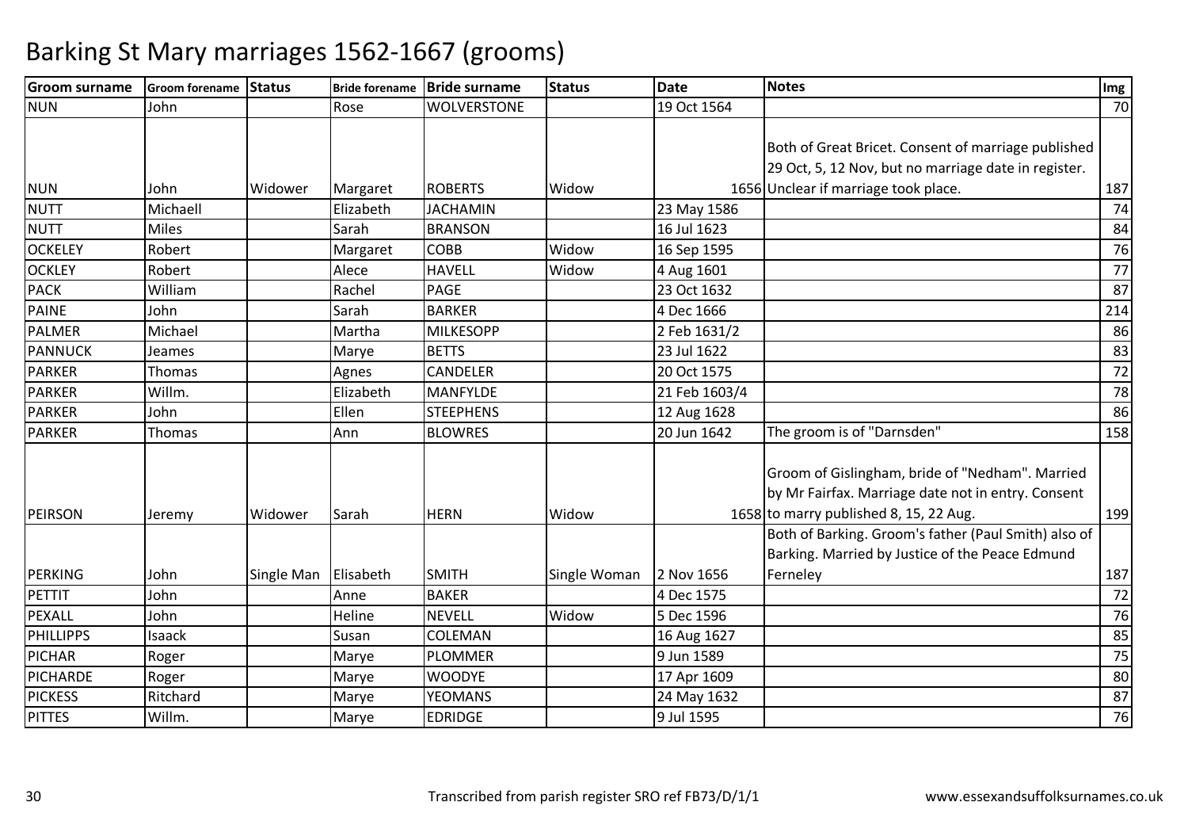# Barking St Mary marriages 1562-1667 (grooms)

| Groom surname | Groom forename | Status | Bride forename | Bride surname | Status | Date | Notes | Img |
|---|---|---|---|---|---|---|---|---|
| NUN | John | | Rose | WOLVERSTONE | | 19 Oct 1564 | | 70 |
| NUN | John | Widower | Margaret | ROBERTS | Widow | 1656 | Both of Great Bricet. Consent of marriage published 29 Oct, 5, 12 Nov, but no marriage date in register. Unclear if marriage took place. | 187 |
| NUTT | Michaell | | Elizabeth | JACHAMIN | | 23 May 1586 | | 74 |
| NUTT | Miles | | Sarah | BRANSON | | 16 Jul 1623 | | 84 |
| OCKELEY | Robert | | Margaret | COBB | Widow | 16 Sep 1595 | | 76 |
| OCKLEY | Robert | | Alece | HAVELL | Widow | 4 Aug 1601 | | 77 |
| PACK | William | | Rachel | PAGE | | 23 Oct 1632 | | 87 |
| PAINE | John | | Sarah | BARKER | | 4 Dec 1666 | | 214 |
| PALMER | Michael | | Martha | MILKESOPP | | 2 Feb 1631/2 | | 86 |
| PANNUCK | Jeames | | Marye | BETTS | | 23 Jul 1622 | | 83 |
| PARKER | Thomas | | Agnes | CANDELER | | 20 Oct 1575 | | 72 |
| PARKER | Willm. | | Elizabeth | MANFYLDE | | 21 Feb 1603/4 | | 78 |
| PARKER | John | | Ellen | STEEPHENS | | 12 Aug 1628 | | 86 |
| PARKER | Thomas | | Ann | BLOWRES | | 20 Jun 1642 | The groom is of "Darnsden" | 158 |
| PEIRSON | Jeremy | Widower | Sarah | HERN | Widow | 1658 | Groom of Gislingham, bride of "Nedham". Married by Mr Fairfax. Marriage date not in entry. Consent to marry published 8, 15, 22 Aug. | 199 |
| PERKING | John | Single Man | Elisabeth | SMITH | Single Woman | 2 Nov 1656 | Both of Barking. Groom's father (Paul Smith) also of Barking. Married by Justice of the Peace Edmund Ferneley | 187 |
| PETTIT | John | | Anne | BAKER | | 4 Dec 1575 | | 72 |
| PEXALL | John | | Heline | NEVELL | Widow | 5 Dec 1596 | | 76 |
| PHILLIPPS | Isaack | | Susan | COLEMAN | | 16 Aug 1627 | | 85 |
| PICHAR | Roger | | Marye | PLOMMER | | 9 Jun 1589 | | 75 |
| PICHARDE | Roger | | Marye | WOODYE | | 17 Apr 1609 | | 80 |
| PICKESS | Ritchard | | Marye | YEOMANS | | 24 May 1632 | | 87 |
| PITTES | Willm. | | Marye | EDRIDGE | | 9 Jul 1595 | | 76 |

Transcribed from parish register SRO ref FB73/D/1/1

www.essexandsuffolksurnames.co.uk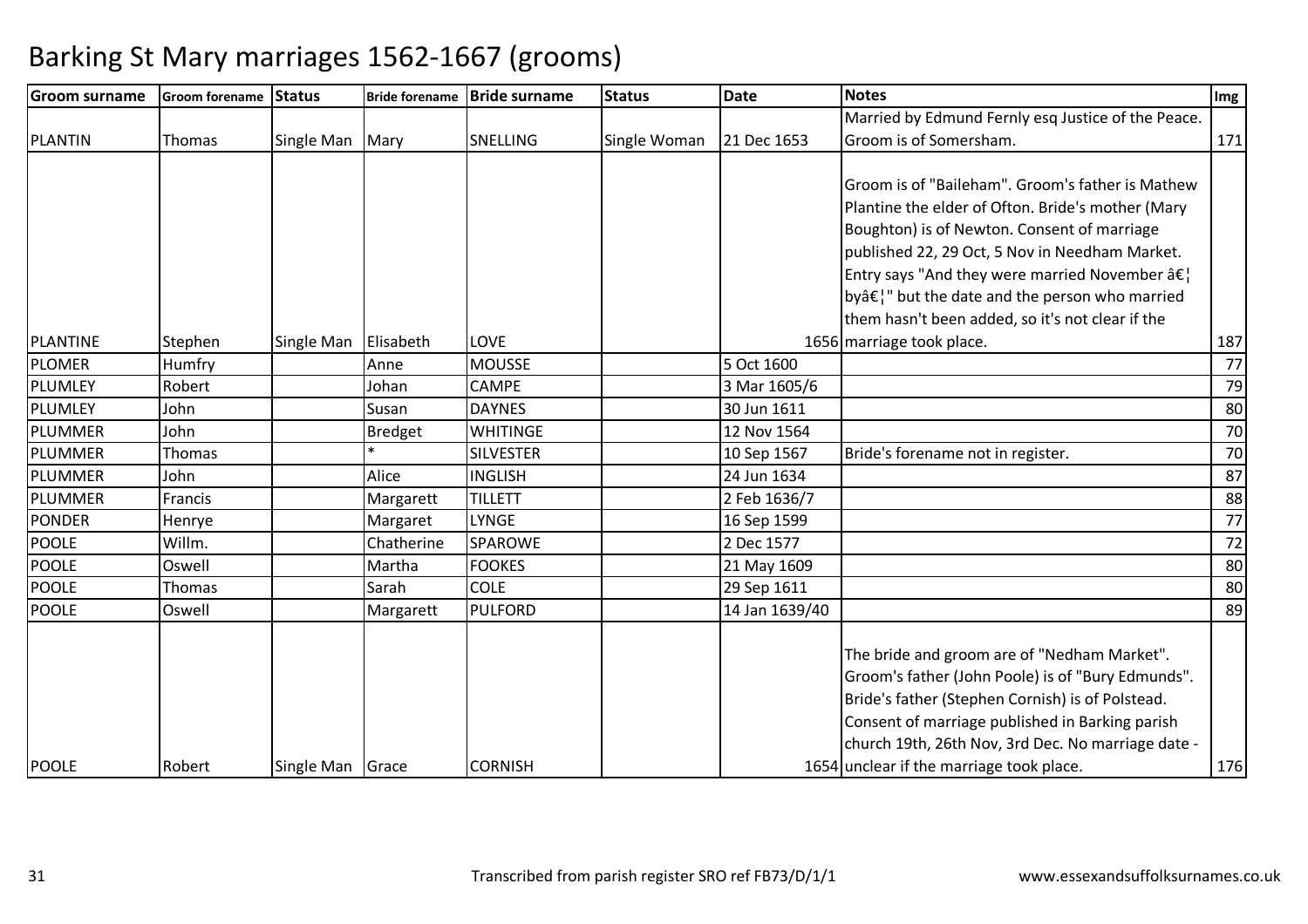# Barking St Mary marriages 1562-1667 (grooms)

| Groom surname | Groom forename | Status | Bride forename | Bride surname | Status | Date | Notes | Img |
|---|---|---|---|---|---|---|---|---|
| PLANTIN | Thomas | Single Man | Mary | SNELLING | Single Woman | 21 Dec 1653 | Married by Edmund Fernly esq Justice of the Peace. Groom is of Somersham. | 171 |
| PLANTINE | Stephen | Single Man | Elisabeth | LOVE | | 1656 | Groom is of "Baileham". Groom's father is Mathew Plantine the elder of Ofton. Bride's mother (Mary Boughton) is of Newton. Consent of marriage published 22, 29 Oct, 5 Nov in Needham Market. Entry says "And they were married November â€¦ byâ€¦" but the date and the person who married them hasn't been added, so it's not clear if the marriage took place. | 187 |
| PLOMER | Humfry | | Anne | MOUSSE | | 5 Oct 1600 | | 77 |
| PLUMLEY | Robert | | Johan | CAMPE | | 3 Mar 1605/6 | | 79 |
| PLUMLEY | John | | Susan | DAYNES | | 30 Jun 1611 | | 80 |
| PLUMMER | John | | Bredget | WHITINGE | | 12 Nov 1564 | | 70 |
| PLUMMER | Thomas | | * | SILVESTER | | 10 Sep 1567 | Bride's forename not in register. | 70 |
| PLUMMER | John | | Alice | INGLISH | | 24 Jun 1634 | | 87 |
| PLUMMER | Francis | | Margarett | TILLETT | | 2 Feb 1636/7 | | 88 |
| PONDER | Henrye | | Margaret | LYNGE | | 16 Sep 1599 | | 77 |
| POOLE | Willm. | | Chatherine | SPAROWE | | 2 Dec 1577 | | 72 |
| POOLE | Oswell | | Martha | FOOKES | | 21 May 1609 | | 80 |
| POOLE | Thomas | | Sarah | COLE | | 29 Sep 1611 | | 80 |
| POOLE | Oswell | | Margarett | PULFORD | | 14 Jan 1639/40 | | 89 |
| POOLE | Robert | Single Man | Grace | CORNISH | | 1654 | The bride and groom are of "Nedham Market". Groom's father (John Poole) is of "Bury Edmunds". Bride's father (Stephen Cornish) is of Polstead. Consent of marriage published in Barking parish church 19th, 26th Nov, 3rd Dec. No marriage date - unclear if the marriage took place. | 176 |

Transcribed from parish register SRO ref FB73/D/1/1

www.essexandsuffolksurnames.co.uk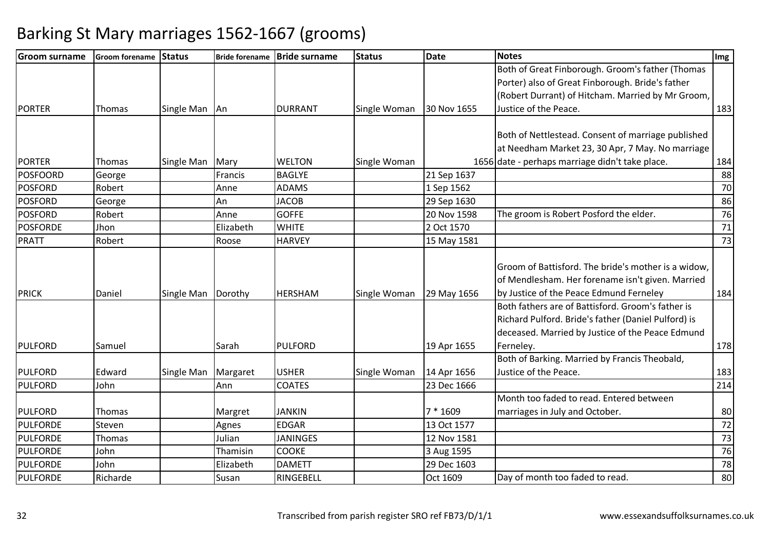# Barking St Mary marriages 1562-1667 (grooms)

| Groom surname | Groom forename | Status | Bride forename | Bride surname | Status | Date | Notes | Img |
|---|---|---|---|---|---|---|---|---|
| PORTER | Thomas | Single Man | An | DURRANT | Single Woman | 30 Nov 1655 | Both of Great Finborough. Groom's father (Thomas Porter) also of Great Finborough. Bride's father (Robert Durrant) of Hitcham. Married by Mr Groom, Justice of the Peace. | 183 |
| PORTER | Thomas | Single Man | Mary | WELTON | Single Woman | 1656 | Both of Nettlestead. Consent of marriage published at Needham Market 23, 30 Apr, 7 May. No marriage date - perhaps marriage didn't take place. | 184 |
| POSFOORD | George | | Francis | BAGLYE | | 21 Sep 1637 | | 88 |
| POSFORD | Robert | | Anne | ADAMS | | 1 Sep 1562 | | 70 |
| POSFORD | George | | An | JACOB | | 29 Sep 1630 | | 86 |
| POSFORD | Robert | | Anne | GOFFE | | 20 Nov 1598 | The groom is Robert Posford the elder. | 76 |
| POSFORDE | Jhon | | Elizabeth | WHITE | | 2 Oct 1570 | | 71 |
| PRATT | Robert | | Roose | HARVEY | | 15 May 1581 | | 73 |
| PRICK | Daniel | Single Man | Dorothy | HERSHAM | Single Woman | 29 May 1656 | Groom of Battisford. The bride's mother is a widow, of Mendlesham. Her forename isn't given. Married by Justice of the Peace Edmund Ferneley | 184 |
| PULFORD | Samuel | | Sarah | PULFORD | | 19 Apr 1655 | Both fathers are of Battisford. Groom's father is Richard Pulford. Bride's father (Daniel Pulford) is deceased. Married by Justice of the Peace Edmund Ferneley. | 178 |
| PULFORD | Edward | Single Man | Margaret | USHER | Single Woman | 14 Apr 1656 | Both of Barking. Married by Francis Theobald, Justice of the Peace. | 183 |
| PULFORD | John | | Ann | COATES | | 23 Dec 1666 | | 214 |
| PULFORD | Thomas | | Margret | JANKIN | | 7 * 1609 | Month too faded to read. Entered between marriages in July and October. | 80 |
| PULFORDE | Steven | | Agnes | EDGAR | | 13 Oct 1577 | | 72 |
| PULFORDE | Thomas | | Julian | JANINGES | | 12 Nov 1581 | | 73 |
| PULFORDE | John | | Thamisin | COOKE | | 3 Aug 1595 | | 76 |
| PULFORDE | John | | Elizabeth | DAMETT | | 29 Dec 1603 | | 78 |
| PULFORDE | Richarde | | Susan | RINGEBELL | | Oct 1609 | Day of month too faded to read. | 80 |

Transcribed from parish register SRO ref FB73/D/1/1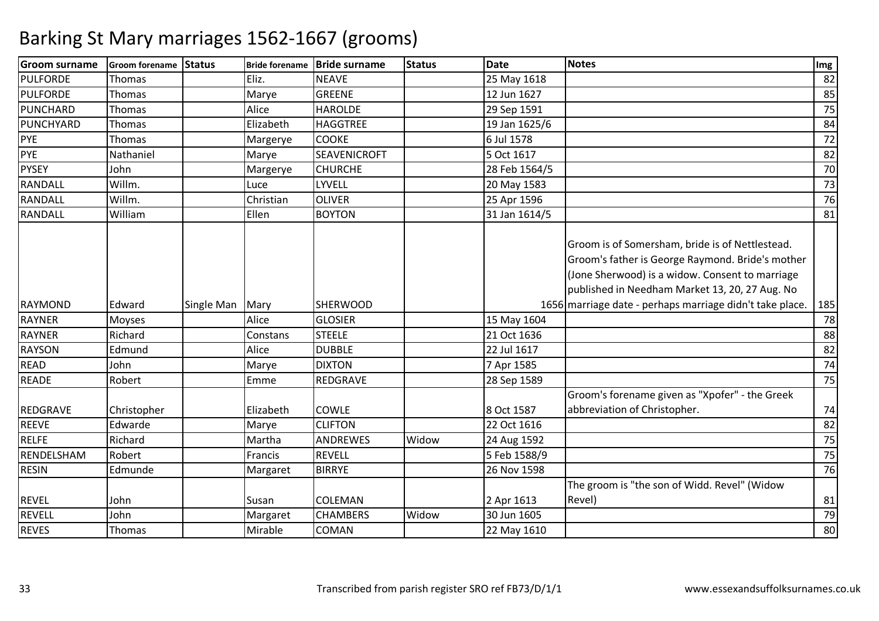# Barking St Mary marriages 1562-1667 (grooms)

| Groom surname | Groom forename | Status | Bride forename | Bride surname | Status | Date | Notes | Img |
|---|---|---|---|---|---|---|---|---|
| PULFORDE | Thomas | | Eliz. | NEAVE | | 25 May 1618 | | 82 |
| PULFORDE | Thomas | | Marye | GREENE | | 12 Jun 1627 | | 85 |
| PUNCHARD | Thomas | | Alice | HAROLDE | | 29 Sep 1591 | | 75 |
| PUNCHYARD | Thomas | | Elizabeth | HAGGTREE | | 19 Jan 1625/6 | | 84 |
| PYE | Thomas | | Margerye | COOKE | | 6 Jul 1578 | | 72 |
| PYE | Nathaniel | | Marye | SEAVENICROFT | | 5 Oct 1617 | | 82 |
| PYSEY | John | | Margerye | CHURCHE | | 28 Feb 1564/5 | | 70 |
| RANDALL | Willm. | | Luce | LYVELL | | 20 May 1583 | | 73 |
| RANDALL | Willm. | | Christian | OLIVER | | 25 Apr 1596 | | 76 |
| RANDALL | William | | Ellen | BOYTON | | 31 Jan 1614/5 | | 81 |
| RAYMOND | Edward | Single Man | Mary | SHERWOOD | | 1656 | Groom is of Somersham, bride is of Nettlestead. Groom's father is George Raymond. Bride's mother (Jone Sherwood) is a widow. Consent to marriage published in Needham Market 13, 20, 27 Aug. No marriage date - perhaps marriage didn't take place. | 185 |
| RAYNER | Moyses | | Alice | GLOSIER | | 15 May 1604 | | 78 |
| RAYNER | Richard | | Constans | STEELE | | 21 Oct 1636 | | 88 |
| RAYSON | Edmund | | Alice | DUBBLE | | 22 Jul 1617 | | 82 |
| READ | John | | Marye | DIXTON | | 7 Apr 1585 | | 74 |
| READE | Robert | | Emme | REDGRAVE | | 28 Sep 1589 | | 75 |
| REDGRAVE | Christopher | | Elizabeth | COWLE | | 8 Oct 1587 | Groom's forename given as "Xpofer" - the Greek abbreviation of Christopher. | 74 |
| REEVE | Edwarde | | Marye | CLIFTON | | 22 Oct 1616 | | 82 |
| RELFE | Richard | | Martha | ANDREWES | Widow | 24 Aug 1592 | | 75 |
| RENDELSHAM | Robert | | Francis | REVELL | | 5 Feb 1588/9 | | 75 |
| RESIN | Edmunde | | Margaret | BIRRYE | | 26 Nov 1598 | | 76 |
| REVEL | John | | Susan | COLEMAN | | 2 Apr 1613 | The groom is "the son of Widd. Revel" (Widow Revel) | 81 |
| REVELL | John | | Margaret | CHAMBERS | Widow | 30 Jun 1605 | | 79 |
| REVES | Thomas | | Mirable | COMAN | | 22 May 1610 | | 80 |

Transcribed from parish register SRO ref FB73/D/1/1

www.essexandsuffolksurnames.co.uk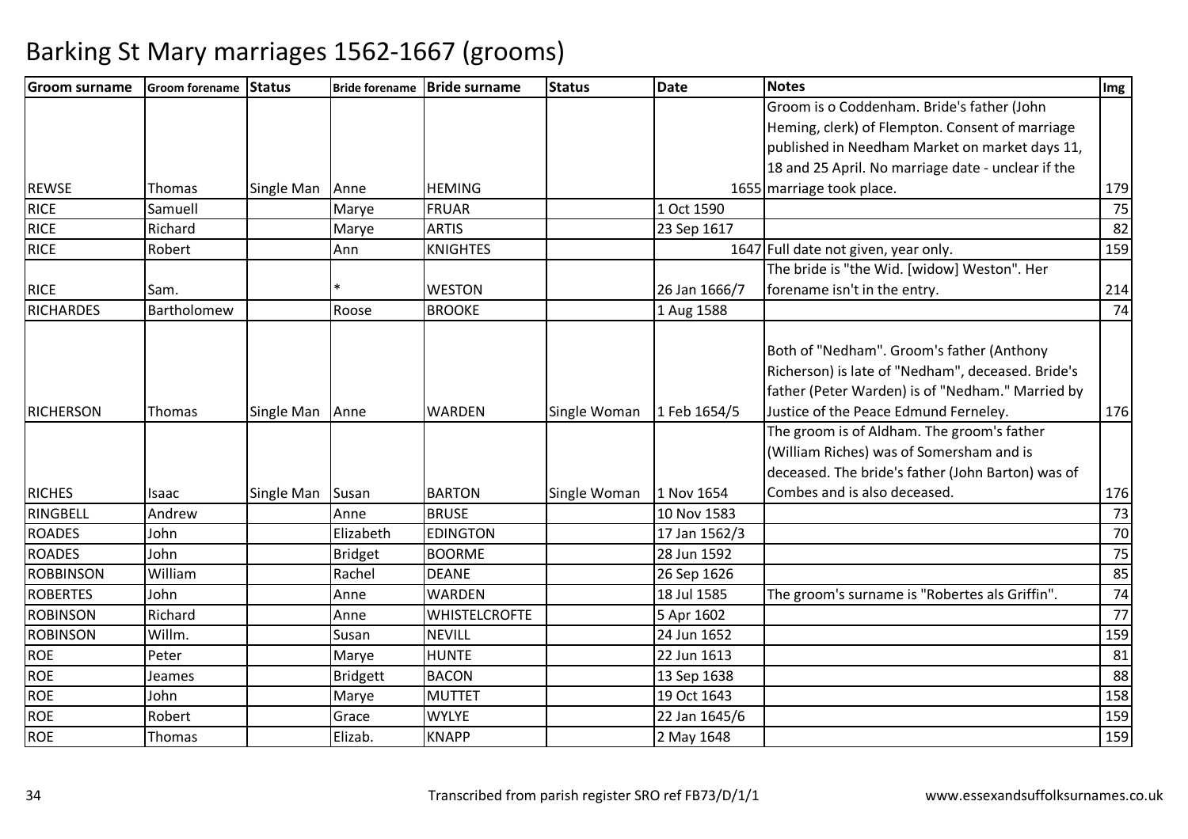# Barking St Mary marriages 1562-1667 (grooms)

| Groom surname | Groom forename | Status | Bride forename | Bride surname | Status | Date | Notes | Img |
|---|---|---|---|---|---|---|---|---|
| REWSE | Thomas | Single Man | Anne | HEMING | | 1655 | Groom is o Coddenham. Bride's father (John Heming, clerk) of Flempton. Consent of marriage published in Needham Market on market days 11, 18 and 25 April. No marriage date - unclear if the marriage took place. | 179 |
| RICE | Samuell | | Marye | FRUAR | | 1 Oct 1590 | | 75 |
| RICE | Richard | | Marye | ARTIS | | 23 Sep 1617 | | 82 |
| RICE | Robert | | Ann | KNIGHTES | | 1647 | Full date not given, year only. | 159 |
| RICE | Sam. | | * | WESTON | | 26 Jan 1666/7 | The bride is "the Wid. [widow] Weston". Her forename isn't in the entry. | 214 |
| RICHARDES | Bartholomew | | Roose | BROOKE | | 1 Aug 1588 | | 74 |
| RICHERSON | Thomas | Single Man | Anne | WARDEN | Single Woman | 1 Feb 1654/5 | Both of "Nedham". Groom's father (Anthony Richerson) is late of "Nedham", deceased. Bride's father (Peter Warden) is of "Nedham." Married by Justice of the Peace Edmund Ferneley. | 176 |
| RICHES | Isaac | Single Man | Susan | BARTON | Single Woman | 1 Nov 1654 | The groom is of Aldham. The groom's father (William Riches) was of Somersham and is deceased. The bride's father (John Barton) was of Combes and is also deceased. | 176 |
| RINGBELL | Andrew | | Anne | BRUSE | | 10 Nov 1583 | | 73 |
| ROADES | John | | Elizabeth | EDINGTON | | 17 Jan 1562/3 | | 70 |
| ROADES | John | | Bridget | BOORME | | 28 Jun 1592 | | 75 |
| ROBBINSON | William | | Rachel | DEANE | | 26 Sep 1626 | | 85 |
| ROBERTES | John | | Anne | WARDEN | | 18 Jul 1585 | The groom's surname is "Robertes als Griffin". | 74 |
| ROBINSON | Richard | | Anne | WHISTELCROFTE | | 5 Apr 1602 | | 77 |
| ROBINSON | Willm. | | Susan | NEVILL | | 24 Jun 1652 | | 159 |
| ROE | Peter | | Marye | HUNTE | | 22 Jun 1613 | | 81 |
| ROE | Jeames | | Bridgett | BACON | | 13 Sep 1638 | | 88 |
| ROE | John | | Marye | MUTTET | | 19 Oct 1643 | | 158 |
| ROE | Robert | | Grace | WYLYE | | 22 Jan 1645/6 | | 159 |
| ROE | Thomas | | Elizab. | KNAPP | | 2 May 1648 | | 159 |

Transcribed from parish register SRO ref FB73/D/1/1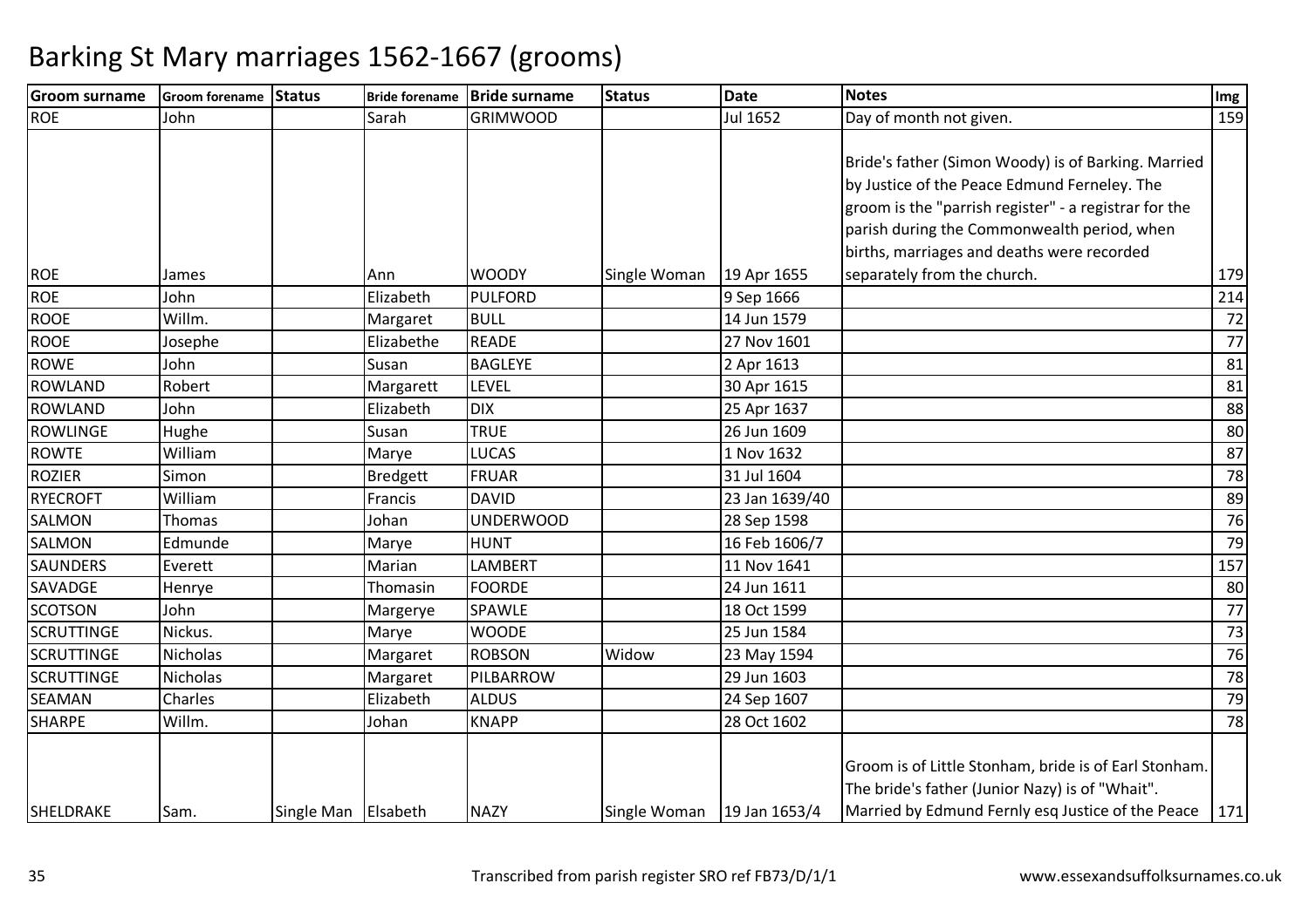# Barking St Mary marriages 1562-1667 (grooms)

| Groom surname | Groom forename | Status | Bride forename | Bride surname | Status | Date | Notes | Img |
|---|---|---|---|---|---|---|---|---|
| ROE | John | | Sarah | GRIMWOOD | | Jul 1652 | Day of month not given. | 159 |
| ROE | James | | Ann | WOODY | Single Woman | 19 Apr 1655 | Bride's father (Simon Woody) is of Barking. Married by Justice of the Peace Edmund Ferneley. The groom is the "parrish register" - a registrar for the parish during the Commonwealth period, when births, marriages and deaths were recorded separately from the church. | 179 |
| ROE | John | | Elizabeth | PULFORD | | 9 Sep 1666 | | 214 |
| ROOE | Willm. | | Margaret | BULL | | 14 Jun 1579 | | 72 |
| ROOE | Josephe | | Elizabethe | READE | | 27 Nov 1601 | | 77 |
| ROWE | John | | Susan | BAGLEYE | | 2 Apr 1613 | | 81 |
| ROWLAND | Robert | | Margarett | LEVEL | | 30 Apr 1615 | | 81 |
| ROWLAND | John | | Elizabeth | DIX | | 25 Apr 1637 | | 88 |
| ROWLINGE | Hughe | | Susan | TRUE | | 26 Jun 1609 | | 80 |
| ROWTE | William | | Marye | LUCAS | | 1 Nov 1632 | | 87 |
| ROZIER | Simon | | Bredgett | FRUAR | | 31 Jul 1604 | | 78 |
| RYECROFT | William | | Francis | DAVID | | 23 Jan 1639/40 | | 89 |
| SALMON | Thomas | | Johan | UNDERWOOD | | 28 Sep 1598 | | 76 |
| SALMON | Edmunde | | Marye | HUNT | | 16 Feb 1606/7 | | 79 |
| SAUNDERS | Everett | | Marian | LAMBERT | | 11 Nov 1641 | | 157 |
| SAVADGE | Henrye | | Thomasin | FOORDE | | 24 Jun 1611 | | 80 |
| SCOTSON | John | | Margerye | SPAWLE | | 18 Oct 1599 | | 77 |
| SCRUTTINGE | Nickus. | | Marye | WOODE | | 25 Jun 1584 | | 73 |
| SCRUTTINGE | Nicholas | | Margaret | ROBSON | Widow | 23 May 1594 | | 76 |
| SCRUTTINGE | Nicholas | | Margaret | PILBARROW | | 29 Jun 1603 | | 78 |
| SEAMAN | Charles | | Elizabeth | ALDUS | | 24 Sep 1607 | | 79 |
| SHARPE | Willm. | | Johan | KNAPP | | 28 Oct 1602 | | 78 |
| SHELDRAKE | Sam. | Single Man | Elsabeth | NAZY | Single Woman | 19 Jan 1653/4 | Groom is of Little Stonham, bride is of Earl Stonham. The bride's father (Junior Nazy) is of "Whait". Married by Edmund Fernly esq Justice of the Peace | 171 |

Transcribed from parish register SRO ref FB73/D/1/1

www.essexandsuffolksurnames.co.uk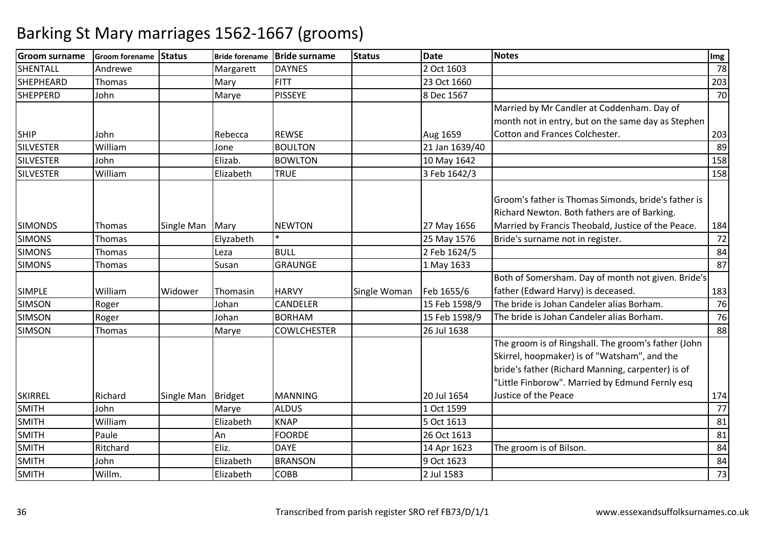# Barking St Mary marriages 1562-1667 (grooms)

| Groom surname | Groom forename | Status | Bride forename | Bride surname | Status | Date | Notes | Img |
|---|---|---|---|---|---|---|---|---|
| SHENTALL | Andrewe | | Margarett | DAYNES | | 2 Oct 1603 | | 78 |
| SHEPHEARD | Thomas | | Mary | FITT | | 23 Oct 1660 | | 203 |
| SHEPPERD | John | | Marye | PISSEYE | | 8 Dec 1567 | | 70 |
| SHIP | John | | Rebecca | REWSE | | Aug 1659 | Married by Mr Candler at Coddenham. Day of month not in entry, but on the same day as Stephen Cotton and Frances Colchester. | 203 |
| SILVESTER | William | | Jone | BOULTON | | 21 Jan 1639/40 | | 89 |
| SILVESTER | John | | Elizab. | BOWLTON | | 10 May 1642 | | 158 |
| SILVESTER | William | | Elizabeth | TRUE | | 3 Feb 1642/3 | | 158 |
| SIMONDS | Thomas | Single Man | Mary | NEWTON | | 27 May 1656 | Groom's father is Thomas Simonds, bride's father is Richard Newton. Both fathers are of Barking. Married by Francis Theobald, Justice of the Peace. | 184 |
| SIMONS | Thomas | | Elyzabeth | * | | 25 May 1576 | Bride's surname not in register. | 72 |
| SIMONS | Thomas | | Leza | BULL | | 2 Feb 1624/5 | | 84 |
| SIMONS | Thomas | | Susan | GRAUNGE | | 1 May 1633 | | 87 |
| SIMPLE | William | Widower | Thomasin | HARVY | Single Woman | Feb 1655/6 | Both of Somersham. Day of month not given. Bride's father (Edward Harvy) is deceased. | 183 |
| SIMSON | Roger | | Johan | CANDELER | | 15 Feb 1598/9 | The bride is Johan Candeler alias Borham. | 76 |
| SIMSON | Roger | | Johan | BORHAM | | 15 Feb 1598/9 | The bride is Johan Candeler alias Borham. | 76 |
| SIMSON | Thomas | | Marye | COWLCHESTER | | 26 Jul 1638 | | 88 |
| SKIRREL | Richard | Single Man | Bridget | MANNING | | 20 Jul 1654 | The groom is of Ringshall. The groom's father (John Skirrel, hoopmaker) is of "Watsham", and the bride's father (Richard Manning, carpenter) is of "Little Finborow". Married by Edmund Fernly esq Justice of the Peace | 174 |
| SMITH | John | | Marye | ALDUS | | 1 Oct 1599 | | 77 |
| SMITH | William | | Elizabeth | KNAP | | 5 Oct 1613 | | 81 |
| SMITH | Paule | | An | FOORDE | | 26 Oct 1613 | | 81 |
| SMITH | Ritchard | | Eliz. | DAYE | | 14 Apr 1623 | The groom is of Bilson. | 84 |
| SMITH | John | | Elizabeth | BRANSON | | 9 Oct 1623 | | 84 |
| SMITH | Willm. | | Elizabeth | COBB | | 2 Jul 1583 | | 73 |

Transcribed from parish register SRO ref FB73/D/1/1 www.essexandsuffolksurnames.co.uk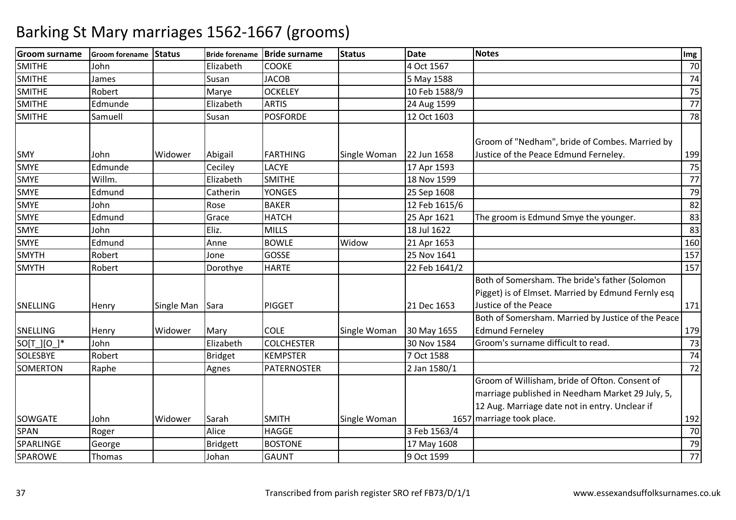# Barking St Mary marriages 1562-1667 (grooms)

| Groom surname | Groom forename | Status | Bride forename | Bride surname | Status | Date | Notes | Img |
|---|---|---|---|---|---|---|---|---|
| SMITHE | John | | Elizabeth | COOKE | | 4 Oct 1567 | | 70 |
| SMITHE | James | | Susan | JACOB | | 5 May 1588 | | 74 |
| SMITHE | Robert | | Marye | OCKELEY | | 10 Feb 1588/9 | | 75 |
| SMITHE | Edmunde | | Elizabeth | ARTIS | | 24 Aug 1599 | | 77 |
| SMITHE | Samuell | | Susan | POSFORDE | | 12 Oct 1603 | | 78 |
| SMY | John | Widower | Abigail | FARTHING | Single Woman | 22 Jun 1658 | Groom of "Nedham", bride of Combes. Married by Justice of the Peace Edmund Ferneley. | 199 |
| SMYE | Edmunde | | Ceciley | LACYE | | 17 Apr 1593 | | 75 |
| SMYE | Willm. | | Elizabeth | SMITHE | | 18 Nov 1599 | | 77 |
| SMYE | Edmund | | Catherin | YONGES | | 25 Sep 1608 | | 79 |
| SMYE | John | | Rose | BAKER | | 12 Feb 1615/6 | | 82 |
| SMYE | Edmund | | Grace | HATCH | | 25 Apr 1621 | The groom is Edmund Smye the younger. | 83 |
| SMYE | John | | Eliz. | MILLS | | 18 Jul 1622 | | 83 |
| SMYE | Edmund | | Anne | BOWLE | Widow | 21 Apr 1653 | | 160 |
| SMYTH | Robert | | Jone | GOSSE | | 25 Nov 1641 | | 157 |
| SMYTH | Robert | | Dorothye | HARTE | | 22 Feb 1641/2 | | 157 |
| SNELLING | Henry | Single Man | Sara | PIGGET | | 21 Dec 1653 | Both of Somersham. The bride's father (Solomon Pigget) is of Elmset. Married by Edmund Fernly esq Justice of the Peace | 171 |
| SNELLING | Henry | Widower | Mary | COLE | Single Woman | 30 May 1655 | Both of Somersham. Married by Justice of the Peace Edmund Ferneley | 179 |
| SO[T_][O_]* | John | | Elizabeth | COLCHESTER | | 30 Nov 1584 | Groom's surname difficult to read. | 73 |
| SOLESBYE | Robert | | Bridget | KEMPSTER | | 7 Oct 1588 | | 74 |
| SOMERTON | Raphe | | Agnes | PATERNOSTER | | 2 Jan 1580/1 | | 72 |
| SOWGATE | John | Widower | Sarah | SMITH | Single Woman | 1657 | Groom of Willisham, bride of Ofton. Consent of marriage published in Needham Market 29 July, 5, 12 Aug. Marriage date not in entry. Unclear if marriage took place. | 192 |
| SPAN | Roger | | Alice | HAGGE | | 3 Feb 1563/4 | | 70 |
| SPARLINGE | George | | Bridgett | BOSTONE | | 17 May 1608 | | 79 |
| SPAROWE | Thomas | | Johan | GAUNT | | 9 Oct 1599 | | 77 |

Transcribed from parish register SRO ref FB73/D/1/1 www.essexandsuffolksurnames.co.uk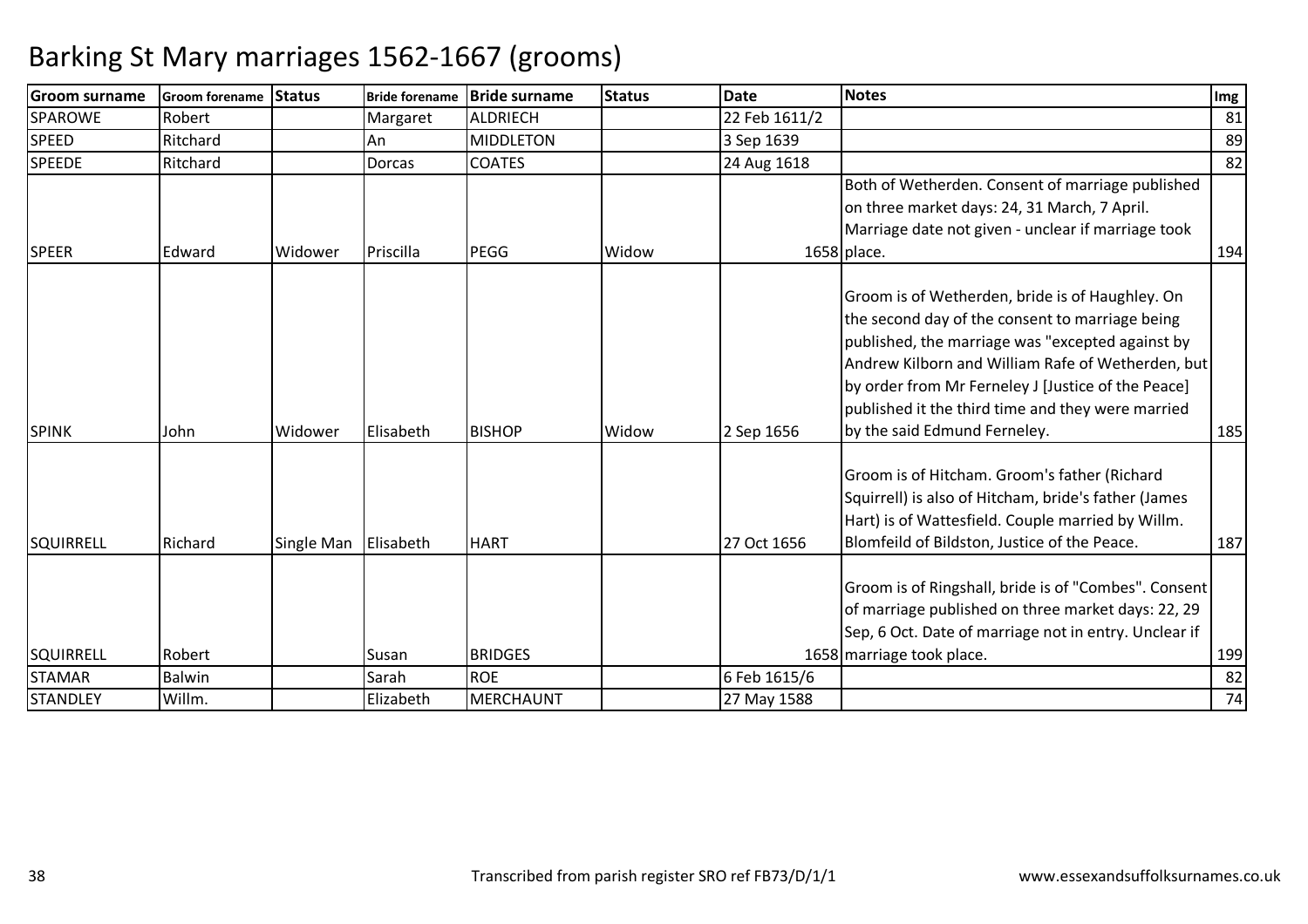# Barking St Mary marriages 1562-1667 (grooms)

| Groom surname | Groom forename | Status | Bride forename | Bride surname | Status | Date | Notes | Img |
|---|---|---|---|---|---|---|---|---|
| SPAROWE | Robert | | Margaret | ALDRIECH | | 22 Feb 1611/2 | | 81 |
| SPEED | Ritchard | | An | MIDDLETON | | 3 Sep 1639 | | 89 |
| SPEEDE | Ritchard | | Dorcas | COATES | | 24 Aug 1618 | | 82 |
| SPEER | Edward | Widower | Priscilla | PEGG | Widow | 1658 | Both of Wetherden. Consent of marriage published on three market days: 24, 31 March, 7 April. Marriage date not given - unclear if marriage took place. | 194 |
| SPINK | John | Widower | Elisabeth | BISHOP | Widow | 2 Sep 1656 | Groom is of Wetherden, bride is of Haughley. On the second day of the consent to marriage being published, the marriage was "excepted against by Andrew Kilborn and William Rafe of Wetherden, but by order from Mr Ferneley J [Justice of the Peace] published it the third time and they were married by the said Edmund Ferneley. | 185 |
| SQUIRRELL | Richard | Single Man | Elisabeth | HART | | 27 Oct 1656 | Groom is of Hitcham. Groom's father (Richard Squirrell) is also of Hitcham, bride's father (James Hart) is of Wattesfield. Couple married by Willm. Blomfeild of Bildston, Justice of the Peace. | 187 |
| SQUIRRELL | Robert | | Susan | BRIDGES | | 1658 | Groom is of Ringshall, bride is of "Combes". Consent of marriage published on three market days: 22, 29 Sep, 6 Oct. Date of marriage not in entry. Unclear if marriage took place. | 199 |
| STAMAR | Balwin | | Sarah | ROE | | 6 Feb 1615/6 | | 82 |
| STANDLEY | Willm. | | Elizabeth | MERCHAUNT | | 27 May 1588 | | 74 |

Transcribed from parish register SRO ref FB73/D/1/1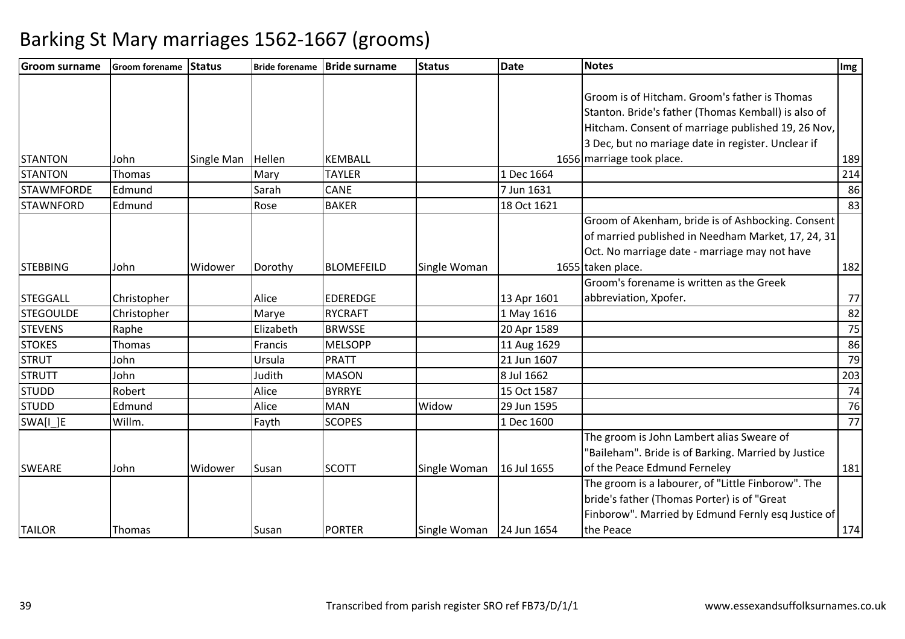# Barking St Mary marriages 1562-1667 (grooms)

| Groom surname | Groom forename | Status | Bride forename | Bride surname | Status | Date | Notes | Img |
|---|---|---|---|---|---|---|---|---|
| STANTON | John | Single Man | Hellen | KEMBALL | | 1656 | Groom is of Hitcham. Groom's father is Thomas Stanton. Bride's father (Thomas Kemball) is also of Hitcham. Consent of marriage published 19, 26 Nov, 3 Dec, but no mariage date in register. Unclear if marriage took place. | 189 |
| STANTON | Thomas | | Mary | TAYLER | | 1 Dec 1664 | | 214 |
| STAWMFORDE | Edmund | | Sarah | CANE | | 7 Jun 1631 | | 86 |
| STAWNFORD | Edmund | | Rose | BAKER | | 18 Oct 1621 | | 83 |
| STEBBING | John | Widower | Dorothy | BLOMEFEILD | Single Woman | 1655 | Groom of Akenham, bride is of Ashbocking. Consent of married published in Needham Market, 17, 24, 31 Oct. No marriage date - marriage may not have taken place. | 182 |
| STEGGALL | Christopher | | Alice | EDEREDGE | | 13 Apr 1601 | Groom's forename is written as the Greek abbreviation, Xpofer. | 77 |
| STEGOULDE | Christopher | | Marye | RYCRAFT | | 1 May 1616 | | 82 |
| STEVENS | Raphe | | Elizabeth | BRWSSE | | 20 Apr 1589 | | 75 |
| STOKES | Thomas | | Francis | MELSOPP | | 11 Aug 1629 | | 86 |
| STRUT | John | | Ursula | PRATT | | 21 Jun 1607 | | 79 |
| STRUTT | John | | Judith | MASON | | 8 Jul 1662 | | 203 |
| STUDD | Robert | | Alice | BYRRYE | | 15 Oct 1587 | | 74 |
| STUDD | Edmund | | Alice | MAN | Widow | 29 Jun 1595 | | 76 |
| SWA[I_]E | Willm. | | Fayth | SCOPES | | 1 Dec 1600 | | 77 |
| SWEARE | John | Widower | Susan | SCOTT | Single Woman | 16 Jul 1655 | The groom is John Lambert alias Sweare of "Baileham". Bride is of Barking. Married by Justice of the Peace Edmund Ferneley | 181 |
| TAILOR | Thomas | | Susan | PORTER | Single Woman | 24 Jun 1654 | The groom is a labourer, of "Little Finborow". The bride's father (Thomas Porter) is of "Great Finborow". Married by Edmund Fernly esq Justice of the Peace | 174 |

Transcribed from parish register SRO ref FB73/D/1/1

www.essexandsuffolksurnames.co.uk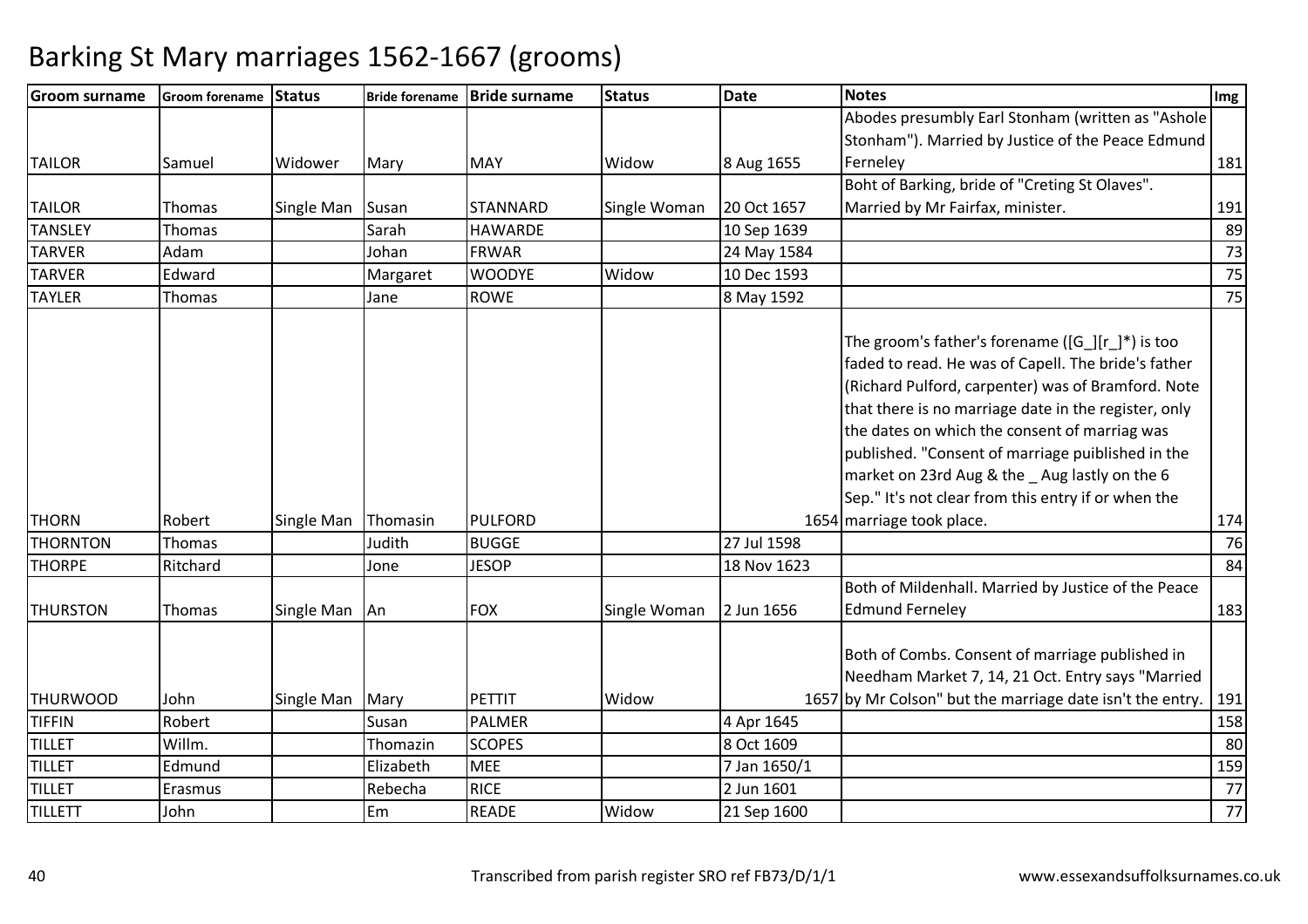# Barking St Mary marriages 1562-1667 (grooms)

| Groom surname | Groom forename | Status | Bride forename | Bride surname | Status | Date | Notes | Img |
|---|---|---|---|---|---|---|---|---|
| TAILOR | Samuel | Widower | Mary | MAY | Widow | 8 Aug 1655 | Abodes presumbly Earl Stonham (written as "Ashole Stonham"). Married by Justice of the Peace Edmund Ferneley | 181 |
| TAILOR | Thomas | Single Man | Susan | STANNARD | Single Woman | 20 Oct 1657 | Boht of Barking, bride of "Creting St Olaves". Married by Mr Fairfax, minister. | 191 |
| TANSLEY | Thomas | | Sarah | HAWARDE | | 10 Sep 1639 | | 89 |
| TARVER | Adam | | Johan | FRWAR | | 24 May 1584 | | 73 |
| TARVER | Edward | | Margaret | WOODYE | Widow | 10 Dec 1593 | | 75 |
| TAYLER | Thomas | | Jane | ROWE | | 8 May 1592 | | 75 |
| THORN | Robert | Single Man | Thomasin | PULFORD | | 1654 | The groom's father's forename ([G_][r_]*) is too faded to read. He was of Capell. The bride's father (Richard Pulford, carpenter) was of Bramford. Note that there is no marriage date in the register, only the dates on which the consent of marriag was published. "Consent of marriage puiblished in the market on 23rd Aug & the _ Aug lastly on the 6 Sep." It's not clear from this entry if or when the marriage took place. | 174 |
| THORNTON | Thomas | | Judith | BUGGE | | 27 Jul 1598 | | 76 |
| THORPE | Ritchard | | Jone | JESOP | | 18 Nov 1623 | | 84 |
| THURSTON | Thomas | Single Man | An | FOX | Single Woman | 2 Jun 1656 | Both of Mildenhall. Married by Justice of the Peace Edmund Ferneley | 183 |
| THURWOOD | John | Single Man | Mary | PETTIT | Widow | 1657 | Both of Combs. Consent of marriage published in Needham Market 7, 14, 21 Oct. Entry says "Married by Mr Colson" but the marriage date isn't the entry. | 191 |
| TIFFIN | Robert | | Susan | PALMER | | 4 Apr 1645 | | 158 |
| TILLET | Willm. | | Thomazin | SCOPES | | 8 Oct 1609 | | 80 |
| TILLET | Edmund | | Elizabeth | MEE | | 7 Jan 1650/1 | | 159 |
| TILLET | Erasmus | | Rebecha | RICE | | 2 Jun 1601 | | 77 |
| TILLETT | John | | Em | READE | Widow | 21 Sep 1600 | | 77 |

Transcribed from parish register SRO ref FB73/D/1/1 www.essexandsuffolksurnames.co.uk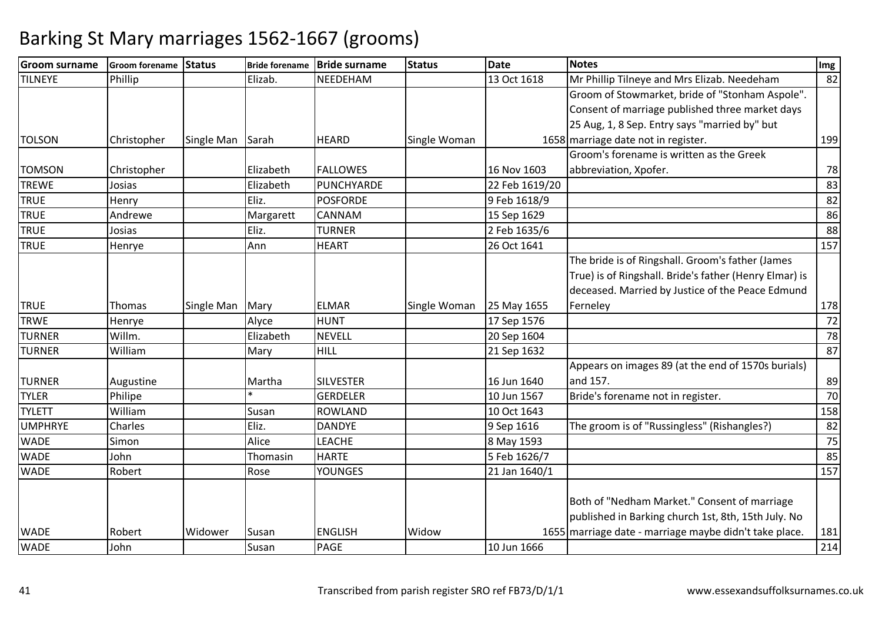# Barking St Mary marriages 1562-1667 (grooms)

| Groom surname | Groom forename | Status | Bride forename | Bride surname | Status | Date | Notes | Img |
|---|---|---|---|---|---|---|---|---|
| TILNEYE | Phillip | | Elizab. | NEEDEHAM | | 13 Oct 1618 | Mr Phillip Tilneye and Mrs Elizab. Needeham | 82 |
| TOLSON | Christopher | Single Man | Sarah | HEARD | Single Woman | 1658 | Groom of Stowmarket, bride of "Stonham Aspole". Consent of marriage published three market days 25 Aug, 1, 8 Sep. Entry says "married by" but marriage date not in register. | 199 |
| TOMSON | Christopher | | Elizabeth | FALLOWES | | 16 Nov 1603 | Groom's forename is written as the Greek abbreviation, Xpofer. | 78 |
| TREWE | Josias | | Elizabeth | PUNCHYARDE | | 22 Feb 1619/20 | | 83 |
| TRUE | Henry | | Eliz. | POSFORDE | | 9 Feb 1618/9 | | 82 |
| TRUE | Andrewe | | Margarett | CANNAM | | 15 Sep 1629 | | 86 |
| TRUE | Josias | | Eliz. | TURNER | | 2 Feb 1635/6 | | 88 |
| TRUE | Henrye | | Ann | HEART | | 26 Oct 1641 | | 157 |
| TRUE | Thomas | Single Man | Mary | ELMAR | Single Woman | 25 May 1655 | The bride is of Ringshall. Groom's father (James True) is of Ringshall. Bride's father (Henry Elmar) is deceased. Married by Justice of the Peace Edmund Ferneley | 178 |
| TRWE | Henrye | | Alyce | HUNT | | 17 Sep 1576 | | 72 |
| TURNER | Willm. | | Elizabeth | NEVELL | | 20 Sep 1604 | | 78 |
| TURNER | William | | Mary | HILL | | 21 Sep 1632 | | 87 |
| TURNER | Augustine | | Martha | SILVESTER | | 16 Jun 1640 | Appears on images 89 (at the end of 1570s burials) and 157. | 89 |
| TYLER | Philipe | | * | GERDELER | | 10 Jun 1567 | Bride's forename not in register. | 70 |
| TYLETT | William | | Susan | ROWLAND | | 10 Oct 1643 | | 158 |
| UMPHRYE | Charles | | Eliz. | DANDYE | | 9 Sep 1616 | The groom is of "Russingless" (Rishangles?) | 82 |
| WADE | Simon | | Alice | LEACHE | | 8 May 1593 | | 75 |
| WADE | John | | Thomasin | HARTE | | 5 Feb 1626/7 | | 85 |
| WADE | Robert | | Rose | YOUNGES | | 21 Jan 1640/1 | | 157 |
| WADE | Robert | Widower | Susan | ENGLISH | Widow | 1655 | Both of "Nedham Market." Consent of marriage published in Barking church 1st, 8th, 15th July. No marriage date - marriage maybe didn't take place. | 181 |
| WADE | John | | Susan | PAGE | | 10 Jun 1666 | | 214 |

Transcribed from parish register SRO ref FB73/D/1/1 www.essexandsuffolksurnames.co.uk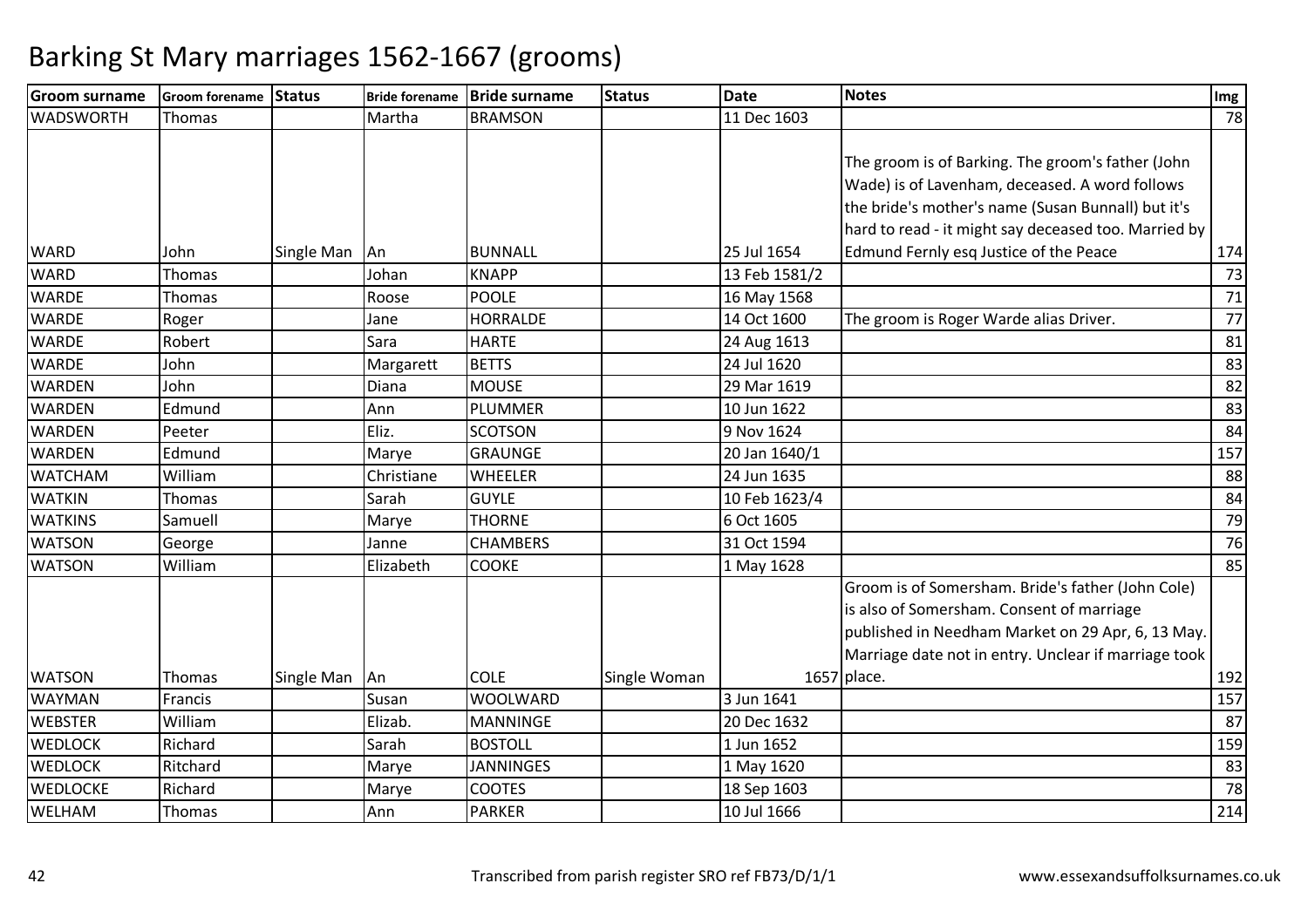# Barking St Mary marriages 1562-1667 (grooms)

| Groom surname | Groom forename | Status | Bride forename | Bride surname | Status | Date | Notes | Img |
|---|---|---|---|---|---|---|---|---|
| WADSWORTH | Thomas | | Martha | BRAMSON | | 11 Dec 1603 | | 78 |
| WARD | John | Single Man | An | BUNNALL | | 25 Jul 1654 | The groom is of Barking. The groom's father (John Wade) is of Lavenham, deceased. A word follows the bride's mother's name (Susan Bunnall) but it's hard to read - it might say deceased too. Married by Edmund Fernly esq Justice of the Peace | 174 |
| WARD | Thomas | | Johan | KNAPP | | 13 Feb 1581/2 | | 73 |
| WARDE | Thomas | | Roose | POOLE | | 16 May 1568 | | 71 |
| WARDE | Roger | | Jane | HORRALDE | | 14 Oct 1600 | The groom is Roger Warde alias Driver. | 77 |
| WARDE | Robert | | Sara | HARTE | | 24 Aug 1613 | | 81 |
| WARDE | John | | Margarett | BETTS | | 24 Jul 1620 | | 83 |
| WARDEN | John | | Diana | MOUSE | | 29 Mar 1619 | | 82 |
| WARDEN | Edmund | | Ann | PLUMMER | | 10 Jun 1622 | | 83 |
| WARDEN | Peeter | | Eliz. | SCOTSON | | 9 Nov 1624 | | 84 |
| WARDEN | Edmund | | Marye | GRAUNGE | | 20 Jan 1640/1 | | 157 |
| WATCHAM | William | | Christiane | WHEELER | | 24 Jun 1635 | | 88 |
| WATKIN | Thomas | | Sarah | GUYLE | | 10 Feb 1623/4 | | 84 |
| WATKINS | Samuell | | Marye | THORNE | | 6 Oct 1605 | | 79 |
| WATSON | George | | Janne | CHAMBERS | | 31 Oct 1594 | | 76 |
| WATSON | William | | Elizabeth | COOKE | | 1 May 1628 | | 85 |
| WATSON | Thomas | Single Man | An | COLE | Single Woman | 1657 | Groom is of Somersham. Bride's father (John Cole) is also of Somersham. Consent of marriage published in Needham Market on 29 Apr, 6, 13 May. Marriage date not in entry. Unclear if marriage took place. | 192 |
| WAYMAN | Francis | | Susan | WOOLWARD | | 3 Jun 1641 | | 157 |
| WEBSTER | William | | Elizab. | MANNINGE | | 20 Dec 1632 | | 87 |
| WEDLOCK | Richard | | Sarah | BOSTOLL | | 1 Jun 1652 | | 159 |
| WEDLOCK | Ritchard | | Marye | JANNINGES | | 1 May 1620 | | 83 |
| WEDLOCKE | Richard | | Marye | COOTES | | 18 Sep 1603 | | 78 |
| WELHAM | Thomas | | Ann | PARKER | | 10 Jul 1666 | | 214 |

Transcribed from parish register SRO ref FB73/D/1/1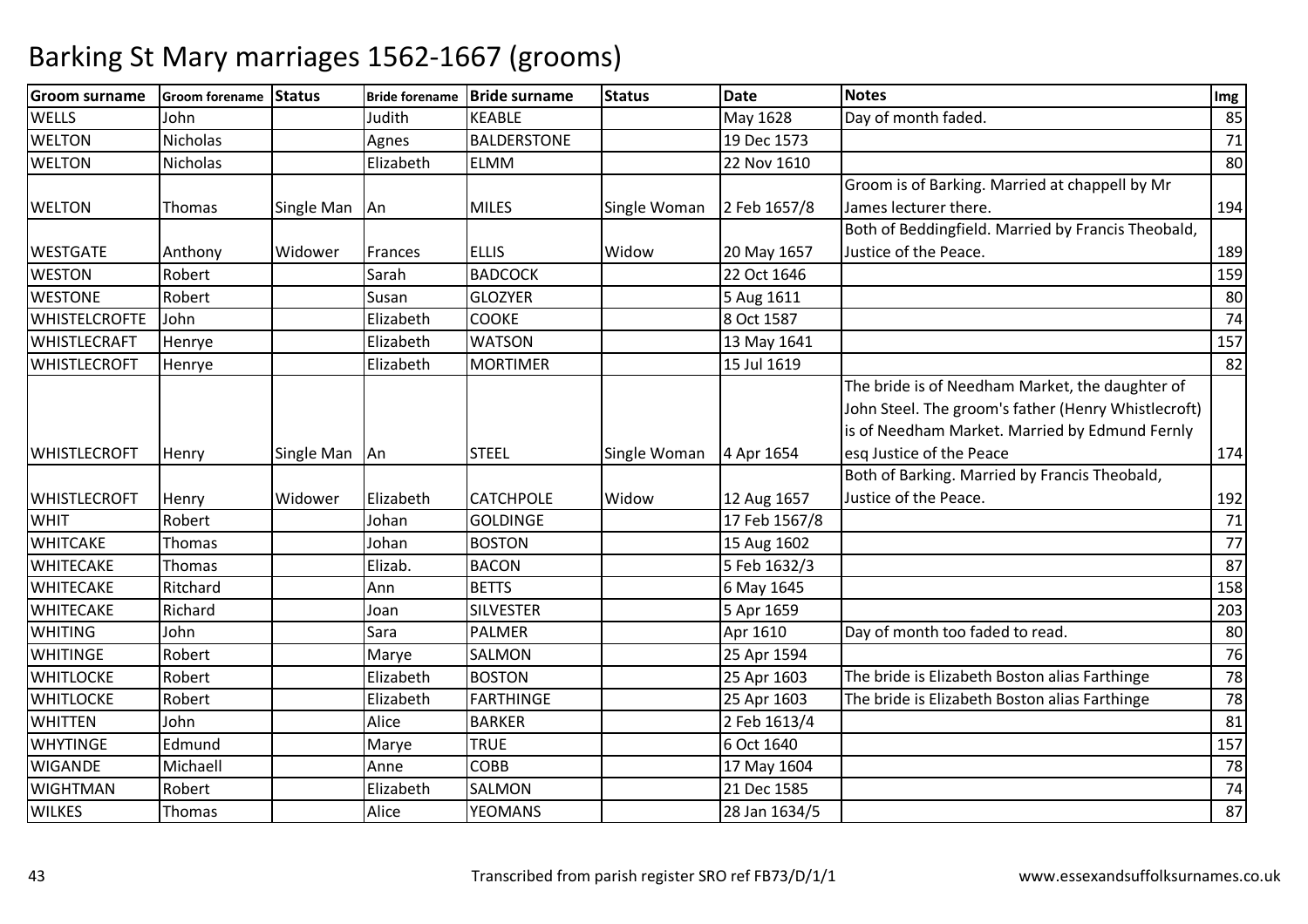# Barking St Mary marriages 1562-1667 (grooms)

| Groom surname | Groom forename | Status | Bride forename | Bride surname | Status | Date | Notes | Img |
|---|---|---|---|---|---|---|---|---|
| WELLS | John | | Judith | KEABLE | | May 1628 | Day of month faded. | 85 |
| WELTON | Nicholas | | Agnes | BALDERSTONE | | 19 Dec 1573 | | 71 |
| WELTON | Nicholas | | Elizabeth | ELMM | | 22 Nov 1610 | | 80 |
| WELTON | Thomas | Single Man | An | MILES | Single Woman | 2 Feb 1657/8 | Groom is of Barking. Married at chappell by Mr James lecturer there. | 194 |
| WESTGATE | Anthony | Widower | Frances | ELLIS | Widow | 20 May 1657 | Both of Beddingfield. Married by Francis Theobald, Justice of the Peace. | 189 |
| WESTON | Robert | | Sarah | BADCOCK | | 22 Oct 1646 | | 159 |
| WESTONE | Robert | | Susan | GLOZYER | | 5 Aug 1611 | | 80 |
| WHISTELCROFTE | John | | Elizabeth | COOKE | | 8 Oct 1587 | | 74 |
| WHISTLECRAFT | Henrye | | Elizabeth | WATSON | | 13 May 1641 | | 157 |
| WHISTLECROFT | Henrye | | Elizabeth | MORTIMER | | 15 Jul 1619 | | 82 |
| WHISTLECROFT | Henry | Single Man | An | STEEL | Single Woman | 4 Apr 1654 | The bride is of Needham Market, the daughter of John Steel. The groom's father (Henry Whistlecroft) is of Needham Market. Married by Edmund Fernly esq Justice of the Peace | 174 |
| WHISTLECROFT | Henry | Widower | Elizabeth | CATCHPOLE | Widow | 12 Aug 1657 | Both of Barking. Married by Francis Theobald, Justice of the Peace. | 192 |
| WHIT | Robert | | Johan | GOLDINGE | | 17 Feb 1567/8 | | 71 |
| WHITCAKE | Thomas | | Johan | BOSTON | | 15 Aug 1602 | | 77 |
| WHITECAKE | Thomas | | Elizab. | BACON | | 5 Feb 1632/3 | | 87 |
| WHITECAKE | Ritchard | | Ann | BETTS | | 6 May 1645 | | 158 |
| WHITECAKE | Richard | | Joan | SILVESTER | | 5 Apr 1659 | | 203 |
| WHITING | John | | Sara | PALMER | | Apr 1610 | Day of month too faded to read. | 80 |
| WHITINGE | Robert | | Marye | SALMON | | 25 Apr 1594 | | 76 |
| WHITLOCKE | Robert | | Elizabeth | BOSTON | | 25 Apr 1603 | The bride is Elizabeth Boston alias Farthinge | 78 |
| WHITLOCKE | Robert | | Elizabeth | FARTHINGE | | 25 Apr 1603 | The bride is Elizabeth Boston alias Farthinge | 78 |
| WHITTEN | John | | Alice | BARKER | | 2 Feb 1613/4 | | 81 |
| WHYTINGE | Edmund | | Marye | TRUE | | 6 Oct 1640 | | 157 |
| WIGANDE | Michaell | | Anne | COBB | | 17 May 1604 | | 78 |
| WIGHTMAN | Robert | | Elizabeth | SALMON | | 21 Dec 1585 | | 74 |
| WILKES | Thomas | | Alice | YEOMANS | | 28 Jan 1634/5 | | 87 |

Transcribed from parish register SRO ref FB73/D/1/1

www.essexandsuffolksurnames.co.uk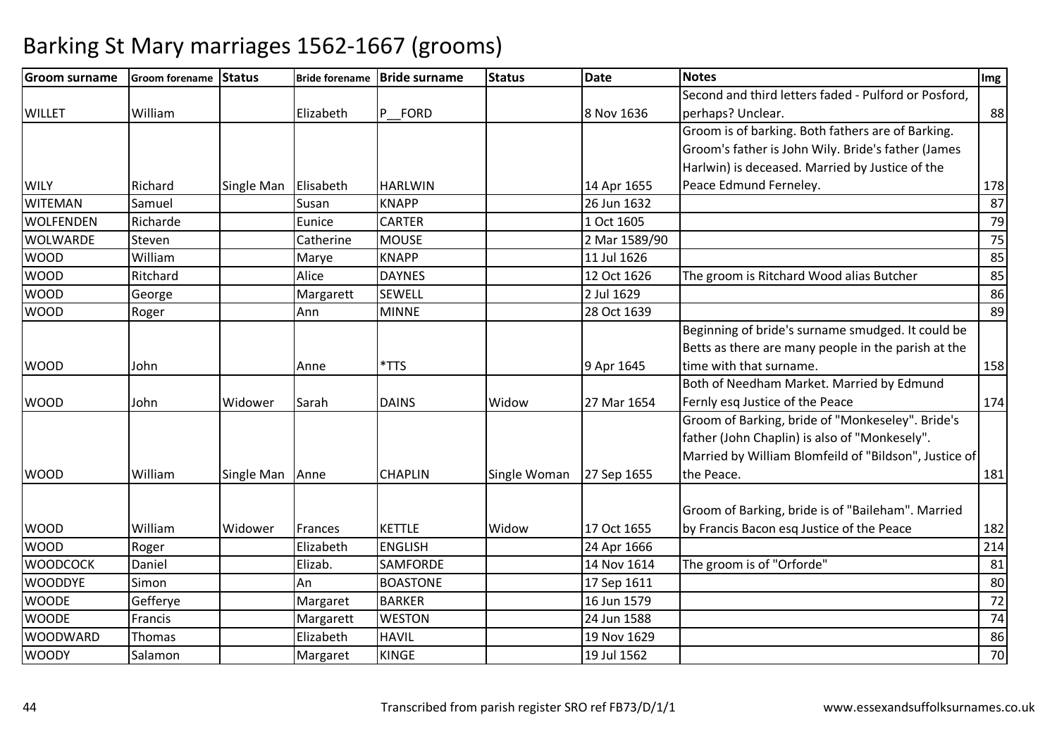# Barking St Mary marriages 1562-1667 (grooms)

| Groom surname | Groom forename | Status | Bride forename | Bride surname | Status | Date | Notes | Img |
|---|---|---|---|---|---|---|---|---|
| WILLET | William | | Elizabeth | P__FORD | | 8 Nov 1636 | Second and third letters faded - Pulford or Posford, perhaps? Unclear. | 88 |
| WILY | Richard | Single Man | Elisabeth | HARLWIN | | 14 Apr 1655 | Groom is of barking. Both fathers are of Barking. Groom's father is John Wily. Bride's father (James Harlwin) is deceased. Married by Justice of the Peace Edmund Ferneley. | 178 |
| WITEMAN | Samuel | | Susan | KNAPP | | 26 Jun 1632 | | 87 |
| WOLFENDEN | Richarde | | Eunice | CARTER | | 1 Oct 1605 | | 79 |
| WOLWARDE | Steven | | Catherine | MOUSE | | 2 Mar 1589/90 | | 75 |
| WOOD | William | | Marye | KNAPP | | 11 Jul 1626 | | 85 |
| WOOD | Ritchard | | Alice | DAYNES | | 12 Oct 1626 | The groom is Ritchard Wood alias Butcher | 85 |
| WOOD | George | | Margarett | SEWELL | | 2 Jul 1629 | | 86 |
| WOOD | Roger | | Ann | MINNE | | 28 Oct 1639 | | 89 |
| WOOD | John | | Anne | *TTS | | 9 Apr 1645 | Beginning of bride's surname smudged. It could be Betts as there are many people in the parish at the time with that surname. | 158 |
| WOOD | John | Widower | Sarah | DAINS | Widow | 27 Mar 1654 | Both of Needham Market. Married by Edmund Fernly esq Justice of the Peace | 174 |
| WOOD | William | Single Man | Anne | CHAPLIN | Single Woman | 27 Sep 1655 | Groom of Barking, bride of "Monkeseley". Bride's father (John Chaplin) is also of "Monkesely". Married by William Blomfeild of "Bildson", Justice of the Peace. | 181 |
| WOOD | William | Widower | Frances | KETTLE | Widow | 17 Oct 1655 | Groom of Barking, bride is of "Baileham". Married by Francis Bacon esq Justice of the Peace | 182 |
| WOOD | Roger | | Elizabeth | ENGLISH | | 24 Apr 1666 | | 214 |
| WOODCOCK | Daniel | | Elizab. | SAMFORDE | | 14 Nov 1614 | The groom is of "Orforde" | 81 |
| WOODDYE | Simon | | An | BOASTONE | | 17 Sep 1611 | | 80 |
| WOODE | Gefferye | | Margaret | BARKER | | 16 Jun 1579 | | 72 |
| WOODE | Francis | | Margarett | WESTON | | 24 Jun 1588 | | 74 |
| WOODWARD | Thomas | | Elizabeth | HAVIL | | 19 Nov 1629 | | 86 |
| WOODY | Salamon | | Margaret | KINGE | | 19 Jul 1562 | | 70 |

Transcribed from parish register SRO ref FB73/D/1/1

www.essexandsuffolksurnames.co.uk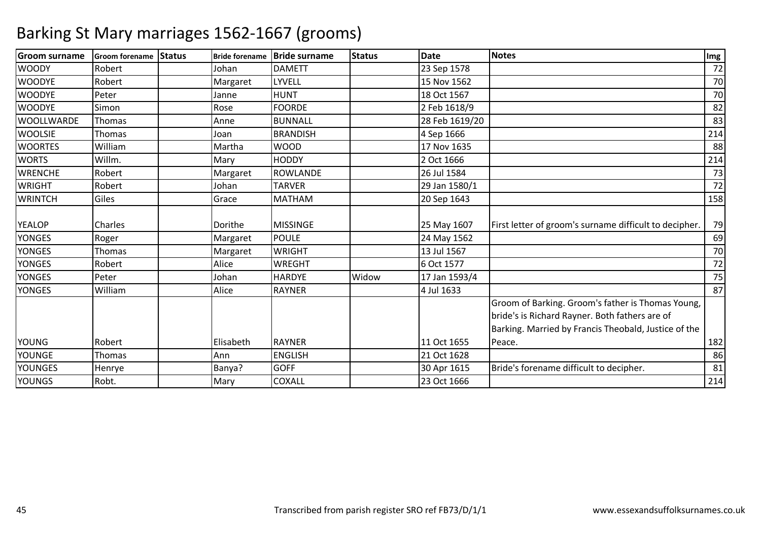# Barking St Mary marriages 1562-1667 (grooms)

| Groom surname | Groom forename | Status | Bride forename | Bride surname | Status | Date | Notes | Img |
|---|---|---|---|---|---|---|---|---|
| WOODY | Robert | | Johan | DAMETT | | 23 Sep 1578 | | 72 |
| WOODYE | Robert | | Margaret | LYVELL | | 15 Nov 1562 | | 70 |
| WOODYE | Peter | | Janne | HUNT | | 18 Oct 1567 | | 70 |
| WOODYE | Simon | | Rose | FOORDE | | 2 Feb 1618/9 | | 82 |
| WOOLLWARDE | Thomas | | Anne | BUNNALL | | 28 Feb 1619/20 | | 83 |
| WOOLSIE | Thomas | | Joan | BRANDISH | | 4 Sep 1666 | | 214 |
| WOORTES | William | | Martha | WOOD | | 17 Nov 1635 | | 88 |
| WORTS | Willm. | | Mary | HODDY | | 2 Oct 1666 | | 214 |
| WRENCHE | Robert | | Margaret | ROWLANDE | | 26 Jul 1584 | | 73 |
| WRIGHT | Robert | | Johan | TARVER | | 29 Jan 1580/1 | | 72 |
| WRINTCH | Giles | | Grace | MATHAM | | 20 Sep 1643 | | 158 |
| YEALOP | Charles | | Dorithe | MISSINGE | | 25 May 1607 | First letter of groom's surname difficult to decipher. | 79 |
| YONGES | Roger | | Margaret | POULE | | 24 May 1562 | | 69 |
| YONGES | Thomas | | Margaret | WRIGHT | | 13 Jul 1567 | | 70 |
| YONGES | Robert | | Alice | WREGHT | | 6 Oct 1577 | | 72 |
| YONGES | Peter | | Johan | HARDYE | Widow | 17 Jan 1593/4 | | 75 |
| YONGES | William | | Alice | RAYNER | | 4 Jul 1633 | | 87 |
| YOUNG | Robert | | Elisabeth | RAYNER | | 11 Oct 1655 | Groom of Barking. Groom's father is Thomas Young, bride's is Richard Rayner. Both fathers are of Barking. Married by Francis Theobald, Justice of the Peace. | 182 |
| YOUNGE | Thomas | | Ann | ENGLISH | | 21 Oct 1628 | | 86 |
| YOUNGES | Henrye | | Banya? | GOFF | | 30 Apr 1615 | Bride's forename difficult to decipher. | 81 |
| YOUNGS | Robt. | | Mary | COXALL | | 23 Oct 1666 | | 214 |

Transcribed from parish register SRO ref FB73/D/1/1

www.essexandsuffolksurnames.co.uk